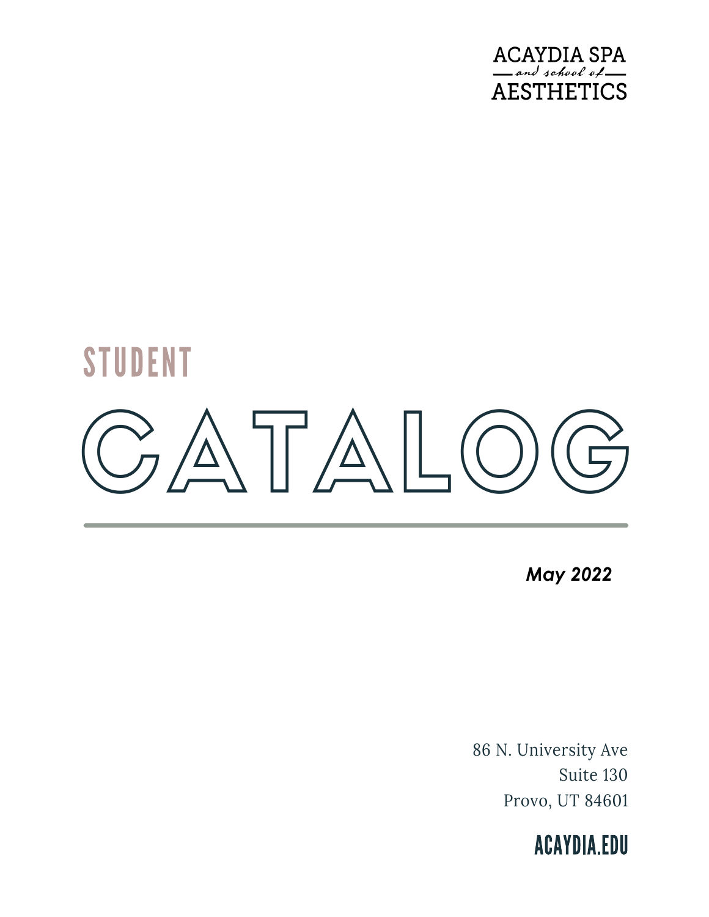ACAYDIA SPA

*and school of*

AESTHETICS

# STUDENT CATALOG

***May 2022***

86 N. University Ave
Suite 130
Provo, UT 84601

**ACAYDIA.EDU**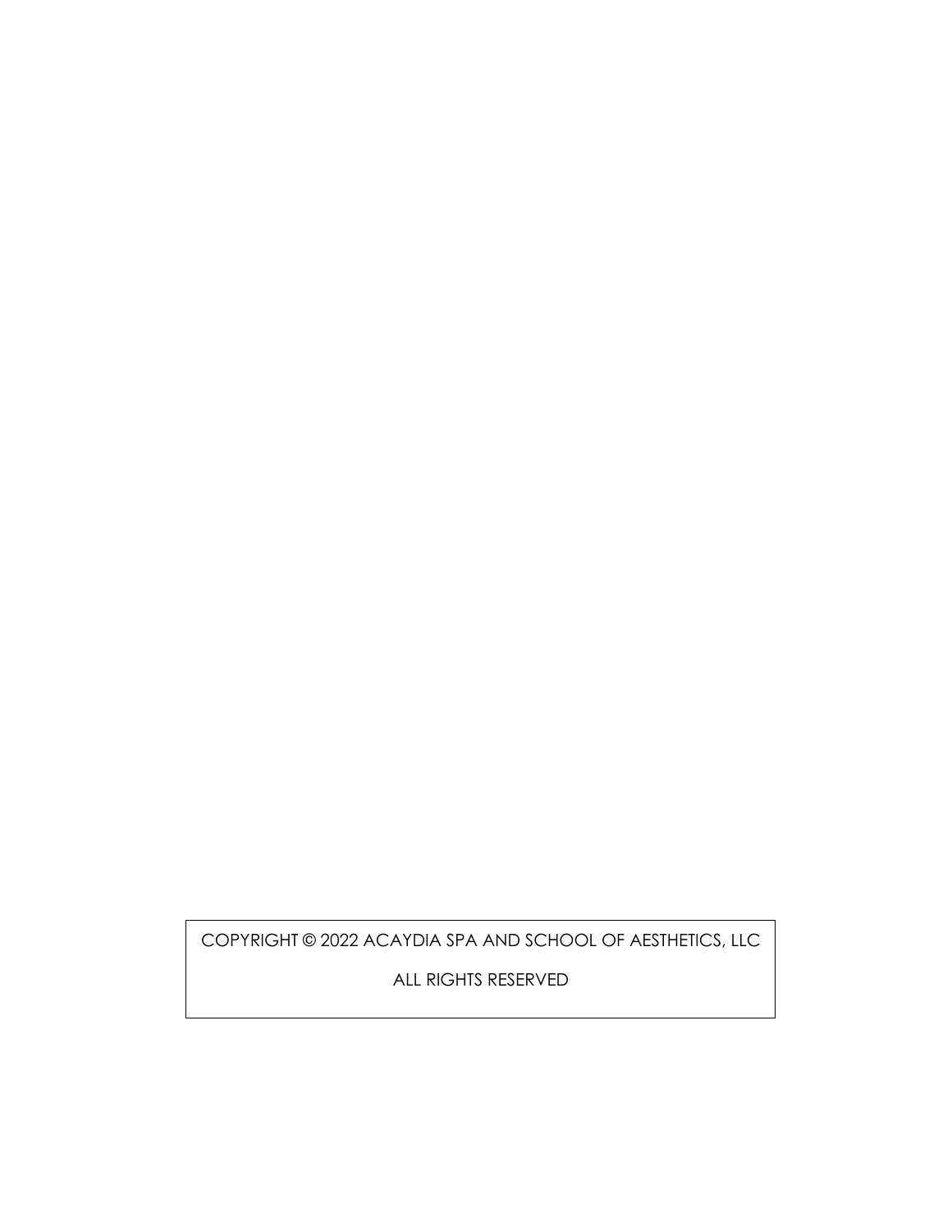COPYRIGHT © 2022 ACAYDIA SPA AND SCHOOL OF AESTHETICS, LLC

ALL RIGHTS RESERVED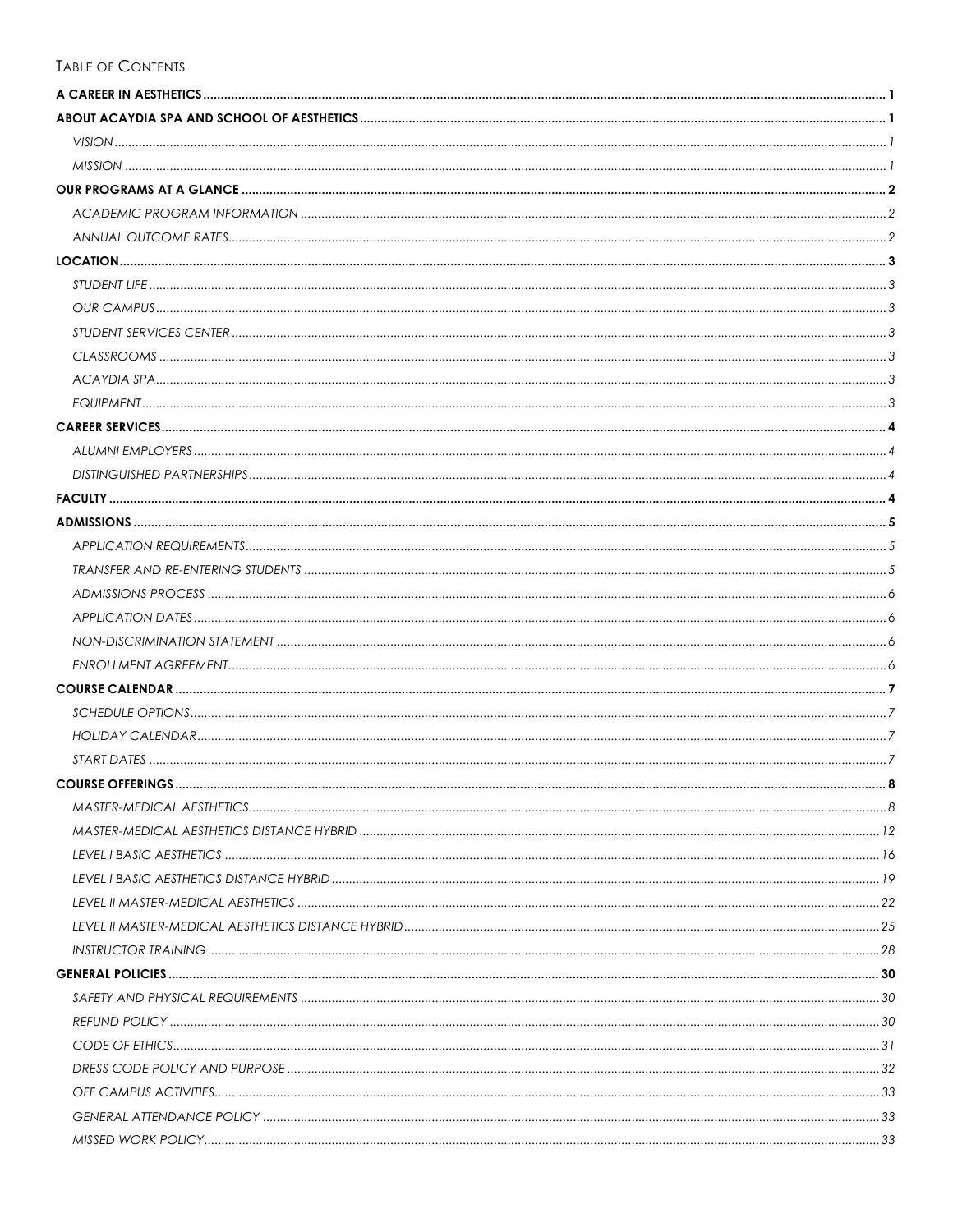## Table of Contents

**A CAREER IN AESTHETICS** .......... 1

**ABOUT ACAYDIA SPA AND SCHOOL OF AESTHETICS** .......... 1

- *VISION* .......... 1
- *MISSION* .......... 1

**OUR PROGRAMS AT A GLANCE** .......... 2

- *ACADEMIC PROGRAM INFORMATION* .......... 2
- *ANNUAL OUTCOME RATES* .......... 2

**LOCATION** .......... 3

- *STUDENT LIFE* .......... 3
- *OUR CAMPUS* .......... 3
- *STUDENT SERVICES CENTER* .......... 3
- *CLASSROOMS* .......... 3
- *ACAYDIA SPA* .......... 3
- *EQUIPMENT* .......... 3

**CAREER SERVICES** .......... 4

- *ALUMNI EMPLOYERS* .......... 4
- *DISTINGUISHED PARTNERSHIPS* .......... 4

**FACULTY** .......... 4

**ADMISSIONS** .......... 5

- *APPLICATION REQUIREMENTS* .......... 5
- *TRANSFER AND RE-ENTERING STUDENTS* .......... 5
- *ADMISSIONS PROCESS* .......... 6
- *APPLICATION DATES* .......... 6
- *NON-DISCRIMINATION STATEMENT* .......... 6
- *ENROLLMENT AGREEMENT* .......... 6

**COURSE CALENDAR** .......... 7

- *SCHEDULE OPTIONS* .......... 7
- *HOLIDAY CALENDAR* .......... 7
- *START DATES* .......... 7

**COURSE OFFERINGS** .......... 8

- *MASTER-MEDICAL AESTHETICS* .......... 8
- *MASTER-MEDICAL AESTHETICS DISTANCE HYBRID* .......... 12
- *LEVEL I BASIC AESTHETICS* .......... 16
- *LEVEL I BASIC AESTHETICS DISTANCE HYBRID* .......... 19
- *LEVEL II MASTER-MEDICAL AESTHETICS* .......... 22
- *LEVEL II MASTER-MEDICAL AESTHETICS DISTANCE HYBRID* .......... 25
- *INSTRUCTOR TRAINING* .......... 28

**GENERAL POLICIES** .......... 30

- *SAFETY AND PHYSICAL REQUIREMENTS* .......... 30
- *REFUND POLICY* .......... 30
- *CODE OF ETHICS* .......... 31
- *DRESS CODE POLICY AND PURPOSE* .......... 32
- *OFF CAMPUS ACTIVITIES* .......... 33
- *GENERAL ATTENDANCE POLICY* .......... 33
- *MISSED WORK POLICY* .......... 33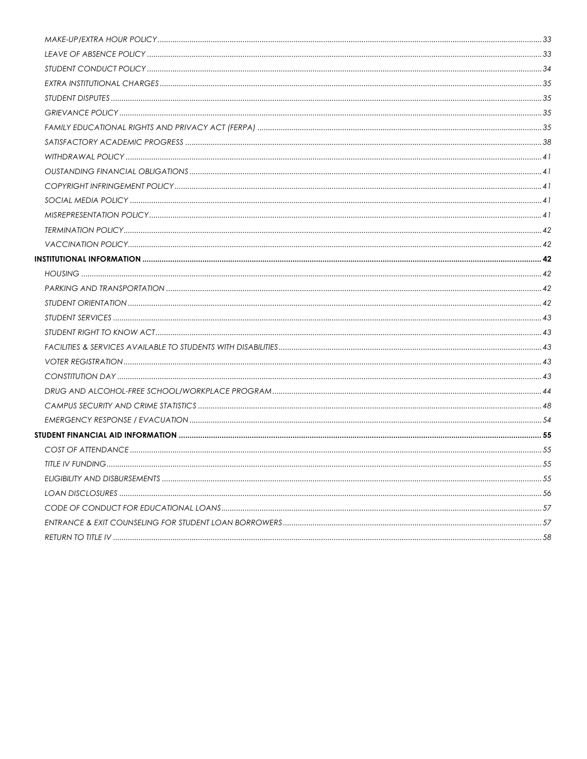*MAKE-UP/EXTRA HOUR POLICY* ........ 33
*LEAVE OF ABSENCE POLICY* ........ 33
*STUDENT CONDUCT POLICY* ........ 34
*EXTRA INSTITUTIONAL CHARGES* ........ 35
*STUDENT DISPUTES* ........ 35
*GRIEVANCE POLICY* ........ 35
*FAMILY EDUCATIONAL RIGHTS AND PRIVACY ACT (FERPA)* ........ 35
*SATISFACTORY ACADEMIC PROGRESS* ........ 38
*WITHDRAWAL POLICY* ........ 41
*OUSTANDING FINANCIAL OBLIGATIONS* ........ 41
*COPYRIGHT INFRINGEMENT POLICY* ........ 41
*SOCIAL MEDIA POLICY* ........ 41
*MISREPRESENTATION POLICY* ........ 41
*TERMINATION POLICY* ........ 42
*VACCINATION POLICY* ........ 42

**INSTITUTIONAL INFORMATION ........ 42**

*HOUSING* ........ 42
*PARKING AND TRANSPORTATION* ........ 42
*STUDENT ORIENTATION* ........ 42
*STUDENT SERVICES* ........ 43
*STUDENT RIGHT TO KNOW ACT* ........ 43
*FACILITIES & SERVICES AVAILABLE TO STUDENTS WITH DISABILITIES* ........ 43
*VOTER REGISTRATION* ........ 43
*CONSTITUTION DAY* ........ 43
*DRUG AND ALCOHOL-FREE SCHOOL/WORKPLACE PROGRAM* ........ 44
*CAMPUS SECURITY AND CRIME STATISTICS* ........ 48
*EMERGENCY RESPONSE / EVACUATION* ........ 54

**STUDENT FINANCIAL AID INFORMATION ........ 55**

*COST OF ATTENDANCE* ........ 55
*TITLE IV FUNDING* ........ 55
*ELIGIBILITY AND DISBURSEMENTS* ........ 55
*LOAN DISCLOSURES* ........ 56
*CODE OF CONDUCT FOR EDUCATIONAL LOANS* ........ 57
*ENTRANCE & EXIT COUNSELING FOR STUDENT LOAN BORROWERS* ........ 57
*RETURN TO TITLE IV* ........ 58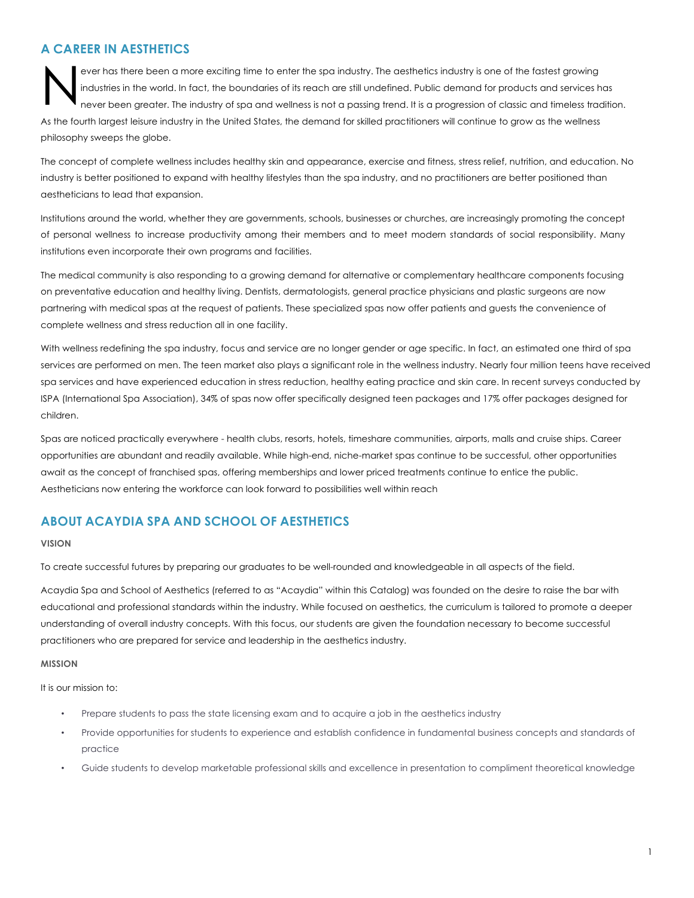## A CAREER IN AESTHETICS

Never has there been a more exciting time to enter the spa industry. The aesthetics industry is one of the fastest growing industries in the world. In fact, the boundaries of its reach are still undefined. Public demand for products and services has never been greater. The industry of spa and wellness is not a passing trend. It is a progression of classic and timeless tradition. As the fourth largest leisure industry in the United States, the demand for skilled practitioners will continue to grow as the wellness philosophy sweeps the globe.

The concept of complete wellness includes healthy skin and appearance, exercise and fitness, stress relief, nutrition, and education. No industry is better positioned to expand with healthy lifestyles than the spa industry, and no practitioners are better positioned than aestheticians to lead that expansion.

Institutions around the world, whether they are governments, schools, businesses or churches, are increasingly promoting the concept of personal wellness to increase productivity among their members and to meet modern standards of social responsibility. Many institutions even incorporate their own programs and facilities.

The medical community is also responding to a growing demand for alternative or complementary healthcare components focusing on preventative education and healthy living. Dentists, dermatologists, general practice physicians and plastic surgeons are now partnering with medical spas at the request of patients. These specialized spas now offer patients and guests the convenience of complete wellness and stress reduction all in one facility.

With wellness redefining the spa industry, focus and service are no longer gender or age specific. In fact, an estimated one third of spa services are performed on men. The teen market also plays a significant role in the wellness industry. Nearly four million teens have received spa services and have experienced education in stress reduction, healthy eating practice and skin care. In recent surveys conducted by ISPA (International Spa Association), 34% of spas now offer specifically designed teen packages and 17% offer packages designed for children.

Spas are noticed practically everywhere - health clubs, resorts, hotels, timeshare communities, airports, malls and cruise ships. Career opportunities are abundant and readily available. While high-end, niche-market spas continue to be successful, other opportunities await as the concept of franchised spas, offering memberships and lower priced treatments continue to entice the public. Aestheticians now entering the workforce can look forward to possibilities well within reach

## ABOUT ACAYDIA SPA AND SCHOOL OF AESTHETICS

### VISION

To create successful futures by preparing our graduates to be well-rounded and knowledgeable in all aspects of the field.

Acaydia Spa and School of Aesthetics (referred to as "Acaydia" within this Catalog) was founded on the desire to raise the bar with educational and professional standards within the industry. While focused on aesthetics, the curriculum is tailored to promote a deeper understanding of overall industry concepts. With this focus, our students are given the foundation necessary to become successful practitioners who are prepared for service and leadership in the aesthetics industry.

### MISSION

It is our mission to:

- Prepare students to pass the state licensing exam and to acquire a job in the aesthetics industry
- Provide opportunities for students to experience and establish confidence in fundamental business concepts and standards of practice
- Guide students to develop marketable professional skills and excellence in presentation to compliment theoretical knowledge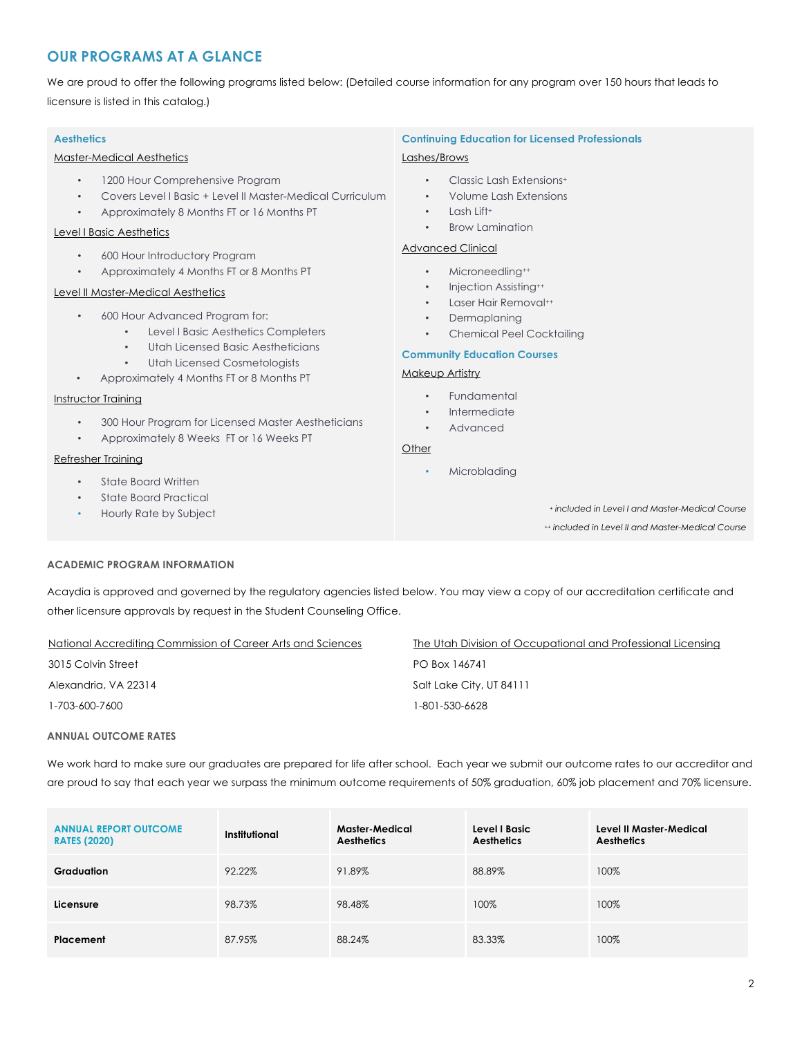## OUR PROGRAMS AT A GLANCE

We are proud to offer the following programs listed below: (Detailed course information for any program over 150 hours that leads to licensure is listed in this catalog.)

### Aesthetics

Master-Medical Aesthetics

- 1200 Hour Comprehensive Program
- Covers Level I Basic + Level II Master-Medical Curriculum
- Approximately 8 Months FT or 16 Months PT

Level I Basic Aesthetics

- 600 Hour Introductory Program
- Approximately 4 Months FT or 8 Months PT

Level II Master-Medical Aesthetics

- 600 Hour Advanced Program for:
  - Level I Basic Aesthetics Completers
  - Utah Licensed Basic Aestheticians
  - Utah Licensed Cosmetologists
- Approximately 4 Months FT or 8 Months PT

Instructor Training

- 300 Hour Program for Licensed Master Aestheticians
- Approximately 8 Weeks FT or 16 Weeks PT

Refresher Training

- State Board Written
- State Board Practical
- Hourly Rate by Subject

### Continuing Education for Licensed Professionals

Lashes/Brows

- Classic Lash Extensions+
- Volume Lash Extensions
- Lash Lift+
- Brow Lamination

Advanced Clinical

- Microneedling++
- Injection Assisting++
- Laser Hair Removal++
- Dermaplaning
- Chemical Peel Cocktailing

### Community Education Courses

Makeup Artistry

- Fundamental
- Intermediate
- Advanced

Other

- Microblading

*+ included in Level I and Master-Medical Course*

*++ included in Level II and Master-Medical Course*

#### ACADEMIC PROGRAM INFORMATION

Acaydia is approved and governed by the regulatory agencies listed below. You may view a copy of our accreditation certificate and other licensure approvals by request in the Student Counseling Office.

National Accrediting Commission of Career Arts and Sciences
3015 Colvin Street
Alexandria, VA 22314
1-703-600-7600

The Utah Division of Occupational and Professional Licensing
PO Box 146741
Salt Lake City, UT 84111
1-801-530-6628

#### ANNUAL OUTCOME RATES

We work hard to make sure our graduates are prepared for life after school. Each year we submit our outcome rates to our accreditor and are proud to say that each year we surpass the minimum outcome requirements of 50% graduation, 60% job placement and 70% licensure.

| ANNUAL REPORT OUTCOME RATES (2020) | Institutional | Master-Medical Aesthetics | Level I Basic Aesthetics | Level II Master-Medical Aesthetics |
|---|---|---|---|---|
| **Graduation** | 92.22% | 91.89% | 88.89% | 100% |
| **Licensure** | 98.73% | 98.48% | 100% | 100% |
| **Placement** | 87.95% | 88.24% | 83.33% | 100% |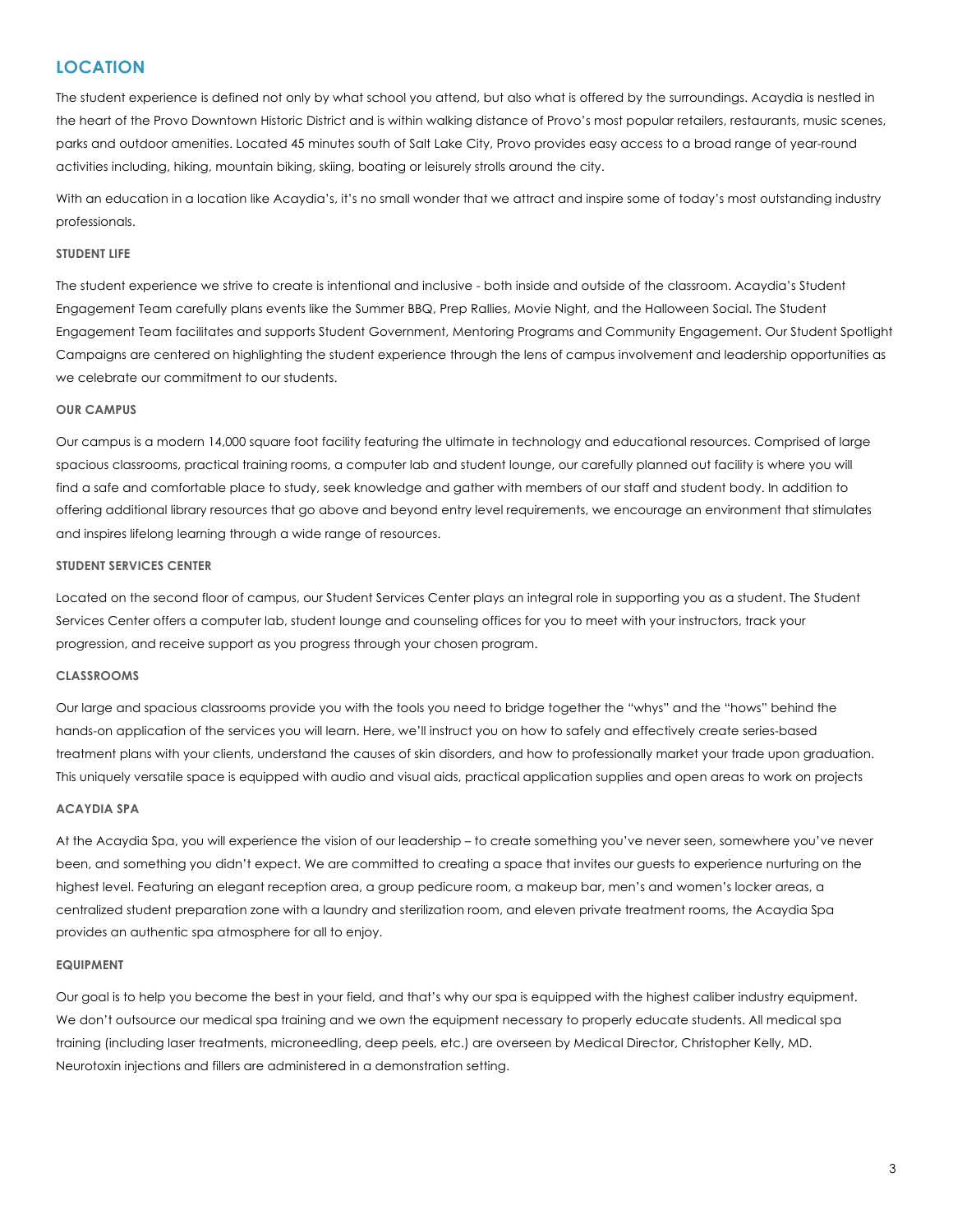## LOCATION

The student experience is defined not only by what school you attend, but also what is offered by the surroundings. Acaydia is nestled in the heart of the Provo Downtown Historic District and is within walking distance of Provo's most popular retailers, restaurants, music scenes, parks and outdoor amenities. Located 45 minutes south of Salt Lake City, Provo provides easy access to a broad range of year-round activities including, hiking, mountain biking, skiing, boating or leisurely strolls around the city.

With an education in a location like Acaydia's, it's no small wonder that we attract and inspire some of today's most outstanding industry professionals.

#### STUDENT LIFE

The student experience we strive to create is intentional and inclusive - both inside and outside of the classroom. Acaydia's Student Engagement Team carefully plans events like the Summer BBQ, Prep Rallies, Movie Night, and the Halloween Social. The Student Engagement Team facilitates and supports Student Government, Mentoring Programs and Community Engagement. Our Student Spotlight Campaigns are centered on highlighting the student experience through the lens of campus involvement and leadership opportunities as we celebrate our commitment to our students.

#### OUR CAMPUS

Our campus is a modern 14,000 square foot facility featuring the ultimate in technology and educational resources. Comprised of large spacious classrooms, practical training rooms, a computer lab and student lounge, our carefully planned out facility is where you will find a safe and comfortable place to study, seek knowledge and gather with members of our staff and student body. In addition to offering additional library resources that go above and beyond entry level requirements, we encourage an environment that stimulates and inspires lifelong learning through a wide range of resources.

#### STUDENT SERVICES CENTER

Located on the second floor of campus, our Student Services Center plays an integral role in supporting you as a student. The Student Services Center offers a computer lab, student lounge and counseling offices for you to meet with your instructors, track your progression, and receive support as you progress through your chosen program.

#### CLASSROOMS

Our large and spacious classrooms provide you with the tools you need to bridge together the "whys" and the "hows" behind the hands-on application of the services you will learn. Here, we'll instruct you on how to safely and effectively create series-based treatment plans with your clients, understand the causes of skin disorders, and how to professionally market your trade upon graduation. This uniquely versatile space is equipped with audio and visual aids, practical application supplies and open areas to work on projects

#### ACAYDIA SPA

At the Acaydia Spa, you will experience the vision of our leadership – to create something you've never seen, somewhere you've never been, and something you didn't expect. We are committed to creating a space that invites our guests to experience nurturing on the highest level. Featuring an elegant reception area, a group pedicure room, a makeup bar, men's and women's locker areas, a centralized student preparation zone with a laundry and sterilization room, and eleven private treatment rooms, the Acaydia Spa provides an authentic spa atmosphere for all to enjoy.

#### EQUIPMENT

Our goal is to help you become the best in your field, and that's why our spa is equipped with the highest caliber industry equipment. We don't outsource our medical spa training and we own the equipment necessary to properly educate students. All medical spa training (including laser treatments, microneedling, deep peels, etc.) are overseen by Medical Director, Christopher Kelly, MD. Neurotoxin injections and fillers are administered in a demonstration setting.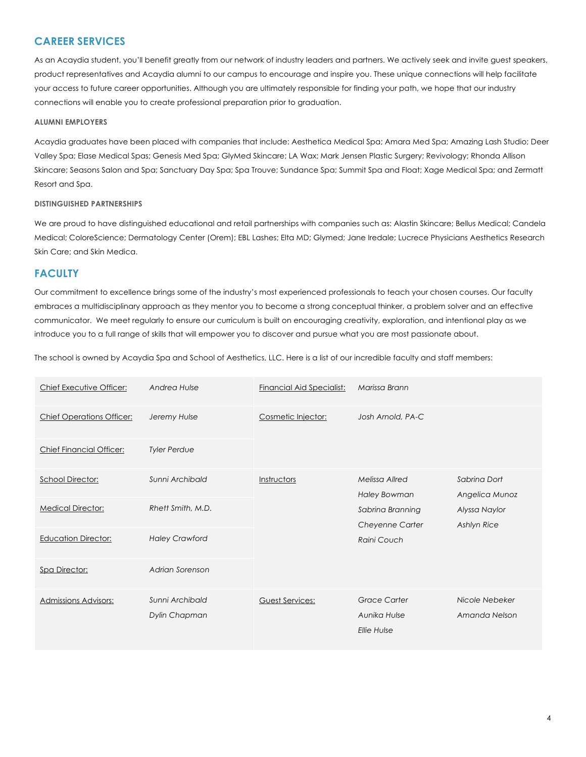## CAREER SERVICES

As an Acaydia student, you'll benefit greatly from our network of industry leaders and partners. We actively seek and invite guest speakers, product representatives and Acaydia alumni to our campus to encourage and inspire you. These unique connections will help facilitate your access to future career opportunities. Although you are ultimately responsible for finding your path, we hope that our industry connections will enable you to create professional preparation prior to graduation.

#### ALUMNI EMPLOYERS

Acaydia graduates have been placed with companies that include: Aesthetica Medical Spa; Amara Med Spa; Amazing Lash Studio; Deer Valley Spa; Elase Medical Spas; Genesis Med Spa; GlyMed Skincare; LA Wax; Mark Jensen Plastic Surgery; Revivology; Rhonda Allison Skincare; Seasons Salon and Spa; Sanctuary Day Spa; Spa Trouve; Sundance Spa; Summit Spa and Float; Xage Medical Spa; and Zermatt Resort and Spa.

#### DISTINGUISHED PARTNERSHIPS

We are proud to have distinguished educational and retail partnerships with companies such as: Alastin Skincare; Bellus Medical; Candela Medical; ColoreScience; Dermatology Center (Orem); EBL Lashes; Elta MD; Glymed; Jane Iredale; Lucrece Physicians Aesthetics Research Skin Care; and Skin Medica.

## FACULTY

Our commitment to excellence brings some of the industry's most experienced professionals to teach your chosen courses. Our faculty embraces a multidisciplinary approach as they mentor you to become a strong conceptual thinker, a problem solver and an effective communicator. We meet regularly to ensure our curriculum is built on encouraging creativity, exploration, and intentional play as we introduce you to a full range of skills that will empower you to discover and pursue what you are most passionate about.

The school is owned by Acaydia Spa and School of Aesthetics, LLC. Here is a list of our incredible faculty and staff members:

| | | | | |
|---|---|---|---|---|
| Chief Executive Officer: | *Andrea Hulse* | Financial Aid Specialist: | *Marissa Brann* | |
| Chief Operations Officer: | *Jeremy Hulse* | Cosmetic Injector: | *Josh Arnold, PA-C* | |
| Chief Financial Officer: | *Tyler Perdue* | | | |
| School Director: | *Sunni Archibald* | Instructors | *Melissa Allred*<br>*Haley Bowman*<br>*Sabrina Branning*<br>*Cheyenne Carter*<br>*Raini Couch* | *Sabrina Dort*<br>*Angelica Munoz*<br>*Alyssa Naylor*<br>*Ashlyn Rice* |
| Medical Director: | *Rhett Smith, M.D.* | | | |
| Education Director: | *Haley Crawford* | | | |
| Spa Director: | *Adrian Sorenson* | | | |
| Admissions Advisors: | *Sunni Archibald*<br>*Dylin Chapman* | Guest Services: | *Grace Carter*<br>*Aunika Hulse*<br>*Ellie Hulse* | *Nicole Nebeker*<br>*Amanda Nelson* |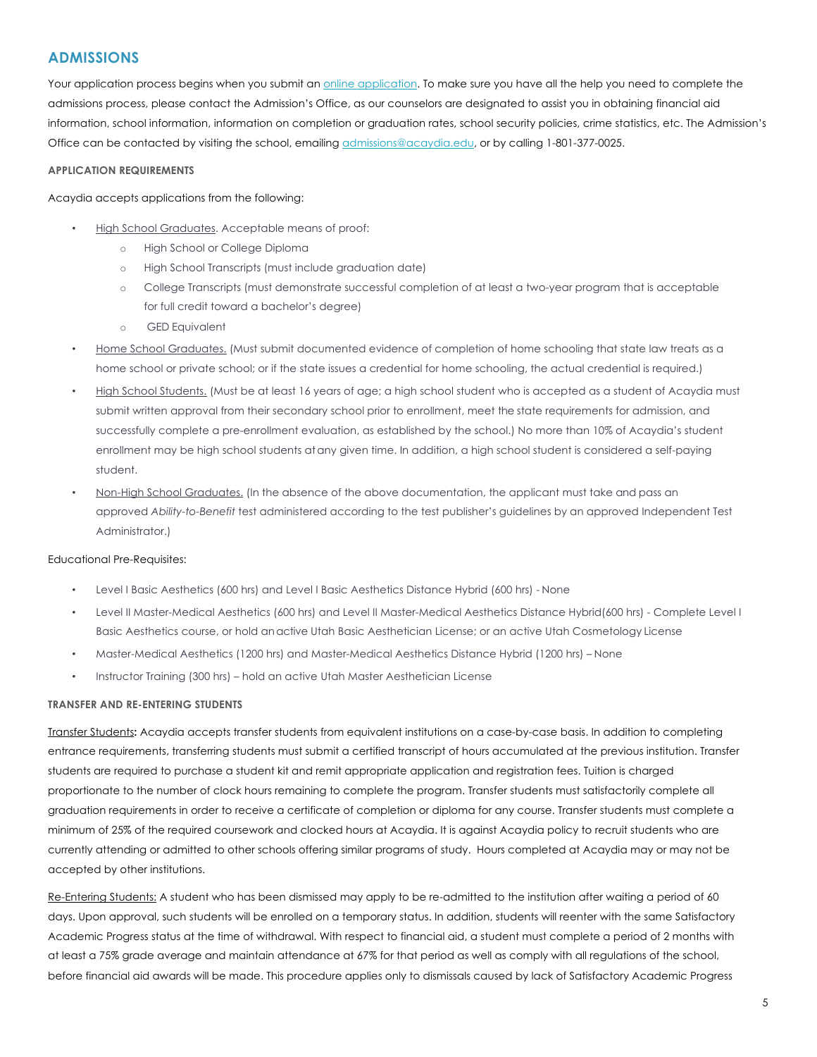## ADMISSIONS

Your application process begins when you submit an online application. To make sure you have all the help you need to complete the admissions process, please contact the Admission's Office, as our counselors are designated to assist you in obtaining financial aid information, school information, information on completion or graduation rates, school security policies, crime statistics, etc. The Admission's Office can be contacted by visiting the school, emailing admissions@acaydia.edu, or by calling 1-801-377-0025.

#### APPLICATION REQUIREMENTS

Acaydia accepts applications from the following:

- High School Graduates. Acceptable means of proof:
  - High School or College Diploma
  - High School Transcripts (must include graduation date)
  - College Transcripts (must demonstrate successful completion of at least a two-year program that is acceptable for full credit toward a bachelor's degree)
  - GED Equivalent
- Home School Graduates. (Must submit documented evidence of completion of home schooling that state law treats as a home school or private school; or if the state issues a credential for home schooling, the actual credential is required.)
- High School Students. (Must be at least 16 years of age; a high school student who is accepted as a student of Acaydia must submit written approval from their secondary school prior to enrollment, meet the state requirements for admission, and successfully complete a pre-enrollment evaluation, as established by the school.) No more than 10% of Acaydia's student enrollment may be high school students at any given time. In addition, a high school student is considered a self-paying student.
- Non-High School Graduates. (In the absence of the above documentation, the applicant must take and pass an approved *Ability-to-Benefit* test administered according to the test publisher's guidelines by an approved Independent Test Administrator.)

Educational Pre-Requisites:

- Level I Basic Aesthetics (600 hrs) and Level I Basic Aesthetics Distance Hybrid (600 hrs) - None
- Level II Master-Medical Aesthetics (600 hrs) and Level II Master-Medical Aesthetics Distance Hybrid(600 hrs) - Complete Level I Basic Aesthetics course, or hold an active Utah Basic Aesthetician License; or an active Utah Cosmetology License
- Master-Medical Aesthetics (1200 hrs) and Master-Medical Aesthetics Distance Hybrid (1200 hrs) – None
- Instructor Training (300 hrs) – hold an active Utah Master Aesthetician License

#### TRANSFER AND RE-ENTERING STUDENTS

Transfer Students**:** Acaydia accepts transfer students from equivalent institutions on a case-by-case basis. In addition to completing entrance requirements, transferring students must submit a certified transcript of hours accumulated at the previous institution. Transfer students are required to purchase a student kit and remit appropriate application and registration fees. Tuition is charged proportionate to the number of clock hours remaining to complete the program. Transfer students must satisfactorily complete all graduation requirements in order to receive a certificate of completion or diploma for any course. Transfer students must complete a minimum of 25% of the required coursework and clocked hours at Acaydia. It is against Acaydia policy to recruit students who are currently attending or admitted to other schools offering similar programs of study. Hours completed at Acaydia may or may not be accepted by other institutions.

Re-Entering Students: A student who has been dismissed may apply to be re-admitted to the institution after waiting a period of 60 days. Upon approval, such students will be enrolled on a temporary status. In addition, students will reenter with the same Satisfactory Academic Progress status at the time of withdrawal. With respect to financial aid, a student must complete a period of 2 months with at least a 75% grade average and maintain attendance at 67% for that period as well as comply with all regulations of the school, before financial aid awards will be made. This procedure applies only to dismissals caused by lack of Satisfactory Academic Progress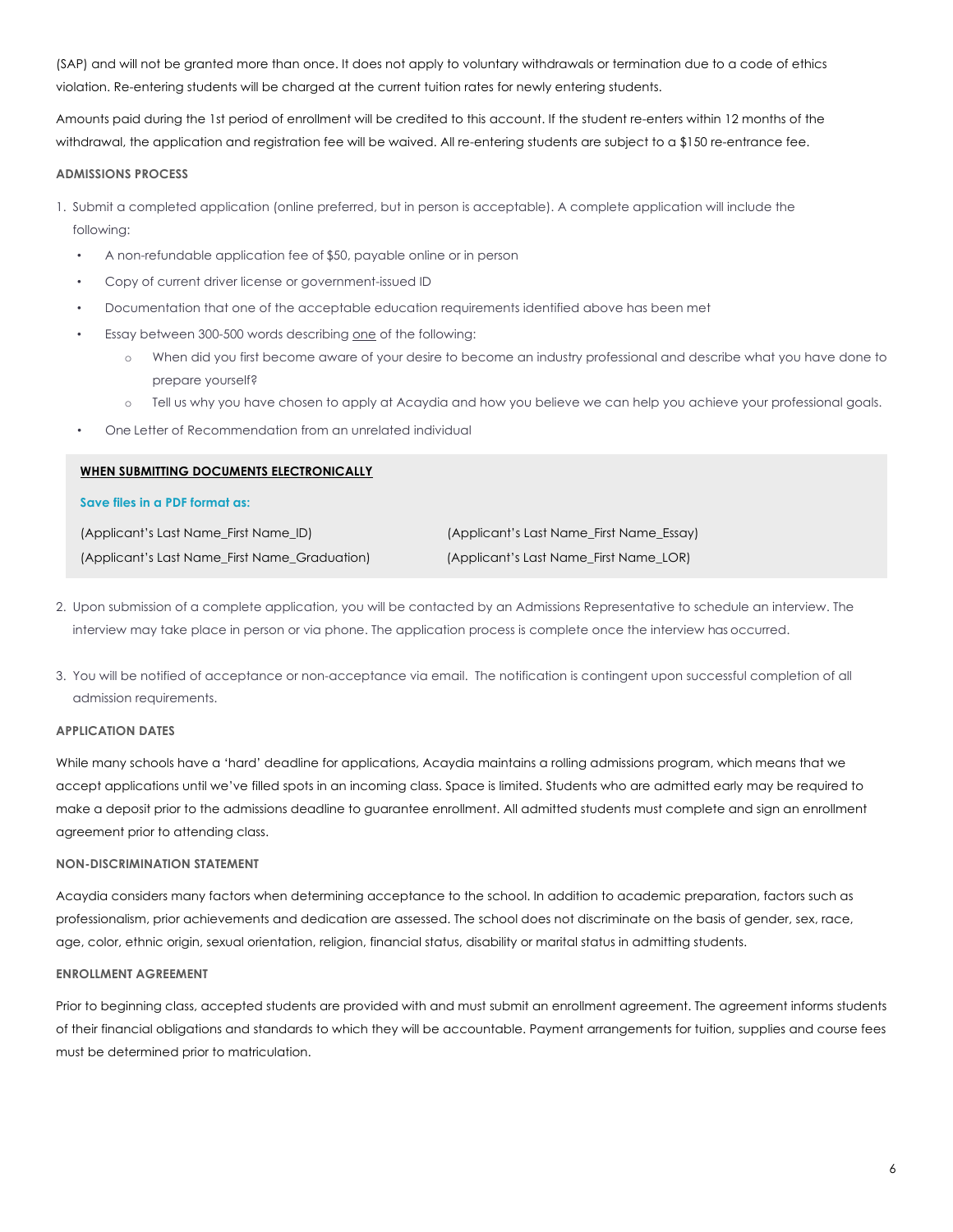(SAP) and will not be granted more than once. It does not apply to voluntary withdrawals or termination due to a code of ethics violation. Re-entering students will be charged at the current tuition rates for newly entering students.

Amounts paid during the 1st period of enrollment will be credited to this account. If the student re-enters within 12 months of the withdrawal, the application and registration fee will be waived. All re-entering students are subject to a $150 re-entrance fee.

### ADMISSIONS PROCESS

1. Submit a completed application (online preferred, but in person is acceptable). A complete application will include the following:
   - A non-refundable application fee of $50, payable online or in person
   - Copy of current driver license or government-issued ID
   - Documentation that one of the acceptable education requirements identified above has been met
   - Essay between 300-500 words describing one of the following:
     - When did you first become aware of your desire to become an industry professional and describe what you have done to prepare yourself?
     - Tell us why you have chosen to apply at Acaydia and how you believe we can help you achieve your professional goals.
   - One Letter of Recommendation from an unrelated individual

**WHEN SUBMITTING DOCUMENTS ELECTRONICALLY**

**Save files in a PDF format as:**

(Applicant's Last Name_First Name_ID)
(Applicant's Last Name_First Name_Graduation)
(Applicant's Last Name_First Name_Essay)
(Applicant's Last Name_First Name_LOR)

2. Upon submission of a complete application, you will be contacted by an Admissions Representative to schedule an interview. The interview may take place in person or via phone. The application process is complete once the interview has occurred.

3. You will be notified of acceptance or non-acceptance via email. The notification is contingent upon successful completion of all admission requirements.

### APPLICATION DATES

While many schools have a 'hard' deadline for applications, Acaydia maintains a rolling admissions program, which means that we accept applications until we've filled spots in an incoming class. Space is limited. Students who are admitted early may be required to make a deposit prior to the admissions deadline to guarantee enrollment. All admitted students must complete and sign an enrollment agreement prior to attending class.

### NON-DISCRIMINATION STATEMENT

Acaydia considers many factors when determining acceptance to the school. In addition to academic preparation, factors such as professionalism, prior achievements and dedication are assessed. The school does not discriminate on the basis of gender, sex, race, age, color, ethnic origin, sexual orientation, religion, financial status, disability or marital status in admitting students.

### ENROLLMENT AGREEMENT

Prior to beginning class, accepted students are provided with and must submit an enrollment agreement. The agreement informs students of their financial obligations and standards to which they will be accountable. Payment arrangements for tuition, supplies and course fees must be determined prior to matriculation.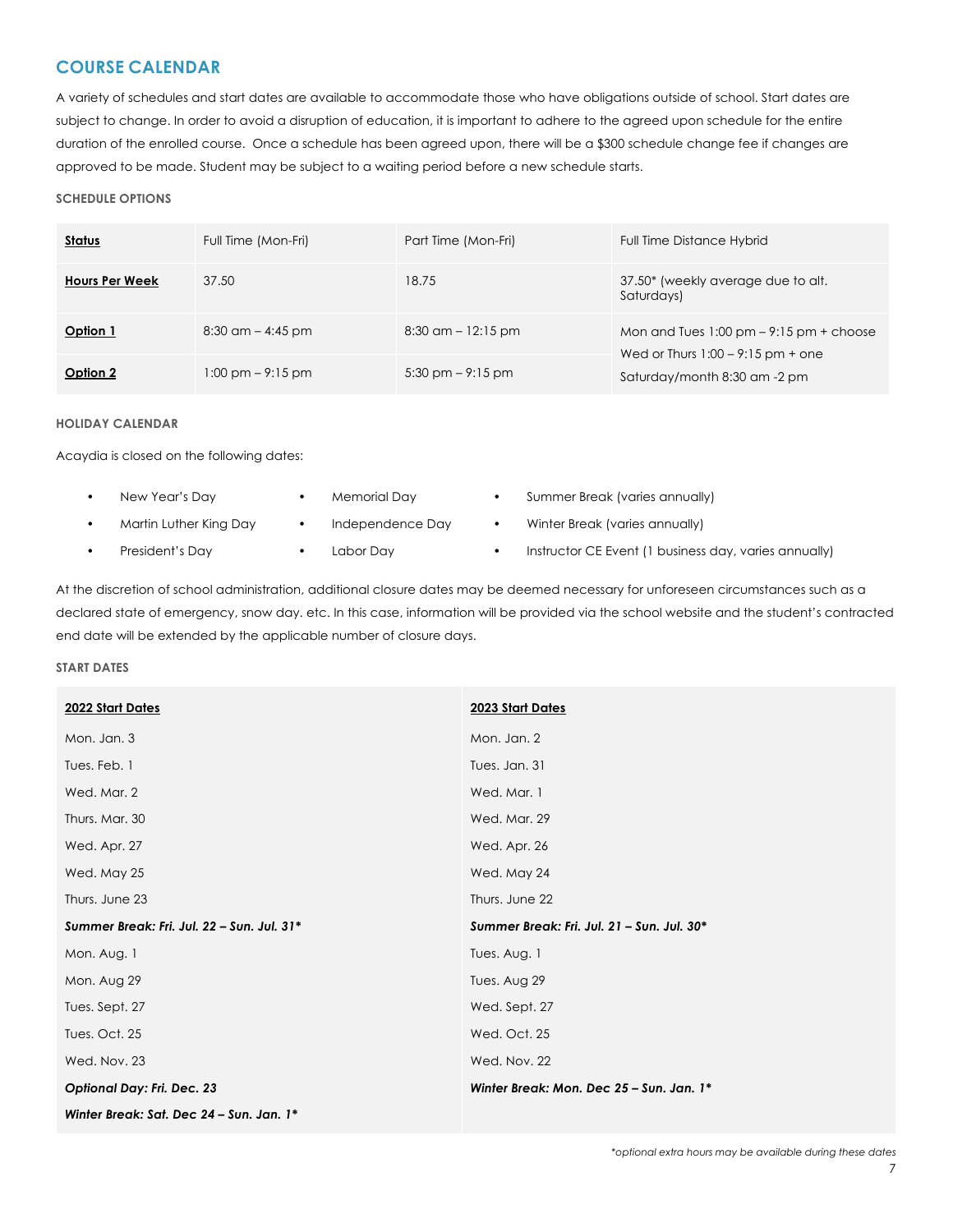## COURSE CALENDAR

A variety of schedules and start dates are available to accommodate those who have obligations outside of school. Start dates are subject to change. In order to avoid a disruption of education, it is important to adhere to the agreed upon schedule for the entire duration of the enrolled course. Once a schedule has been agreed upon, there will be a $300 schedule change fee if changes are approved to be made. Student may be subject to a waiting period before a new schedule starts.

### SCHEDULE OPTIONS

| **Status** | Full Time (Mon-Fri) | Part Time (Mon-Fri) | Full Time Distance Hybrid |
|---|---|---|---|
| **Hours Per Week** | 37.50 | 18.75 | 37.50* (weekly average due to alt. Saturdays) |
| **Option 1** | 8:30 am – 4:45 pm | 8:30 am – 12:15 pm | Mon and Tues 1:00 pm – 9:15 pm + choose Wed or Thurs 1:00 – 9:15 pm + one Saturday/month 8:30 am -2 pm |
| **Option 2** | 1:00 pm – 9:15 pm | 5:30 pm – 9:15 pm | |

### HOLIDAY CALENDAR

Acaydia is closed on the following dates:

- New Year's Day
- Martin Luther King Day
- President's Day
- Memorial Day
- Independence Day
- Labor Day
- Summer Break (varies annually)
- Winter Break (varies annually)
- Instructor CE Event (1 business day, varies annually)

At the discretion of school administration, additional closure dates may be deemed necessary for unforeseen circumstances such as a declared state of emergency, snow day. etc. In this case, information will be provided via the school website and the student's contracted end date will be extended by the applicable number of closure days.

### START DATES

| **2022 Start Dates** | **2023 Start Dates** |
|---|---|
| Mon. Jan. 3 | Mon. Jan. 2 |
| Tues. Feb. 1 | Tues. Jan. 31 |
| Wed. Mar. 2 | Wed. Mar. 1 |
| Thurs. Mar. 30 | Wed. Mar. 29 |
| Wed. Apr. 27 | Wed. Apr. 26 |
| Wed. May 25 | Wed. May 24 |
| Thurs. June 23 | Thurs. June 22 |
| ***Summer Break: Fri. Jul. 22 – Sun. Jul. 31**** | ***Summer Break: Fri. Jul. 21 – Sun. Jul. 30**** |
| Mon. Aug. 1 | Tues. Aug. 1 |
| Mon. Aug 29 | Tues. Aug 29 |
| Tues. Sept. 27 | Wed. Sept. 27 |
| Tues. Oct. 25 | Wed. Oct. 25 |
| Wed. Nov. 23 | Wed. Nov. 22 |
| ***Optional Day: Fri. Dec. 23*** | ***Winter Break: Mon. Dec 25 – Sun. Jan. 1**** |
| ***Winter Break: Sat. Dec 24 – Sun. Jan. 1**** | |

*\*optional extra hours may be available during these dates*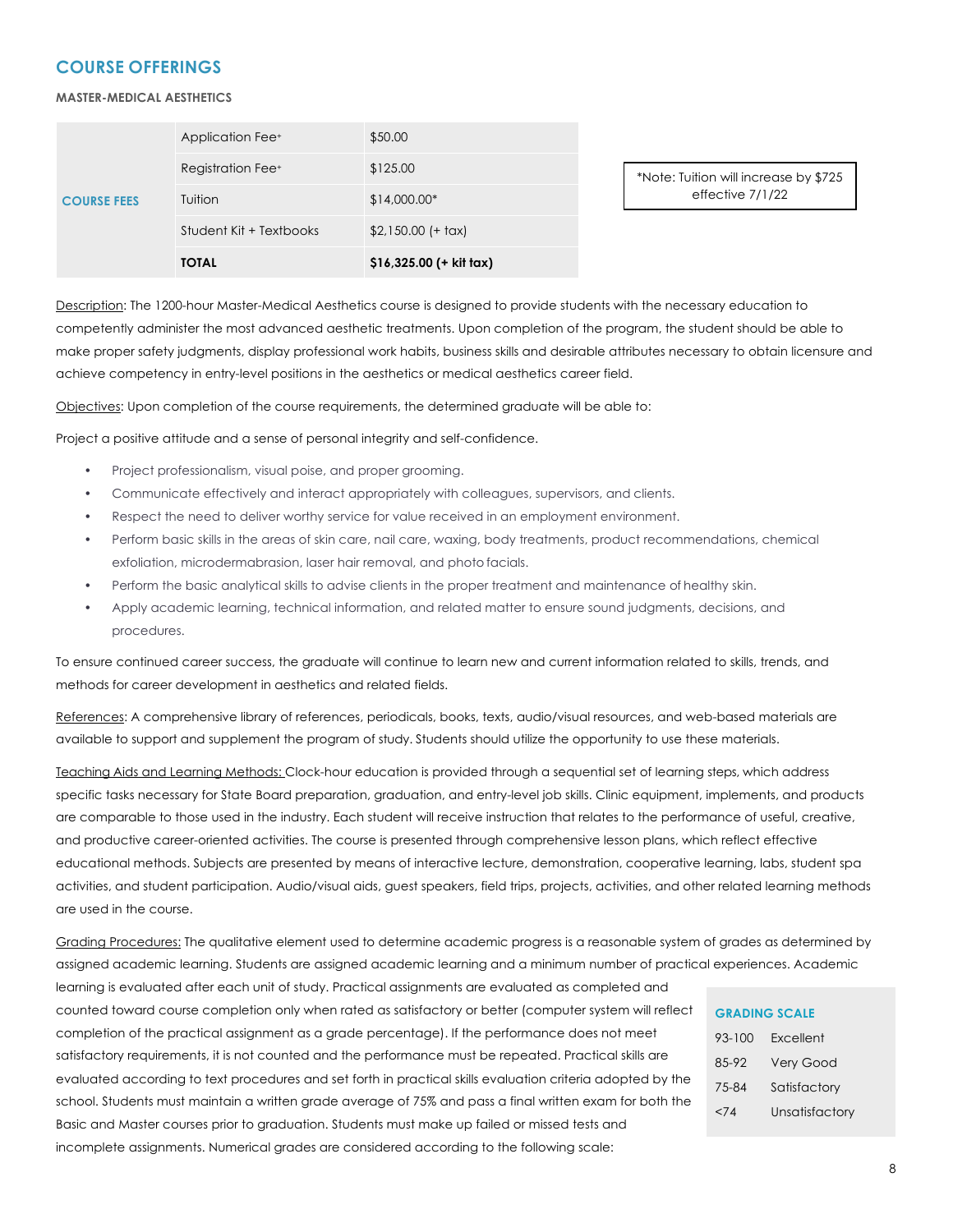## COURSE OFFERINGS

### MASTER-MEDICAL AESTHETICS

| | | |
|---|---|---|
| COURSE FEES | Application Fee+ | $50.00 |
| | Registration Fee+ | $125.00 |
| | Tuition | $14,000.00* |
| | Student Kit + Textbooks | $2,150.00 (+ tax) |
| | **TOTAL** | **$16,325.00 (+ kit tax)** |

*Note: Tuition will increase by $725 effective 7/1/22

Description: The 1200-hour Master-Medical Aesthetics course is designed to provide students with the necessary education to competently administer the most advanced aesthetic treatments. Upon completion of the program, the student should be able to make proper safety judgments, display professional work habits, business skills and desirable attributes necessary to obtain licensure and achieve competency in entry-level positions in the aesthetics or medical aesthetics career field.

Objectives: Upon completion of the course requirements, the determined graduate will be able to:

Project a positive attitude and a sense of personal integrity and self-confidence.

- Project professionalism, visual poise, and proper grooming.
- Communicate effectively and interact appropriately with colleagues, supervisors, and clients.
- Respect the need to deliver worthy service for value received in an employment environment.
- Perform basic skills in the areas of skin care, nail care, waxing, body treatments, product recommendations, chemical exfoliation, microdermabrasion, laser hair removal, and photo facials.
- Perform the basic analytical skills to advise clients in the proper treatment and maintenance of healthy skin.
- Apply academic learning, technical information, and related matter to ensure sound judgments, decisions, and procedures.

To ensure continued career success, the graduate will continue to learn new and current information related to skills, trends, and methods for career development in aesthetics and related fields.

References: A comprehensive library of references, periodicals, books, texts, audio/visual resources, and web-based materials are available to support and supplement the program of study. Students should utilize the opportunity to use these materials.

Teaching Aids and Learning Methods: Clock-hour education is provided through a sequential set of learning steps, which address specific tasks necessary for State Board preparation, graduation, and entry-level job skills. Clinic equipment, implements, and products are comparable to those used in the industry. Each student will receive instruction that relates to the performance of useful, creative, and productive career-oriented activities. The course is presented through comprehensive lesson plans, which reflect effective educational methods. Subjects are presented by means of interactive lecture, demonstration, cooperative learning, labs, student spa activities, and student participation. Audio/visual aids, guest speakers, field trips, projects, activities, and other related learning methods are used in the course.

Grading Procedures: The qualitative element used to determine academic progress is a reasonable system of grades as determined by assigned academic learning. Students are assigned academic learning and a minimum number of practical experiences. Academic learning is evaluated after each unit of study. Practical assignments are evaluated as completed and counted toward course completion only when rated as satisfactory or better (computer system will reflect completion of the practical assignment as a grade percentage). If the performance does not meet satisfactory requirements, it is not counted and the performance must be repeated. Practical skills are evaluated according to text procedures and set forth in practical skills evaluation criteria adopted by the school. Students must maintain a written grade average of 75% and pass a final written exam for both the Basic and Master courses prior to graduation. Students must make up failed or missed tests and incomplete assignments. Numerical grades are considered according to the following scale:

**GRADING SCALE**

| | |
|---|---|
| 93-100 | Excellent |
| 85-92 | Very Good |
| 75-84 | Satisfactory |
| <74 | Unsatisfactory |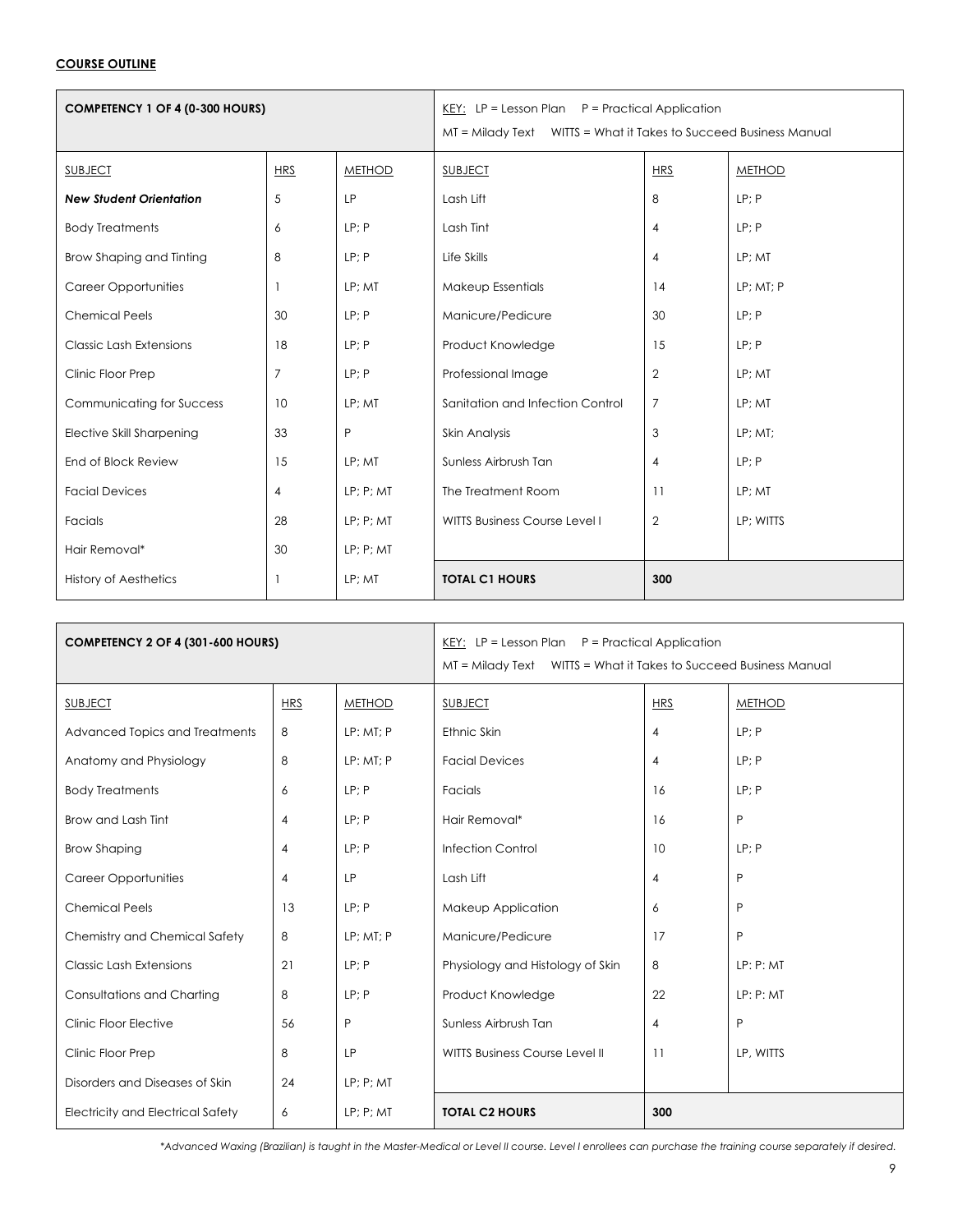**COURSE OUTLINE**

| COMPETENCY 1 OF 4 (0-300 HOURS) | | | KEY: LP = Lesson Plan P = Practical Application MT = Milady Text WITTS = What it Takes to Succeed Business Manual | | |
|---|---|---|---|---|---|
| SUBJECT | HRS | METHOD | SUBJECT | HRS | METHOD |
| ***New Student Orientation*** | 5 | LP | Lash Lift | 8 | LP; P |
| Body Treatments | 6 | LP; P | Lash Tint | 4 | LP; P |
| Brow Shaping and Tinting | 8 | LP; P | Life Skills | 4 | LP; MT |
| Career Opportunities | 1 | LP; MT | Makeup Essentials | 14 | LP; MT; P |
| Chemical Peels | 30 | LP; P | Manicure/Pedicure | 30 | LP; P |
| Classic Lash Extensions | 18 | LP; P | Product Knowledge | 15 | LP; P |
| Clinic Floor Prep | 7 | LP; P | Professional Image | 2 | LP; MT |
| Communicating for Success | 10 | LP; MT | Sanitation and Infection Control | 7 | LP; MT |
| Elective Skill Sharpening | 33 | P | Skin Analysis | 3 | LP; MT; |
| End of Block Review | 15 | LP; MT | Sunless Airbrush Tan | 4 | LP; P |
| Facial Devices | 4 | LP; P; MT | The Treatment Room | 11 | LP; MT |
| Facials | 28 | LP; P; MT | WITTS Business Course Level I | 2 | LP; WITTS |
| Hair Removal* | 30 | LP; P; MT | | | |
| History of Aesthetics | 1 | LP; MT | **TOTAL C1 HOURS** | **300** | |

| COMPETENCY 2 OF 4 (301-600 HOURS) | | | KEY: LP = Lesson Plan P = Practical Application MT = Milady Text WITTS = What it Takes to Succeed Business Manual | | |
|---|---|---|---|---|---|
| SUBJECT | HRS | METHOD | SUBJECT | HRS | METHOD |
| Advanced Topics and Treatments | 8 | LP: MT; P | Ethnic Skin | 4 | LP; P |
| Anatomy and Physiology | 8 | LP: MT; P | Facial Devices | 4 | LP; P |
| Body Treatments | 6 | LP; P | Facials | 16 | LP; P |
| Brow and Lash Tint | 4 | LP; P | Hair Removal* | 16 | P |
| Brow Shaping | 4 | LP; P | Infection Control | 10 | LP; P |
| Career Opportunities | 4 | LP | Lash Lift | 4 | P |
| Chemical Peels | 13 | LP; P | Makeup Application | 6 | P |
| Chemistry and Chemical Safety | 8 | LP; MT; P | Manicure/Pedicure | 17 | P |
| Classic Lash Extensions | 21 | LP; P | Physiology and Histology of Skin | 8 | LP: P: MT |
| Consultations and Charting | 8 | LP; P | Product Knowledge | 22 | LP: P: MT |
| Clinic Floor Elective | 56 | P | Sunless Airbrush Tan | 4 | P |
| Clinic Floor Prep | 8 | LP | WITTS Business Course Level II | 11 | LP, WITTS |
| Disorders and Diseases of Skin | 24 | LP; P; MT | | | |
| Electricity and Electrical Safety | 6 | LP; P; MT | **TOTAL C2 HOURS** | **300** | |

*\*Advanced Waxing (Brazilian) is taught in the Master-Medical or Level II course. Level I enrollees can purchase the training course separately if desired.*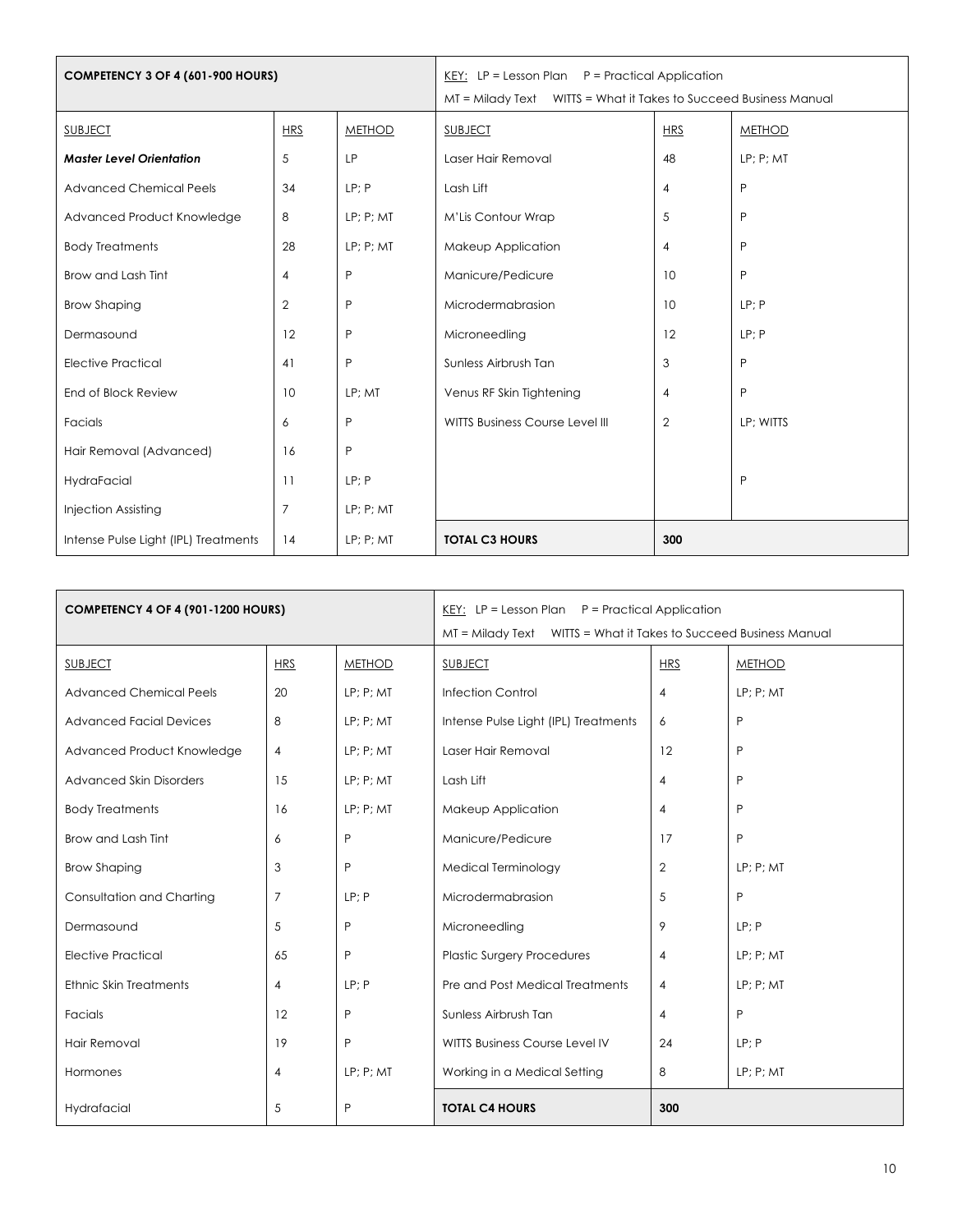| **COMPETENCY 3 OF 4 (601-900 HOURS)** | | | KEY: LP = Lesson Plan P = Practical Application<br>MT = Milady Text WITTS = What it Takes to Succeed Business Manual | | |
|---|---|---|---|---|---|
| SUBJECT | HRS | METHOD | SUBJECT | HRS | METHOD |
| ***Master Level Orientation*** | 5 | LP | Laser Hair Removal | 48 | LP; P; MT |
| Advanced Chemical Peels | 34 | LP; P | Lash Lift | 4 | P |
| Advanced Product Knowledge | 8 | LP; P; MT | M'Lis Contour Wrap | 5 | P |
| Body Treatments | 28 | LP; P; MT | Makeup Application | 4 | P |
| Brow and Lash Tint | 4 | P | Manicure/Pedicure | 10 | P |
| Brow Shaping | 2 | P | Microdermabrasion | 10 | LP; P |
| Dermasound | 12 | P | Microneedling | 12 | LP; P |
| Elective Practical | 41 | P | Sunless Airbrush Tan | 3 | P |
| End of Block Review | 10 | LP; MT | Venus RF Skin Tightening | 4 | P |
| Facials | 6 | P | WITTS Business Course Level III | 2 | LP; WITTS |
| Hair Removal (Advanced) | 16 | P | | | |
| HydraFacial | 11 | LP; P | | | P |
| Injection Assisting | 7 | LP; P; MT | | | |
| Intense Pulse Light (IPL) Treatments | 14 | LP; P; MT | **TOTAL C3 HOURS** | **300** | |

| **COMPETENCY 4 OF 4 (901-1200 HOURS)** | | | KEY: LP = Lesson Plan P = Practical Application<br>MT = Milady Text WITTS = What it Takes to Succeed Business Manual | | |
|---|---|---|---|---|---|
| SUBJECT | HRS | METHOD | SUBJECT | HRS | METHOD |
| Advanced Chemical Peels | 20 | LP; P; MT | Infection Control | 4 | LP; P; MT |
| Advanced Facial Devices | 8 | LP; P; MT | Intense Pulse Light (IPL) Treatments | 6 | P |
| Advanced Product Knowledge | 4 | LP; P; MT | Laser Hair Removal | 12 | P |
| Advanced Skin Disorders | 15 | LP; P; MT | Lash Lift | 4 | P |
| Body Treatments | 16 | LP; P; MT | Makeup Application | 4 | P |
| Brow and Lash Tint | 6 | P | Manicure/Pedicure | 17 | P |
| Brow Shaping | 3 | P | Medical Terminology | 2 | LP; P; MT |
| Consultation and Charting | 7 | LP; P | Microdermabrasion | 5 | P |
| Dermasound | 5 | P | Microneedling | 9 | LP; P |
| Elective Practical | 65 | P | Plastic Surgery Procedures | 4 | LP; P; MT |
| Ethnic Skin Treatments | 4 | LP; P | Pre and Post Medical Treatments | 4 | LP; P; MT |
| Facials | 12 | P | Sunless Airbrush Tan | 4 | P |
| Hair Removal | 19 | P | WITTS Business Course Level IV | 24 | LP; P |
| Hormones | 4 | LP; P; MT | Working in a Medical Setting | 8 | LP; P; MT |
| Hydrafacial | 5 | P | **TOTAL C4 HOURS** | **300** | |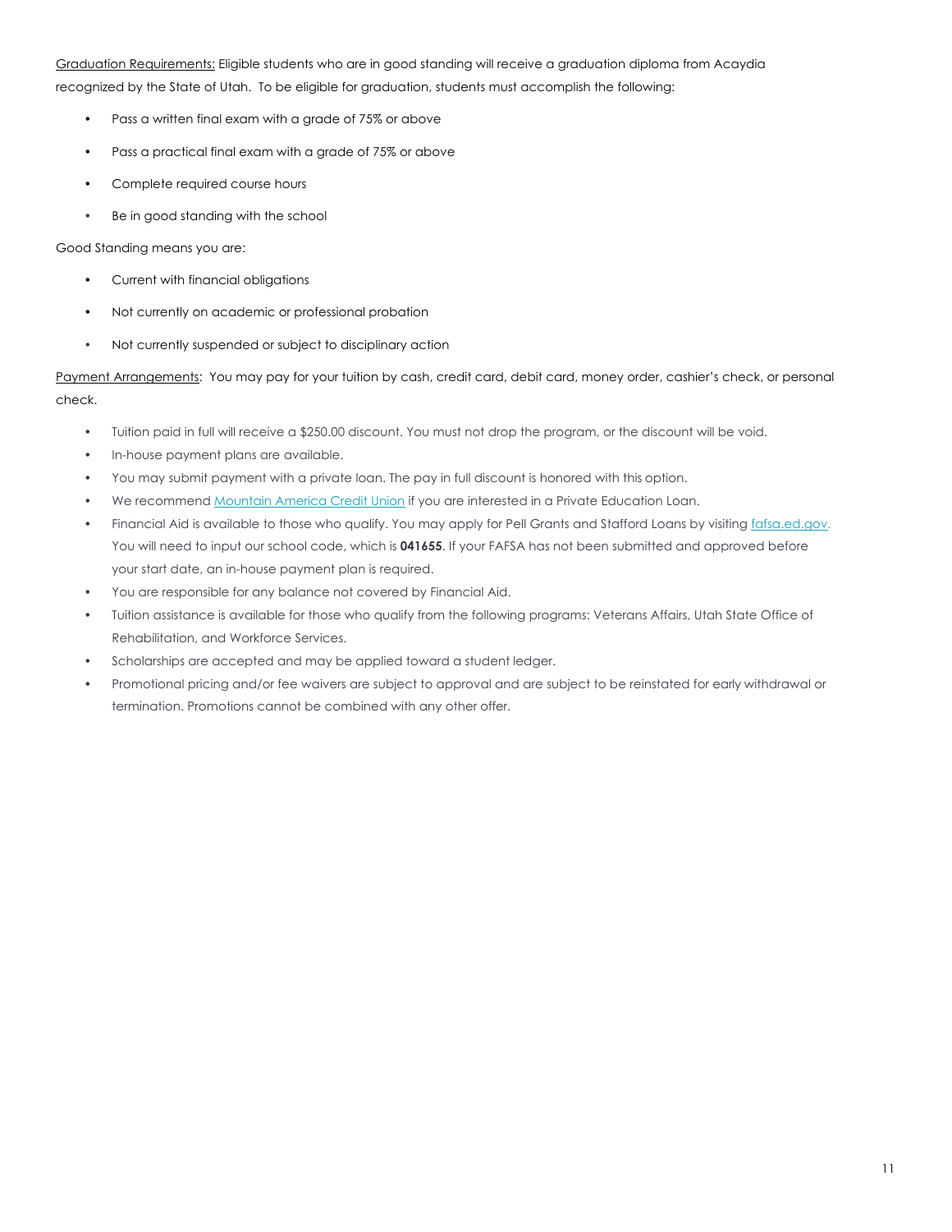<u>Graduation Requirements:</u> Eligible students who are in good standing will receive a graduation diploma from Acaydia recognized by the State of Utah. To be eligible for graduation, students must accomplish the following:

- Pass a written final exam with a grade of 75% or above
- Pass a practical final exam with a grade of 75% or above
- Complete required course hours
- Be in good standing with the school

Good Standing means you are:

- Current with financial obligations
- Not currently on academic or professional probation
- Not currently suspended or subject to disciplinary action

<u>Payment Arrangements</u>: You may pay for your tuition by cash, credit card, debit card, money order, cashier's check, or personal check.

- Tuition paid in full will receive a $250.00 discount. You must not drop the program, or the discount will be void.
- In-house payment plans are available.
- You may submit payment with a private loan. The pay in full discount is honored with this option.
- We recommend [Mountain America Credit Union](Mountain America Credit Union) if you are interested in a Private Education Loan.
- Financial Aid is available to those who qualify. You may apply for Pell Grants and Stafford Loans by visiting [fafsa.ed.gov](fafsa.ed.gov). You will need to input our school code, which is **041655**. If your FAFSA has not been submitted and approved before your start date, an in-house payment plan is required.
- You are responsible for any balance not covered by Financial Aid.
- Tuition assistance is available for those who qualify from the following programs: Veterans Affairs, Utah State Office of Rehabilitation, and Workforce Services.
- Scholarships are accepted and may be applied toward a student ledger.
- Promotional pricing and/or fee waivers are subject to approval and are subject to be reinstated for early withdrawal or termination. Promotions cannot be combined with any other offer.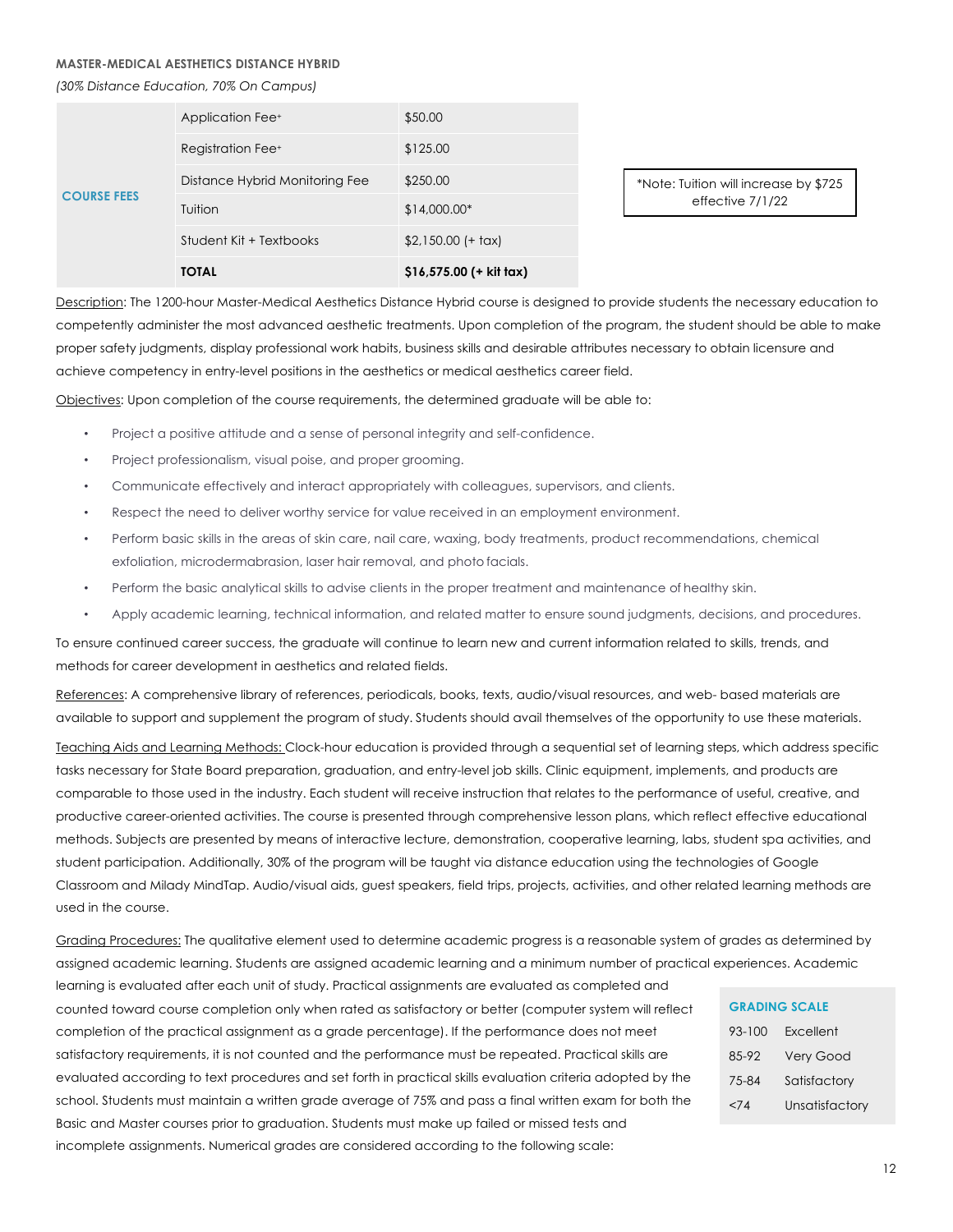**MASTER-MEDICAL AESTHETICS DISTANCE HYBRID**

*(30% Distance Education, 70% On Campus)*

| | | |
|---|---|---|
| **COURSE FEES** | Application Fee+ | $50.00 |
| | Registration Fee+ | $125.00 |
| | Distance Hybrid Monitoring Fee | $250.00 |
| | Tuition | $14,000.00* |
| | Student Kit + Textbooks | $2,150.00 (+ tax) |
| | **TOTAL** | **$16,575.00 (+ kit tax)** |

*Note: Tuition will increase by $725 effective 7/1/22

Description: The 1200-hour Master-Medical Aesthetics Distance Hybrid course is designed to provide students the necessary education to competently administer the most advanced aesthetic treatments. Upon completion of the program, the student should be able to make proper safety judgments, display professional work habits, business skills and desirable attributes necessary to obtain licensure and achieve competency in entry-level positions in the aesthetics or medical aesthetics career field.

Objectives: Upon completion of the course requirements, the determined graduate will be able to:

- Project a positive attitude and a sense of personal integrity and self-confidence.
- Project professionalism, visual poise, and proper grooming.
- Communicate effectively and interact appropriately with colleagues, supervisors, and clients.
- Respect the need to deliver worthy service for value received in an employment environment.
- Perform basic skills in the areas of skin care, nail care, waxing, body treatments, product recommendations, chemical exfoliation, microdermabrasion, laser hair removal, and photo facials.
- Perform the basic analytical skills to advise clients in the proper treatment and maintenance of healthy skin.
- Apply academic learning, technical information, and related matter to ensure sound judgments, decisions, and procedures.

To ensure continued career success, the graduate will continue to learn new and current information related to skills, trends, and methods for career development in aesthetics and related fields.

References: A comprehensive library of references, periodicals, books, texts, audio/visual resources, and web- based materials are available to support and supplement the program of study. Students should avail themselves of the opportunity to use these materials.

Teaching Aids and Learning Methods: Clock-hour education is provided through a sequential set of learning steps, which address specific tasks necessary for State Board preparation, graduation, and entry-level job skills. Clinic equipment, implements, and products are comparable to those used in the industry. Each student will receive instruction that relates to the performance of useful, creative, and productive career-oriented activities. The course is presented through comprehensive lesson plans, which reflect effective educational methods. Subjects are presented by means of interactive lecture, demonstration, cooperative learning, labs, student spa activities, and student participation. Additionally, 30% of the program will be taught via distance education using the technologies of Google Classroom and Milady MindTap. Audio/visual aids, guest speakers, field trips, projects, activities, and other related learning methods are used in the course.

Grading Procedures: The qualitative element used to determine academic progress is a reasonable system of grades as determined by assigned academic learning. Students are assigned academic learning and a minimum number of practical experiences. Academic learning is evaluated after each unit of study. Practical assignments are evaluated as completed and counted toward course completion only when rated as satisfactory or better (computer system will reflect completion of the practical assignment as a grade percentage). If the performance does not meet satisfactory requirements, it is not counted and the performance must be repeated. Practical skills are evaluated according to text procedures and set forth in practical skills evaluation criteria adopted by the school. Students must maintain a written grade average of 75% and pass a final written exam for both the Basic and Master courses prior to graduation. Students must make up failed or missed tests and incomplete assignments. Numerical grades are considered according to the following scale:

| GRADING SCALE | |
|---|---|
| 93-100 | Excellent |
| 85-92 | Very Good |
| 75-84 | Satisfactory |
| <74 | Unsatisfactory |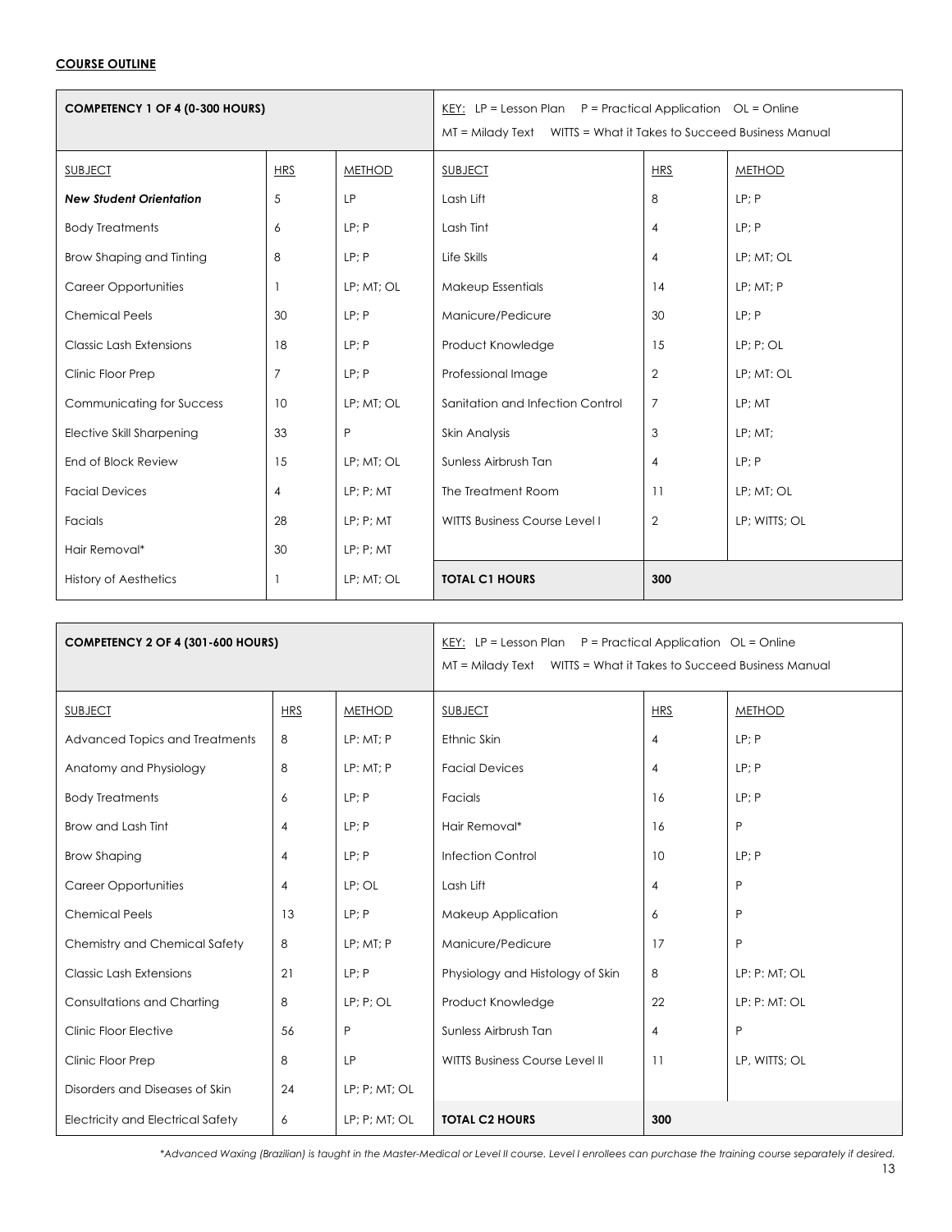**COURSE OUTLINE**

| **COMPETENCY 1 OF 4 (0-300 HOURS)** | | | KEY: LP = Lesson Plan P = Practical Application OL = Online MT = Milady Text WITTS = What it Takes to Succeed Business Manual | | |
|---|---|---|---|---|---|
| SUBJECT | HRS | METHOD | SUBJECT | HRS | METHOD |
| ***New Student Orientation*** | 5 | LP | Lash Lift | 8 | LP; P |
| Body Treatments | 6 | LP; P | Lash Tint | 4 | LP; P |
| Brow Shaping and Tinting | 8 | LP; P | Life Skills | 4 | LP; MT; OL |
| Career Opportunities | 1 | LP; MT; OL | Makeup Essentials | 14 | LP; MT; P |
| Chemical Peels | 30 | LP; P | Manicure/Pedicure | 30 | LP; P |
| Classic Lash Extensions | 18 | LP; P | Product Knowledge | 15 | LP; P; OL |
| Clinic Floor Prep | 7 | LP; P | Professional Image | 2 | LP; MT: OL |
| Communicating for Success | 10 | LP; MT; OL | Sanitation and Infection Control | 7 | LP; MT |
| Elective Skill Sharpening | 33 | P | Skin Analysis | 3 | LP; MT; |
| End of Block Review | 15 | LP; MT; OL | Sunless Airbrush Tan | 4 | LP; P |
| Facial Devices | 4 | LP; P; MT | The Treatment Room | 11 | LP; MT; OL |
| Facials | 28 | LP; P; MT | WITTS Business Course Level I | 2 | LP; WITTS; OL |
| Hair Removal* | 30 | LP; P; MT | | | |
| History of Aesthetics | 1 | LP; MT; OL | **TOTAL C1 HOURS** | **300** | |

| **COMPETENCY 2 OF 4 (301-600 HOURS)** | | | KEY: LP = Lesson Plan P = Practical Application OL = Online MT = Milady Text WITTS = What it Takes to Succeed Business Manual | | |
|---|---|---|---|---|---|
| SUBJECT | HRS | METHOD | SUBJECT | HRS | METHOD |
| Advanced Topics and Treatments | 8 | LP: MT; P | Ethnic Skin | 4 | LP; P |
| Anatomy and Physiology | 8 | LP: MT; P | Facial Devices | 4 | LP; P |
| Body Treatments | 6 | LP; P | Facials | 16 | LP; P |
| Brow and Lash Tint | 4 | LP; P | Hair Removal* | 16 | P |
| Brow Shaping | 4 | LP; P | Infection Control | 10 | LP; P |
| Career Opportunities | 4 | LP; OL | Lash Lift | 4 | P |
| Chemical Peels | 13 | LP; P | Makeup Application | 6 | P |
| Chemistry and Chemical Safety | 8 | LP; MT; P | Manicure/Pedicure | 17 | P |
| Classic Lash Extensions | 21 | LP; P | Physiology and Histology of Skin | 8 | LP: P: MT; OL |
| Consultations and Charting | 8 | LP; P; OL | Product Knowledge | 22 | LP: P: MT: OL |
| Clinic Floor Elective | 56 | P | Sunless Airbrush Tan | 4 | P |
| Clinic Floor Prep | 8 | LP | WITTS Business Course Level II | 11 | LP, WITTS; OL |
| Disorders and Diseases of Skin | 24 | LP; P; MT; OL | | | |
| Electricity and Electrical Safety | 6 | LP; P; MT; OL | **TOTAL C2 HOURS** | **300** | |

*\*Advanced Waxing (Brazilian) is taught in the Master-Medical or Level II course. Level I enrollees can purchase the training course separately if desired.*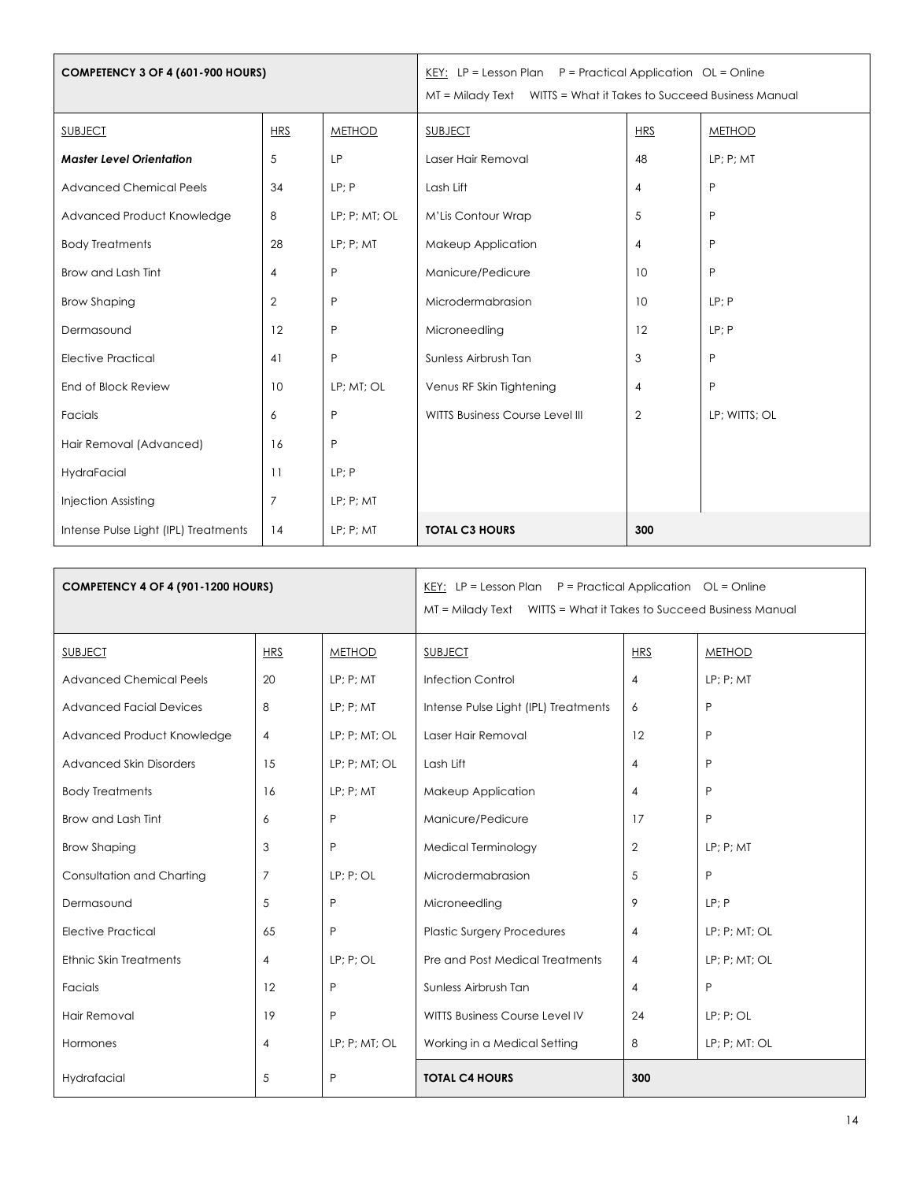| **COMPETENCY 3 OF 4 (601-900 HOURS)** | | | KEY: LP = Lesson Plan P = Practical Application OL = Online MT = Milady Text WITTS = What it Takes to Succeed Business Manual | | |
|---|---|---|---|---|---|
| SUBJECT | HRS | METHOD | SUBJECT | HRS | METHOD |
| ***Master Level Orientation*** | 5 | LP | Laser Hair Removal | 48 | LP; P; MT |
| Advanced Chemical Peels | 34 | LP; P | Lash Lift | 4 | P |
| Advanced Product Knowledge | 8 | LP; P; MT; OL | M'Lis Contour Wrap | 5 | P |
| Body Treatments | 28 | LP; P; MT | Makeup Application | 4 | P |
| Brow and Lash Tint | 4 | P | Manicure/Pedicure | 10 | P |
| Brow Shaping | 2 | P | Microdermabrasion | 10 | LP; P |
| Dermasound | 12 | P | Microneedling | 12 | LP; P |
| Elective Practical | 41 | P | Sunless Airbrush Tan | 3 | P |
| End of Block Review | 10 | LP; MT; OL | Venus RF Skin Tightening | 4 | P |
| Facials | 6 | P | WITTS Business Course Level III | 2 | LP; WITTS; OL |
| Hair Removal (Advanced) | 16 | P | | | |
| HydraFacial | 11 | LP; P | | | |
| Injection Assisting | 7 | LP; P; MT | | | |
| Intense Pulse Light (IPL) Treatments | 14 | LP; P; MT | **TOTAL C3 HOURS** | **300** | |

| **COMPETENCY 4 OF 4 (901-1200 HOURS)** | | | KEY: LP = Lesson Plan P = Practical Application OL = Online MT = Milady Text WITTS = What it Takes to Succeed Business Manual | | |
|---|---|---|---|---|---|
| SUBJECT | HRS | METHOD | SUBJECT | HRS | METHOD |
| Advanced Chemical Peels | 20 | LP; P; MT | Infection Control | 4 | LP; P; MT |
| Advanced Facial Devices | 8 | LP; P; MT | Intense Pulse Light (IPL) Treatments | 6 | P |
| Advanced Product Knowledge | 4 | LP; P; MT; OL | Laser Hair Removal | 12 | P |
| Advanced Skin Disorders | 15 | LP; P; MT; OL | Lash Lift | 4 | P |
| Body Treatments | 16 | LP; P; MT | Makeup Application | 4 | P |
| Brow and Lash Tint | 6 | P | Manicure/Pedicure | 17 | P |
| Brow Shaping | 3 | P | Medical Terminology | 2 | LP; P; MT |
| Consultation and Charting | 7 | LP; P; OL | Microdermabrasion | 5 | P |
| Dermasound | 5 | P | Microneedling | 9 | LP; P |
| Elective Practical | 65 | P | Plastic Surgery Procedures | 4 | LP; P; MT; OL |
| Ethnic Skin Treatments | 4 | LP; P; OL | Pre and Post Medical Treatments | 4 | LP; P; MT; OL |
| Facials | 12 | P | Sunless Airbrush Tan | 4 | P |
| Hair Removal | 19 | P | WITTS Business Course Level IV | 24 | LP; P; OL |
| Hormones | 4 | LP; P; MT; OL | Working in a Medical Setting | 8 | LP; P; MT: OL |
| Hydrafacial | 5 | P | **TOTAL C4 HOURS** | **300** | |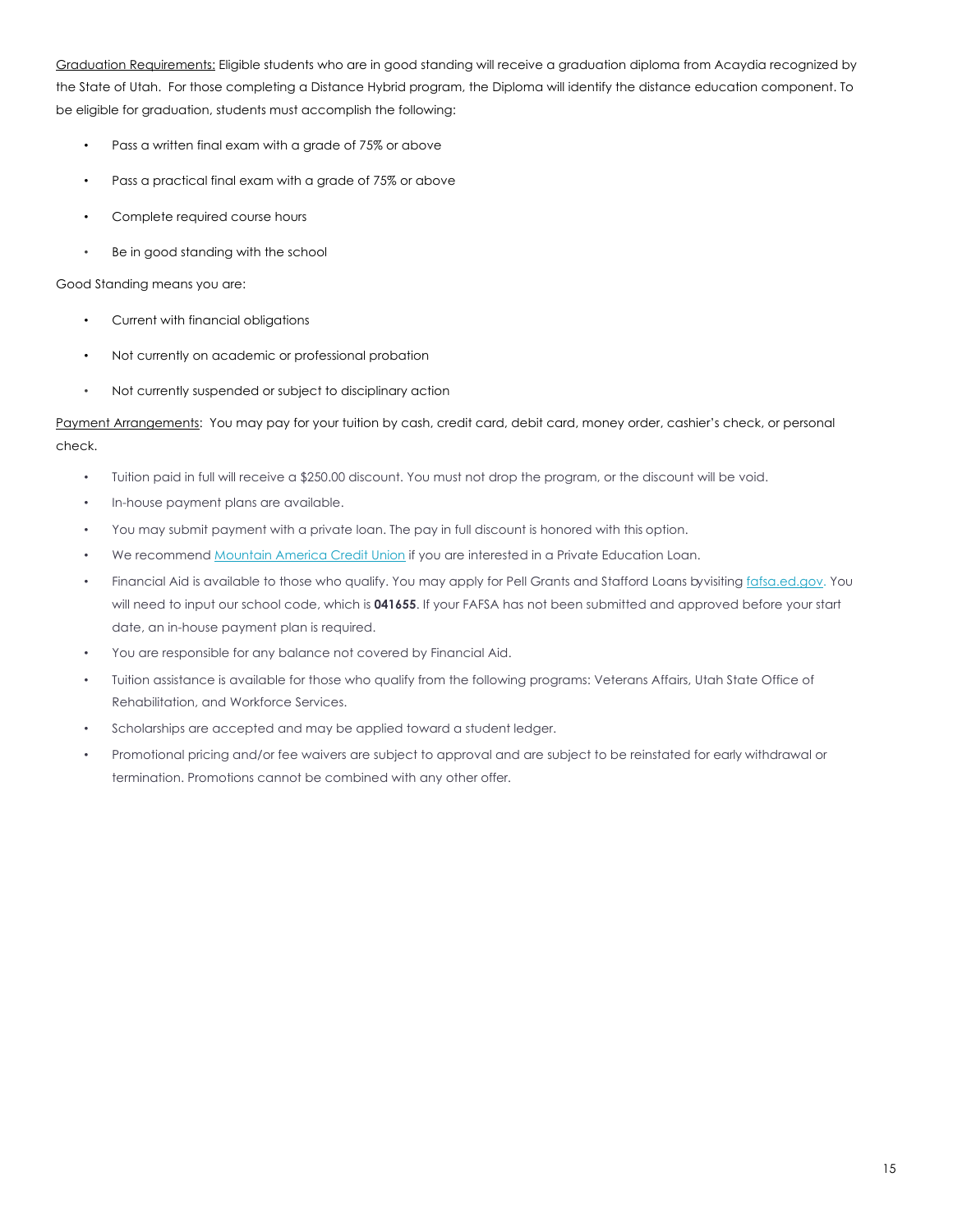Graduation Requirements: Eligible students who are in good standing will receive a graduation diploma from Acaydia recognized by the State of Utah. For those completing a Distance Hybrid program, the Diploma will identify the distance education component. To be eligible for graduation, students must accomplish the following:

- Pass a written final exam with a grade of 75% or above
- Pass a practical final exam with a grade of 75% or above
- Complete required course hours
- Be in good standing with the school

Good Standing means you are:

- Current with financial obligations
- Not currently on academic or professional probation
- Not currently suspended or subject to disciplinary action

Payment Arrangements: You may pay for your tuition by cash, credit card, debit card, money order, cashier's check, or personal check.

- Tuition paid in full will receive a $250.00 discount. You must not drop the program, or the discount will be void.
- In-house payment plans are available.
- You may submit payment with a private loan. The pay in full discount is honored with this option.
- We recommend Mountain America Credit Union if you are interested in a Private Education Loan.
- Financial Aid is available to those who qualify. You may apply for Pell Grants and Stafford Loans by visiting fafsa.ed.gov. You will need to input our school code, which is **041655**. If your FAFSA has not been submitted and approved before your start date, an in-house payment plan is required.
- You are responsible for any balance not covered by Financial Aid.
- Tuition assistance is available for those who qualify from the following programs: Veterans Affairs, Utah State Office of Rehabilitation, and Workforce Services.
- Scholarships are accepted and may be applied toward a student ledger.
- Promotional pricing and/or fee waivers are subject to approval and are subject to be reinstated for early withdrawal or termination. Promotions cannot be combined with any other offer.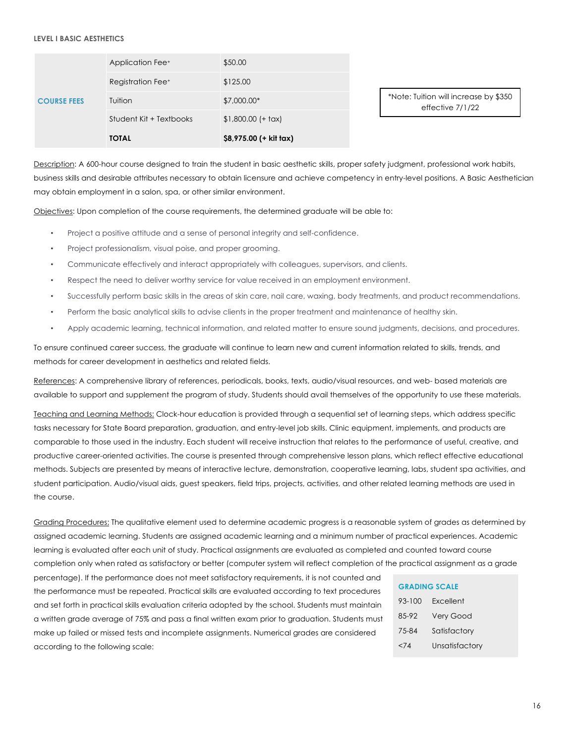**LEVEL I BASIC AESTHETICS**

| | | |
|---|---|---|
| **COURSE FEES** | Application Fee+ | $50.00 |
| | Registration Fee+ | $125.00 |
| | Tuition | $7,000.00* |
| | Student Kit + Textbooks | $1,800.00 (+ tax) |
| | **TOTAL** | **$8,975.00 (+ kit tax)** |

*Note: Tuition will increase by $350 effective 7/1/22

Description: A 600-hour course designed to train the student in basic aesthetic skills, proper safety judgment, professional work habits, business skills and desirable attributes necessary to obtain licensure and achieve competency in entry-level positions. A Basic Aesthetician may obtain employment in a salon, spa, or other similar environment.

Objectives: Upon completion of the course requirements, the determined graduate will be able to:

- Project a positive attitude and a sense of personal integrity and self-confidence.
- Project professionalism, visual poise, and proper grooming.
- Communicate effectively and interact appropriately with colleagues, supervisors, and clients.
- Respect the need to deliver worthy service for value received in an employment environment.
- Successfully perform basic skills in the areas of skin care, nail care, waxing, body treatments, and product recommendations.
- Perform the basic analytical skills to advise clients in the proper treatment and maintenance of healthy skin.
- Apply academic learning, technical information, and related matter to ensure sound judgments, decisions, and procedures.

To ensure continued career success, the graduate will continue to learn new and current information related to skills, trends, and methods for career development in aesthetics and related fields.

References: A comprehensive library of references, periodicals, books, texts, audio/visual resources, and web- based materials are available to support and supplement the program of study. Students should avail themselves of the opportunity to use these materials.

Teaching and Learning Methods: Clock-hour education is provided through a sequential set of learning steps, which address specific tasks necessary for State Board preparation, graduation, and entry-level job skills. Clinic equipment, implements, and products are comparable to those used in the industry. Each student will receive instruction that relates to the performance of useful, creative, and productive career-oriented activities. The course is presented through comprehensive lesson plans, which reflect effective educational methods. Subjects are presented by means of interactive lecture, demonstration, cooperative learning, labs, student spa activities, and student participation. Audio/visual aids, guest speakers, field trips, projects, activities, and other related learning methods are used in the course.

Grading Procedures: The qualitative element used to determine academic progress is a reasonable system of grades as determined by assigned academic learning. Students are assigned academic learning and a minimum number of practical experiences. Academic learning is evaluated after each unit of study. Practical assignments are evaluated as completed and counted toward course completion only when rated as satisfactory or better (computer system will reflect completion of the practical assignment as a grade percentage). If the performance does not meet satisfactory requirements, it is not counted and the performance must be repeated. Practical skills are evaluated according to text procedures and set forth in practical skills evaluation criteria adopted by the school. Students must maintain a written grade average of 75% and pass a final written exam prior to graduation. Students must make up failed or missed tests and incomplete assignments. Numerical grades are considered according to the following scale:

| GRADING SCALE | |
|---|---|
| 93-100 | Excellent |
| 85-92 | Very Good |
| 75-84 | Satisfactory |
| <74 | Unsatisfactory |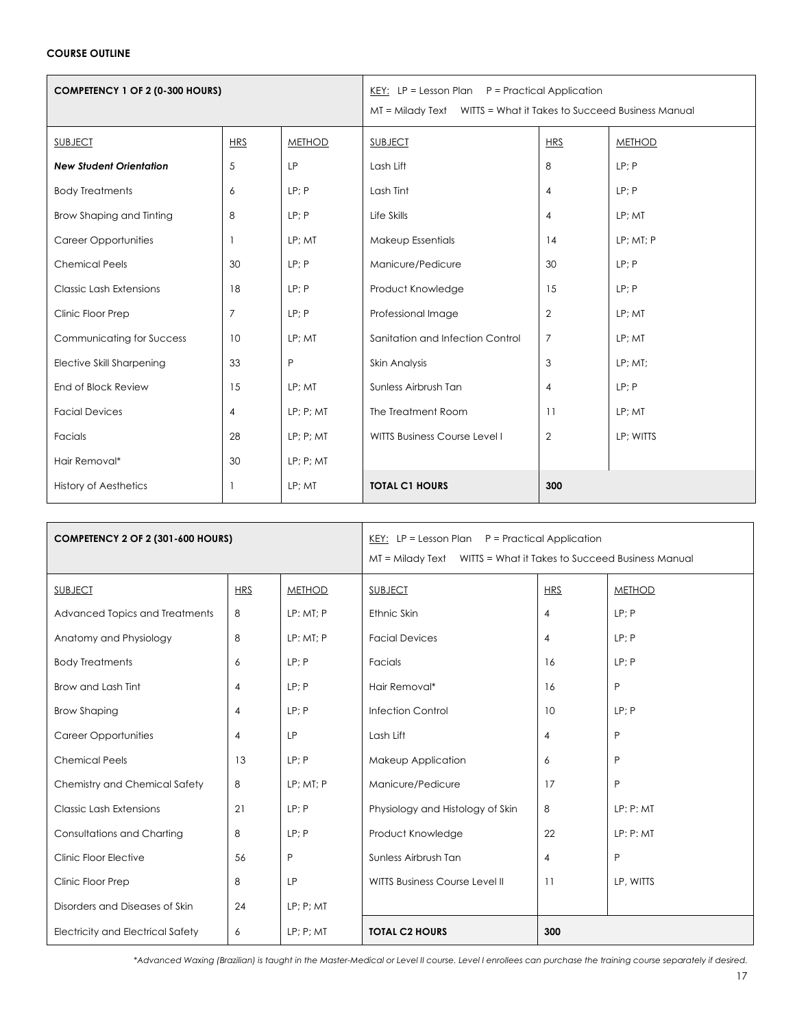**COURSE OUTLINE**

| COMPETENCY 1 OF 2 (0-300 HOURS) | | | KEY: LP = Lesson Plan P = Practical Application MT = Milady Text WITTS = What it Takes to Succeed Business Manual | | |
|---|---|---|---|---|---|
| SUBJECT | HRS | METHOD | SUBJECT | HRS | METHOD |
| ***New Student Orientation*** | 5 | LP | Lash Lift | 8 | LP; P |
| Body Treatments | 6 | LP; P | Lash Tint | 4 | LP; P |
| Brow Shaping and Tinting | 8 | LP; P | Life Skills | 4 | LP; MT |
| Career Opportunities | 1 | LP; MT | Makeup Essentials | 14 | LP; MT; P |
| Chemical Peels | 30 | LP; P | Manicure/Pedicure | 30 | LP; P |
| Classic Lash Extensions | 18 | LP; P | Product Knowledge | 15 | LP; P |
| Clinic Floor Prep | 7 | LP; P | Professional Image | 2 | LP; MT |
| Communicating for Success | 10 | LP; MT | Sanitation and Infection Control | 7 | LP; MT |
| Elective Skill Sharpening | 33 | P | Skin Analysis | 3 | LP; MT; |
| End of Block Review | 15 | LP; MT | Sunless Airbrush Tan | 4 | LP; P |
| Facial Devices | 4 | LP; P; MT | The Treatment Room | 11 | LP; MT |
| Facials | 28 | LP; P; MT | WITTS Business Course Level I | 2 | LP; WITTS |
| Hair Removal* | 30 | LP; P; MT | | | |
| History of Aesthetics | 1 | LP; MT | **TOTAL C1 HOURS** | **300** | |

| COMPETENCY 2 OF 2 (301-600 HOURS) | | | KEY: LP = Lesson Plan P = Practical Application MT = Milady Text WITTS = What it Takes to Succeed Business Manual | | |
|---|---|---|---|---|---|
| SUBJECT | HRS | METHOD | SUBJECT | HRS | METHOD |
| Advanced Topics and Treatments | 8 | LP: MT; P | Ethnic Skin | 4 | LP; P |
| Anatomy and Physiology | 8 | LP: MT; P | Facial Devices | 4 | LP; P |
| Body Treatments | 6 | LP; P | Facials | 16 | LP; P |
| Brow and Lash Tint | 4 | LP; P | Hair Removal* | 16 | P |
| Brow Shaping | 4 | LP; P | Infection Control | 10 | LP; P |
| Career Opportunities | 4 | LP | Lash Lift | 4 | P |
| Chemical Peels | 13 | LP; P | Makeup Application | 6 | P |
| Chemistry and Chemical Safety | 8 | LP; MT; P | Manicure/Pedicure | 17 | P |
| Classic Lash Extensions | 21 | LP; P | Physiology and Histology of Skin | 8 | LP: P: MT |
| Consultations and Charting | 8 | LP; P | Product Knowledge | 22 | LP: P: MT |
| Clinic Floor Elective | 56 | P | Sunless Airbrush Tan | 4 | P |
| Clinic Floor Prep | 8 | LP | WITTS Business Course Level II | 11 | LP, WITTS |
| Disorders and Diseases of Skin | 24 | LP; P; MT | | | |
| Electricity and Electrical Safety | 6 | LP; P; MT | **TOTAL C2 HOURS** | **300** | |

*\*Advanced Waxing (Brazilian) is taught in the Master-Medical or Level II course. Level I enrollees can purchase the training course separately if desired.*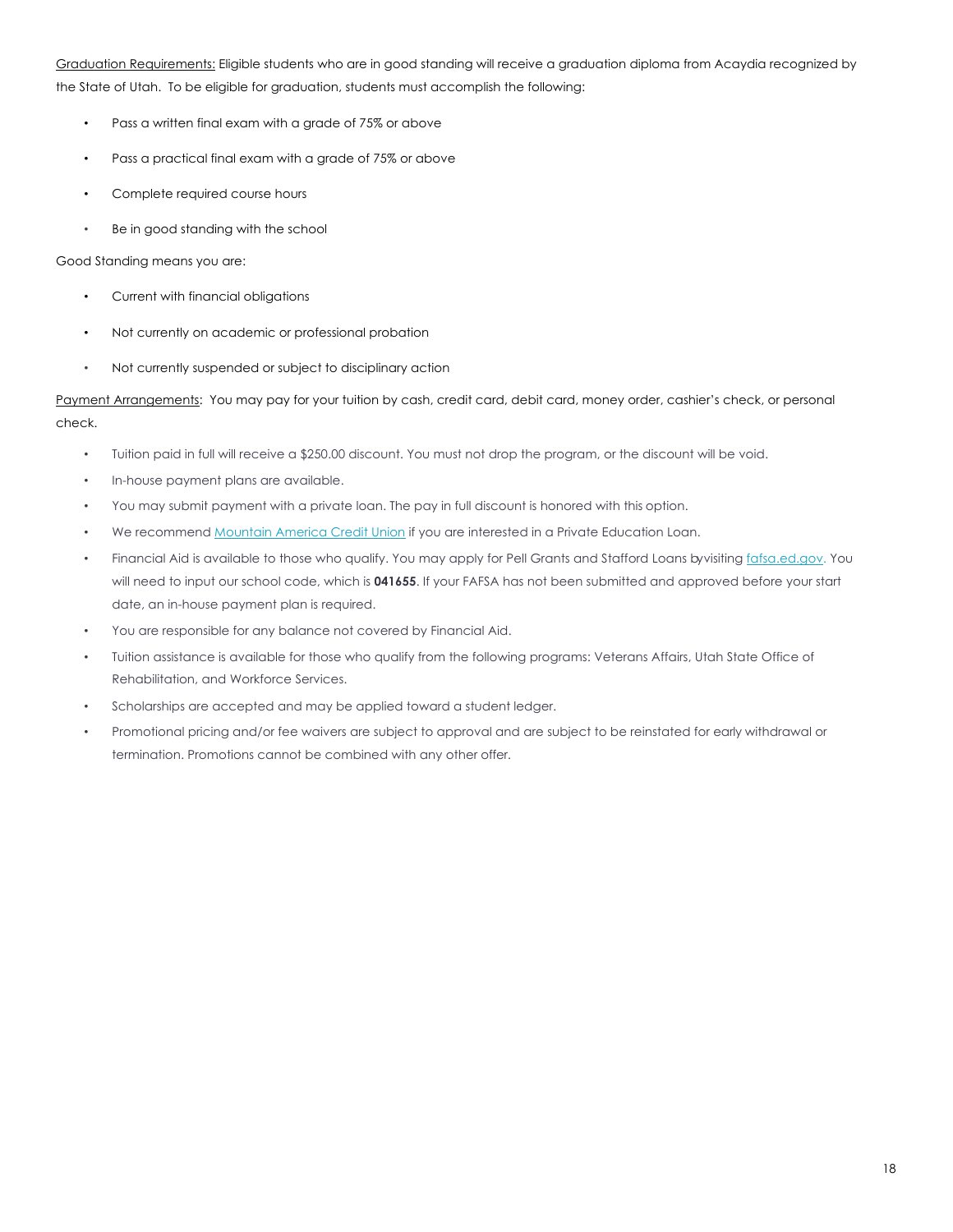Graduation Requirements: Eligible students who are in good standing will receive a graduation diploma from Acaydia recognized by the State of Utah. To be eligible for graduation, students must accomplish the following:

- Pass a written final exam with a grade of 75% or above
- Pass a practical final exam with a grade of 75% or above
- Complete required course hours
- Be in good standing with the school

Good Standing means you are:

- Current with financial obligations
- Not currently on academic or professional probation
- Not currently suspended or subject to disciplinary action

Payment Arrangements: You may pay for your tuition by cash, credit card, debit card, money order, cashier's check, or personal check.

- Tuition paid in full will receive a $250.00 discount. You must not drop the program, or the discount will be void.
- In-house payment plans are available.
- You may submit payment with a private loan. The pay in full discount is honored with this option.
- We recommend Mountain America Credit Union if you are interested in a Private Education Loan.
- Financial Aid is available to those who qualify. You may apply for Pell Grants and Stafford Loans by visiting fafsa.ed.gov. You will need to input our school code, which is **041655**. If your FAFSA has not been submitted and approved before your start date, an in-house payment plan is required.
- You are responsible for any balance not covered by Financial Aid.
- Tuition assistance is available for those who qualify from the following programs: Veterans Affairs, Utah State Office of Rehabilitation, and Workforce Services.
- Scholarships are accepted and may be applied toward a student ledger.
- Promotional pricing and/or fee waivers are subject to approval and are subject to be reinstated for early withdrawal or termination. Promotions cannot be combined with any other offer.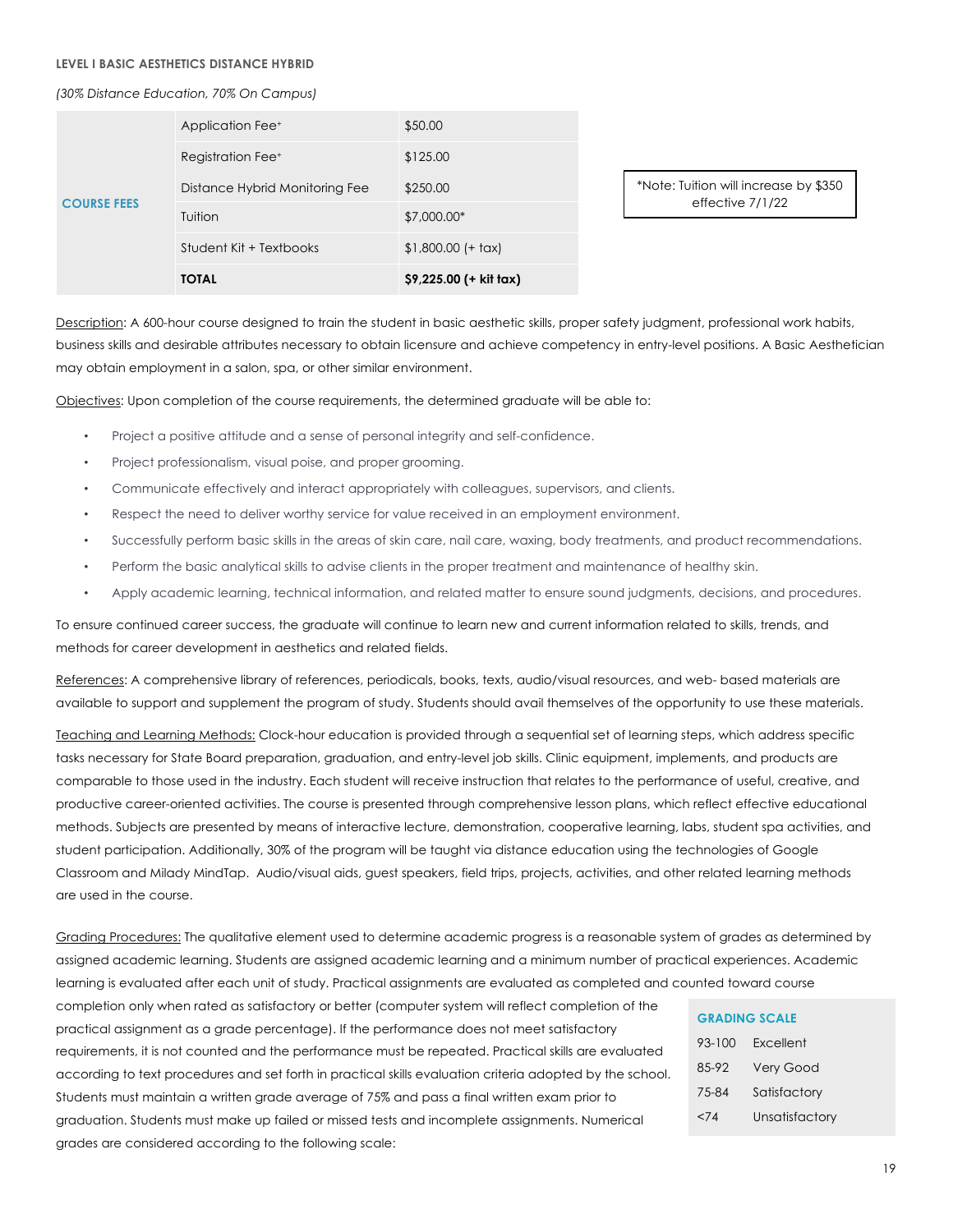#### LEVEL I BASIC AESTHETICS DISTANCE HYBRID

*(30% Distance Education, 70% On Campus)*

| | | |
|---|---|---|
| **COURSE FEES** | Application Fee⁺ | $50.00 |
| | Registration Fee⁺ | $125.00 |
| | Distance Hybrid Monitoring Fee | $250.00 |
| | Tuition | $7,000.00* |
| | Student Kit + Textbooks | $1,800.00 (+ tax) |
| | **TOTAL** | **$9,225.00 (+ kit tax)** |

*Note: Tuition will increase by $350 effective 7/1/22

Description: A 600-hour course designed to train the student in basic aesthetic skills, proper safety judgment, professional work habits, business skills and desirable attributes necessary to obtain licensure and achieve competency in entry-level positions. A Basic Aesthetician may obtain employment in a salon, spa, or other similar environment.

Objectives: Upon completion of the course requirements, the determined graduate will be able to:

- Project a positive attitude and a sense of personal integrity and self-confidence.
- Project professionalism, visual poise, and proper grooming.
- Communicate effectively and interact appropriately with colleagues, supervisors, and clients.
- Respect the need to deliver worthy service for value received in an employment environment.
- Successfully perform basic skills in the areas of skin care, nail care, waxing, body treatments, and product recommendations.
- Perform the basic analytical skills to advise clients in the proper treatment and maintenance of healthy skin.
- Apply academic learning, technical information, and related matter to ensure sound judgments, decisions, and procedures.

To ensure continued career success, the graduate will continue to learn new and current information related to skills, trends, and methods for career development in aesthetics and related fields.

References: A comprehensive library of references, periodicals, books, texts, audio/visual resources, and web- based materials are available to support and supplement the program of study. Students should avail themselves of the opportunity to use these materials.

Teaching and Learning Methods: Clock-hour education is provided through a sequential set of learning steps, which address specific tasks necessary for State Board preparation, graduation, and entry-level job skills. Clinic equipment, implements, and products are comparable to those used in the industry. Each student will receive instruction that relates to the performance of useful, creative, and productive career-oriented activities. The course is presented through comprehensive lesson plans, which reflect effective educational methods. Subjects are presented by means of interactive lecture, demonstration, cooperative learning, labs, student spa activities, and student participation. Additionally, 30% of the program will be taught via distance education using the technologies of Google Classroom and Milady MindTap. Audio/visual aids, guest speakers, field trips, projects, activities, and other related learning methods are used in the course.

Grading Procedures: The qualitative element used to determine academic progress is a reasonable system of grades as determined by assigned academic learning. Students are assigned academic learning and a minimum number of practical experiences. Academic learning is evaluated after each unit of study. Practical assignments are evaluated as completed and counted toward course completion only when rated as satisfactory or better (computer system will reflect completion of the practical assignment as a grade percentage). If the performance does not meet satisfactory requirements, it is not counted and the performance must be repeated. Practical skills are evaluated according to text procedures and set forth in practical skills evaluation criteria adopted by the school. Students must maintain a written grade average of 75% and pass a final written exam prior to graduation. Students must make up failed or missed tests and incomplete assignments. Numerical grades are considered according to the following scale:

| GRADING SCALE | |
|---|---|
| 93-100 | Excellent |
| 85-92 | Very Good |
| 75-84 | Satisfactory |
| <74 | Unsatisfactory |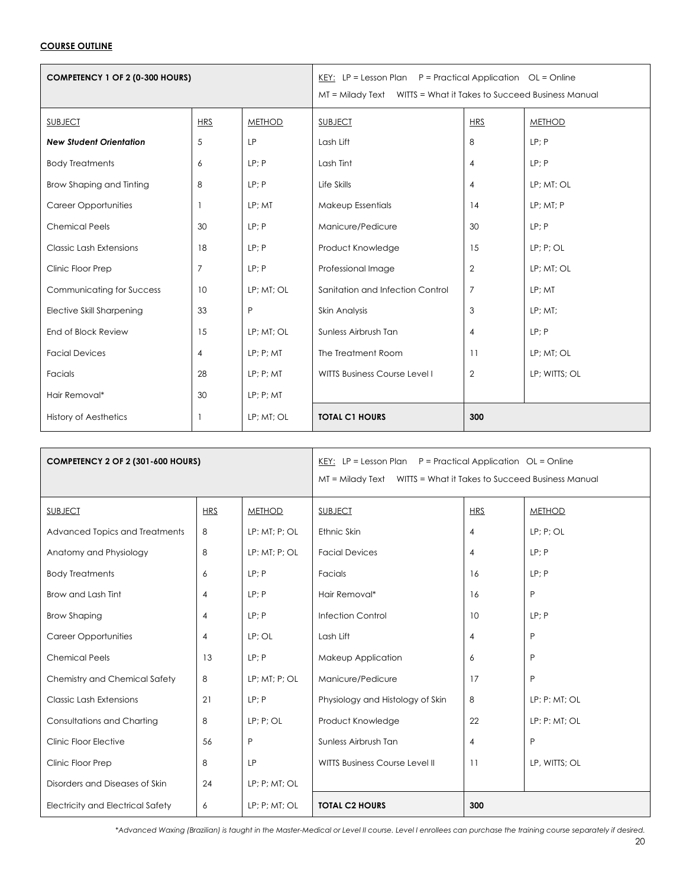**COURSE OUTLINE**

| COMPETENCY 1 OF 2 (0-300 HOURS) | | | KEY: LP = Lesson Plan P = Practical Application OL = Online MT = Milady Text WITTS = What it Takes to Succeed Business Manual | | |
|---|---|---|---|---|---|
| SUBJECT | HRS | METHOD | SUBJECT | HRS | METHOD |
| ***New Student Orientation*** | 5 | LP | Lash Lift | 8 | LP; P |
| Body Treatments | 6 | LP; P | Lash Tint | 4 | LP; P |
| Brow Shaping and Tinting | 8 | LP; P | Life Skills | 4 | LP; MT: OL |
| Career Opportunities | 1 | LP; MT | Makeup Essentials | 14 | LP; MT; P |
| Chemical Peels | 30 | LP; P | Manicure/Pedicure | 30 | LP; P |
| Classic Lash Extensions | 18 | LP; P | Product Knowledge | 15 | LP; P; OL |
| Clinic Floor Prep | 7 | LP; P | Professional Image | 2 | LP; MT; OL |
| Communicating for Success | 10 | LP; MT; OL | Sanitation and Infection Control | 7 | LP; MT |
| Elective Skill Sharpening | 33 | P | Skin Analysis | 3 | LP; MT; |
| End of Block Review | 15 | LP; MT; OL | Sunless Airbrush Tan | 4 | LP; P |
| Facial Devices | 4 | LP; P; MT | The Treatment Room | 11 | LP; MT; OL |
| Facials | 28 | LP; P; MT | WITTS Business Course Level I | 2 | LP; WITTS; OL |
| Hair Removal* | 30 | LP; P; MT | | | |
| History of Aesthetics | 1 | LP; MT; OL | **TOTAL C1 HOURS** | **300** | |

| COMPETENCY 2 OF 2 (301-600 HOURS) | | | KEY: LP = Lesson Plan P = Practical Application OL = Online MT = Milady Text WITTS = What it Takes to Succeed Business Manual | | |
|---|---|---|---|---|---|
| SUBJECT | HRS | METHOD | SUBJECT | HRS | METHOD |
| Advanced Topics and Treatments | 8 | LP: MT; P; OL | Ethnic Skin | 4 | LP; P; OL |
| Anatomy and Physiology | 8 | LP: MT; P; OL | Facial Devices | 4 | LP; P |
| Body Treatments | 6 | LP; P | Facials | 16 | LP; P |
| Brow and Lash Tint | 4 | LP; P | Hair Removal* | 16 | P |
| Brow Shaping | 4 | LP; P | Infection Control | 10 | LP; P |
| Career Opportunities | 4 | LP; OL | Lash Lift | 4 | P |
| Chemical Peels | 13 | LP; P | Makeup Application | 6 | P |
| Chemistry and Chemical Safety | 8 | LP; MT; P; OL | Manicure/Pedicure | 17 | P |
| Classic Lash Extensions | 21 | LP; P | Physiology and Histology of Skin | 8 | LP: P: MT; OL |
| Consultations and Charting | 8 | LP; P; OL | Product Knowledge | 22 | LP: P: MT; OL |
| Clinic Floor Elective | 56 | P | Sunless Airbrush Tan | 4 | P |
| Clinic Floor Prep | 8 | LP | WITTS Business Course Level II | 11 | LP, WITTS; OL |
| Disorders and Diseases of Skin | 24 | LP; P; MT; OL | | | |
| Electricity and Electrical Safety | 6 | LP; P; MT; OL | **TOTAL C2 HOURS** | **300** | |

**Advanced Waxing (Brazilian) is taught in the Master-Medical or Level II course. Level I enrollees can purchase the training course separately if desired.*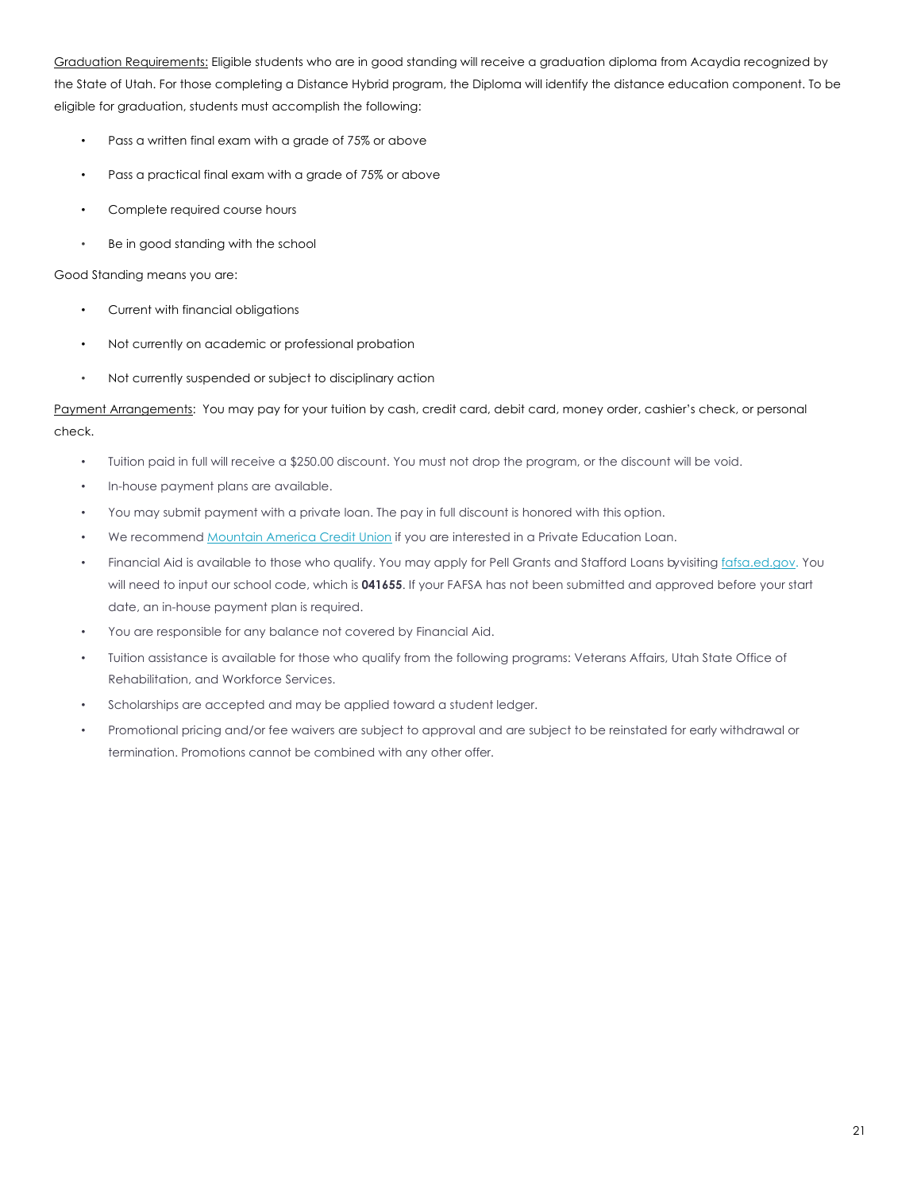Graduation Requirements: Eligible students who are in good standing will receive a graduation diploma from Acaydia recognized by the State of Utah. For those completing a Distance Hybrid program, the Diploma will identify the distance education component. To be eligible for graduation, students must accomplish the following:

- Pass a written final exam with a grade of 75% or above
- Pass a practical final exam with a grade of 75% or above
- Complete required course hours
- Be in good standing with the school

Good Standing means you are:

- Current with financial obligations
- Not currently on academic or professional probation
- Not currently suspended or subject to disciplinary action

Payment Arrangements: You may pay for your tuition by cash, credit card, debit card, money order, cashier's check, or personal check.

- Tuition paid in full will receive a $250.00 discount. You must not drop the program, or the discount will be void.
- In-house payment plans are available.
- You may submit payment with a private loan. The pay in full discount is honored with this option.
- We recommend [Mountain America Credit Union]() if you are interested in a Private Education Loan.
- Financial Aid is available to those who qualify. You may apply for Pell Grants and Stafford Loans by visiting [fafsa.ed.gov](). You will need to input our school code, which is **041655**. If your FAFSA has not been submitted and approved before your start date, an in-house payment plan is required.
- You are responsible for any balance not covered by Financial Aid.
- Tuition assistance is available for those who qualify from the following programs: Veterans Affairs, Utah State Office of Rehabilitation, and Workforce Services.
- Scholarships are accepted and may be applied toward a student ledger.
- Promotional pricing and/or fee waivers are subject to approval and are subject to be reinstated for early withdrawal or termination. Promotions cannot be combined with any other offer.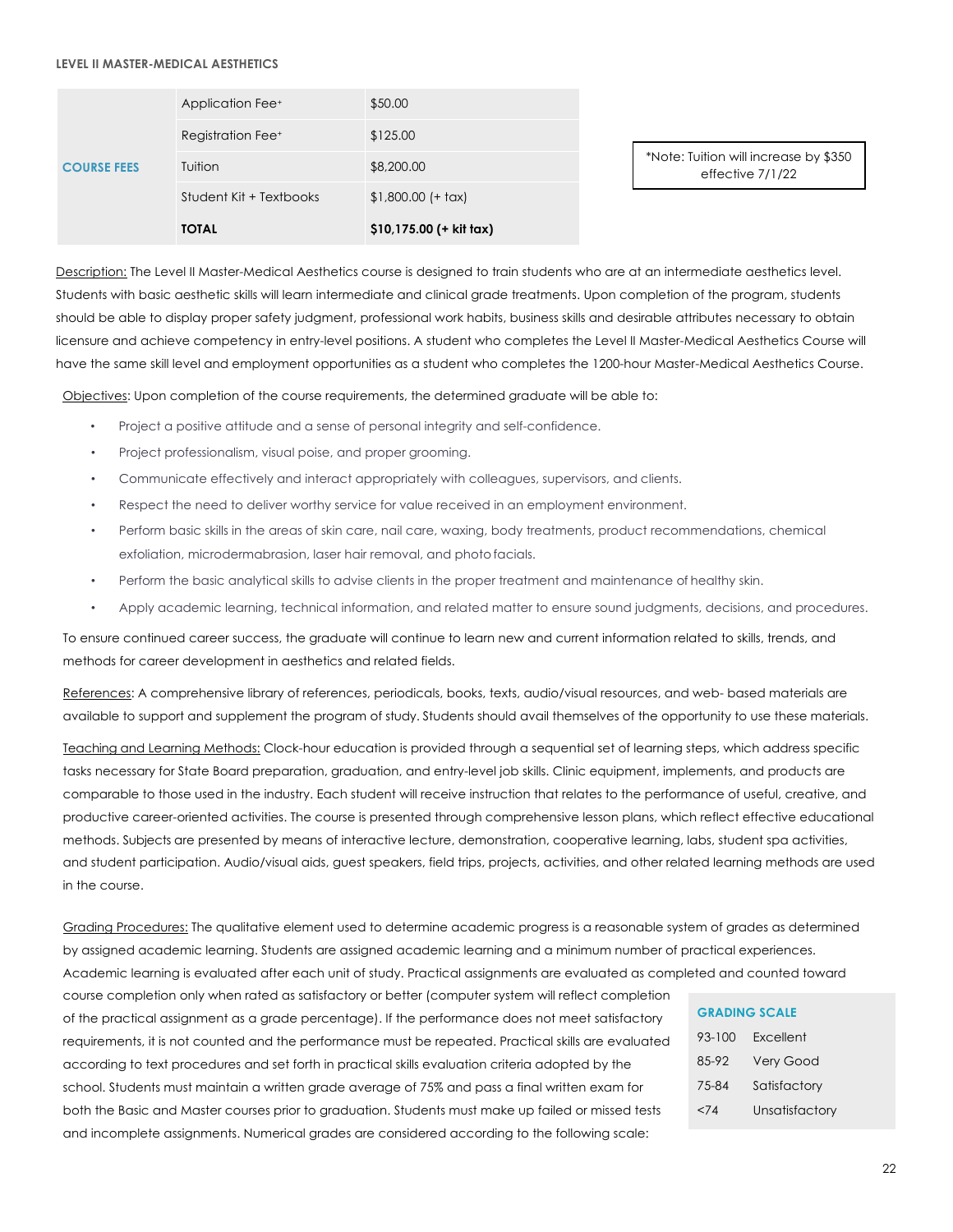#### LEVEL II MASTER-MEDICAL AESTHETICS

| | | |
|---|---|---|
| **COURSE FEES** | Application Fee+ | $50.00 |
| | Registration Fee+ | $125.00 |
| | Tuition | $8,200.00 |
| | Student Kit + Textbooks | $1,800.00 (+ tax) |
| | **TOTAL** | **$10,175.00 (+ kit tax)** |

*Note: Tuition will increase by $350 effective 7/1/22

Description: The Level II Master-Medical Aesthetics course is designed to train students who are at an intermediate aesthetics level. Students with basic aesthetic skills will learn intermediate and clinical grade treatments. Upon completion of the program, students should be able to display proper safety judgment, professional work habits, business skills and desirable attributes necessary to obtain licensure and achieve competency in entry-level positions. A student who completes the Level II Master-Medical Aesthetics Course will have the same skill level and employment opportunities as a student who completes the 1200-hour Master-Medical Aesthetics Course.

Objectives: Upon completion of the course requirements, the determined graduate will be able to:

- Project a positive attitude and a sense of personal integrity and self-confidence.
- Project professionalism, visual poise, and proper grooming.
- Communicate effectively and interact appropriately with colleagues, supervisors, and clients.
- Respect the need to deliver worthy service for value received in an employment environment.
- Perform basic skills in the areas of skin care, nail care, waxing, body treatments, product recommendations, chemical exfoliation, microdermabrasion, laser hair removal, and photo facials.
- Perform the basic analytical skills to advise clients in the proper treatment and maintenance of healthy skin.
- Apply academic learning, technical information, and related matter to ensure sound judgments, decisions, and procedures.

To ensure continued career success, the graduate will continue to learn new and current information related to skills, trends, and methods for career development in aesthetics and related fields.

References: A comprehensive library of references, periodicals, books, texts, audio/visual resources, and web- based materials are available to support and supplement the program of study. Students should avail themselves of the opportunity to use these materials.

Teaching and Learning Methods: Clock-hour education is provided through a sequential set of learning steps, which address specific tasks necessary for State Board preparation, graduation, and entry-level job skills. Clinic equipment, implements, and products are comparable to those used in the industry. Each student will receive instruction that relates to the performance of useful, creative, and productive career-oriented activities. The course is presented through comprehensive lesson plans, which reflect effective educational methods. Subjects are presented by means of interactive lecture, demonstration, cooperative learning, labs, student spa activities, and student participation. Audio/visual aids, guest speakers, field trips, projects, activities, and other related learning methods are used in the course.

Grading Procedures: The qualitative element used to determine academic progress is a reasonable system of grades as determined by assigned academic learning. Students are assigned academic learning and a minimum number of practical experiences. Academic learning is evaluated after each unit of study. Practical assignments are evaluated as completed and counted toward course completion only when rated as satisfactory or better (computer system will reflect completion of the practical assignment as a grade percentage). If the performance does not meet satisfactory requirements, it is not counted and the performance must be repeated. Practical skills are evaluated according to text procedures and set forth in practical skills evaluation criteria adopted by the school. Students must maintain a written grade average of 75% and pass a final written exam for both the Basic and Master courses prior to graduation. Students must make up failed or missed tests and incomplete assignments. Numerical grades are considered according to the following scale:

| GRADING SCALE | |
|---|---|
| 93-100 | Excellent |
| 85-92 | Very Good |
| 75-84 | Satisfactory |
| <74 | Unsatisfactory |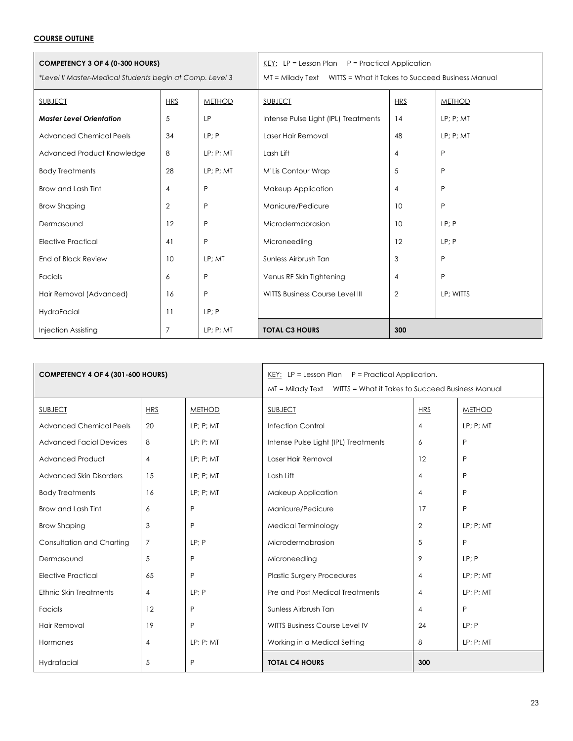**COURSE OUTLINE**

| **COMPETENCY 3 OF 4 (0-300 HOURS)** *\*Level II Master-Medical Students begin at Comp. Level 3* | | | KEY: LP = Lesson Plan P = Practical Application MT = Milady Text WITTS = What it Takes to Succeed Business Manual | | |
|---|---|---|---|---|---|
| SUBJECT | HRS | METHOD | SUBJECT | HRS | METHOD |
| ***Master Level Orientation*** | 5 | LP | Intense Pulse Light (IPL) Treatments | 14 | LP; P; MT |
| Advanced Chemical Peels | 34 | LP; P | Laser Hair Removal | 48 | LP; P; MT |
| Advanced Product Knowledge | 8 | LP; P; MT | Lash Lift | 4 | P |
| Body Treatments | 28 | LP; P; MT | M'Lis Contour Wrap | 5 | P |
| Brow and Lash Tint | 4 | P | Makeup Application | 4 | P |
| Brow Shaping | 2 | P | Manicure/Pedicure | 10 | P |
| Dermasound | 12 | P | Microdermabrasion | 10 | LP; P |
| Elective Practical | 41 | P | Microneedling | 12 | LP; P |
| End of Block Review | 10 | LP; MT | Sunless Airbrush Tan | 3 | P |
| Facials | 6 | P | Venus RF Skin Tightening | 4 | P |
| Hair Removal (Advanced) | 16 | P | WITTS Business Course Level III | 2 | LP; WITTS |
| HydraFacial | 11 | LP; P | | | |
| Injection Assisting | 7 | LP; P; MT | **TOTAL C3 HOURS** | **300** | |

| **COMPETENCY 4 OF 4 (301-600 HOURS)** | | | KEY: LP = Lesson Plan P = Practical Application. MT = Milady Text WITTS = What it Takes to Succeed Business Manual | | |
|---|---|---|---|---|---|
| SUBJECT | HRS | METHOD | SUBJECT | HRS | METHOD |
| Advanced Chemical Peels | 20 | LP; P; MT | Infection Control | 4 | LP; P; MT |
| Advanced Facial Devices | 8 | LP; P; MT | Intense Pulse Light (IPL) Treatments | 6 | P |
| Advanced Product | 4 | LP; P; MT | Laser Hair Removal | 12 | P |
| Advanced Skin Disorders | 15 | LP; P; MT | Lash Lift | 4 | P |
| Body Treatments | 16 | LP; P; MT | Makeup Application | 4 | P |
| Brow and Lash Tint | 6 | P | Manicure/Pedicure | 17 | P |
| Brow Shaping | 3 | P | Medical Terminology | 2 | LP; P; MT |
| Consultation and Charting | 7 | LP; P | Microdermabrasion | 5 | P |
| Dermasound | 5 | P | Microneedling | 9 | LP; P |
| Elective Practical | 65 | P | Plastic Surgery Procedures | 4 | LP; P; MT |
| Ethnic Skin Treatments | 4 | LP; P | Pre and Post Medical Treatments | 4 | LP; P; MT |
| Facials | 12 | P | Sunless Airbrush Tan | 4 | P |
| Hair Removal | 19 | P | WITTS Business Course Level IV | 24 | LP; P |
| Hormones | 4 | LP; P; MT | Working in a Medical Setting | 8 | LP; P; MT |
| Hydrafacial | 5 | P | **TOTAL C4 HOURS** | **300** | |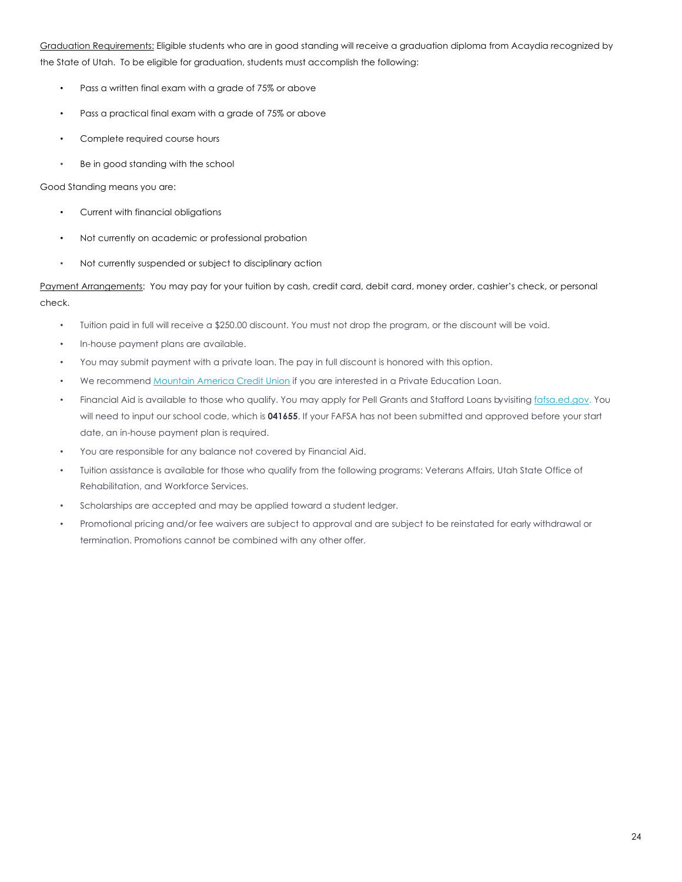<u>Graduation Requirements:</u> Eligible students who are in good standing will receive a graduation diploma from Acaydia recognized by the State of Utah. To be eligible for graduation, students must accomplish the following:

- Pass a written final exam with a grade of 75% or above
- Pass a practical final exam with a grade of 75% or above
- Complete required course hours
- Be in good standing with the school

Good Standing means you are:

- Current with financial obligations
- Not currently on academic or professional probation
- Not currently suspended or subject to disciplinary action

<u>Payment Arrangements</u>: You may pay for your tuition by cash, credit card, debit card, money order, cashier's check, or personal check.

- Tuition paid in full will receive a $250.00 discount. You must not drop the program, or the discount will be void.
- In-house payment plans are available.
- You may submit payment with a private loan. The pay in full discount is honored with this option.
- We recommend [Mountain America Credit Union] if you are interested in a Private Education Loan.
- Financial Aid is available to those who qualify. You may apply for Pell Grants and Stafford Loans by visiting [fafsa.ed.gov]. You will need to input our school code, which is **041655**. If your FAFSA has not been submitted and approved before your start date, an in-house payment plan is required.
- You are responsible for any balance not covered by Financial Aid.
- Tuition assistance is available for those who qualify from the following programs: Veterans Affairs, Utah State Office of Rehabilitation, and Workforce Services.
- Scholarships are accepted and may be applied toward a student ledger.
- Promotional pricing and/or fee waivers are subject to approval and are subject to be reinstated for early withdrawal or termination. Promotions cannot be combined with any other offer.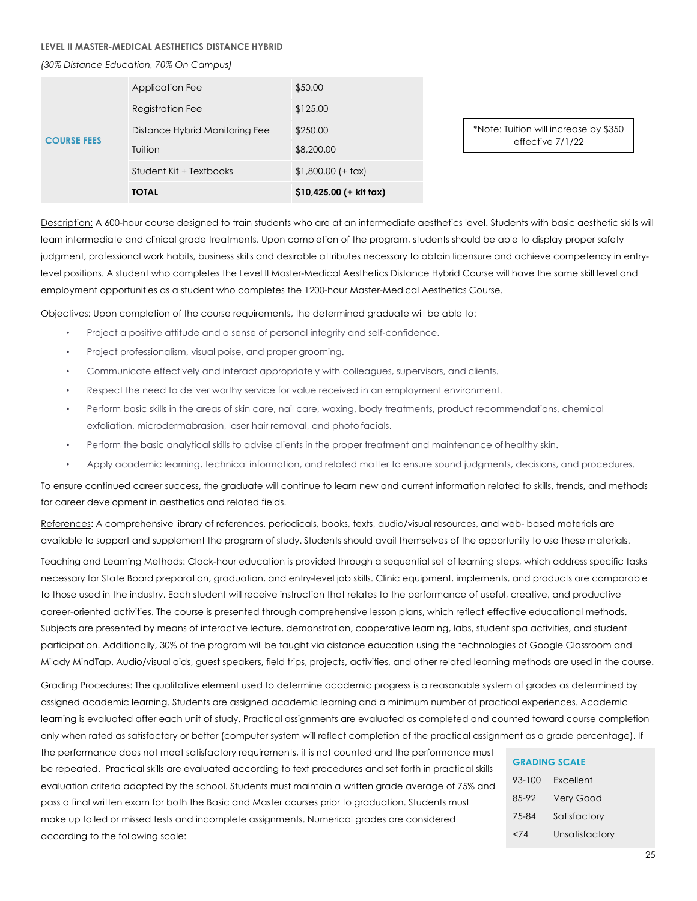**LEVEL II MASTER-MEDICAL AESTHETICS DISTANCE HYBRID**

*(30% Distance Education, 70% On Campus)*

| | | |
|---|---|---|
| **COURSE FEES** | Application Fee+ | $50.00 |
| | Registration Fee+ | $125.00 |
| | Distance Hybrid Monitoring Fee | $250.00 |
| | Tuition | $8,200.00 |
| | Student Kit + Textbooks | $1,800.00 (+ tax) |
| | **TOTAL** | **$10,425.00 (+ kit tax)** |

*Note: Tuition will increase by $350 effective 7/1/22

Description: A 600-hour course designed to train students who are at an intermediate aesthetics level. Students with basic aesthetic skills will learn intermediate and clinical grade treatments. Upon completion of the program, students should be able to display proper safety judgment, professional work habits, business skills and desirable attributes necessary to obtain licensure and achieve competency in entry-level positions. A student who completes the Level II Master-Medical Aesthetics Distance Hybrid Course will have the same skill level and employment opportunities as a student who completes the 1200-hour Master-Medical Aesthetics Course.

Objectives: Upon completion of the course requirements, the determined graduate will be able to:

- Project a positive attitude and a sense of personal integrity and self-confidence.
- Project professionalism, visual poise, and proper grooming.
- Communicate effectively and interact appropriately with colleagues, supervisors, and clients.
- Respect the need to deliver worthy service for value received in an employment environment.
- Perform basic skills in the areas of skin care, nail care, waxing, body treatments, product recommendations, chemical exfoliation, microdermabrasion, laser hair removal, and photo facials.
- Perform the basic analytical skills to advise clients in the proper treatment and maintenance of healthy skin.
- Apply academic learning, technical information, and related matter to ensure sound judgments, decisions, and procedures.

To ensure continued career success, the graduate will continue to learn new and current information related to skills, trends, and methods for career development in aesthetics and related fields.

References: A comprehensive library of references, periodicals, books, texts, audio/visual resources, and web- based materials are available to support and supplement the program of study. Students should avail themselves of the opportunity to use these materials.

Teaching and Learning Methods: Clock-hour education is provided through a sequential set of learning steps, which address specific tasks necessary for State Board preparation, graduation, and entry-level job skills. Clinic equipment, implements, and products are comparable to those used in the industry. Each student will receive instruction that relates to the performance of useful, creative, and productive career-oriented activities. The course is presented through comprehensive lesson plans, which reflect effective educational methods. Subjects are presented by means of interactive lecture, demonstration, cooperative learning, labs, student spa activities, and student participation. Additionally, 30% of the program will be taught via distance education using the technologies of Google Classroom and Milady MindTap. Audio/visual aids, guest speakers, field trips, projects, activities, and other related learning methods are used in the course.

Grading Procedures: The qualitative element used to determine academic progress is a reasonable system of grades as determined by assigned academic learning. Students are assigned academic learning and a minimum number of practical experiences. Academic learning is evaluated after each unit of study. Practical assignments are evaluated as completed and counted toward course completion only when rated as satisfactory or better (computer system will reflect completion of the practical assignment as a grade percentage). If the performance does not meet satisfactory requirements, it is not counted and the performance must be repeated. Practical skills are evaluated according to text procedures and set forth in practical skills evaluation criteria adopted by the school. Students must maintain a written grade average of 75% and pass a final written exam for both the Basic and Master courses prior to graduation. Students must make up failed or missed tests and incomplete assignments. Numerical grades are considered according to the following scale:

**GRADING SCALE**

| | |
|---|---|
| 93-100 | Excellent |
| 85-92 | Very Good |
| 75-84 | Satisfactory |
| <74 | Unsatisfactory |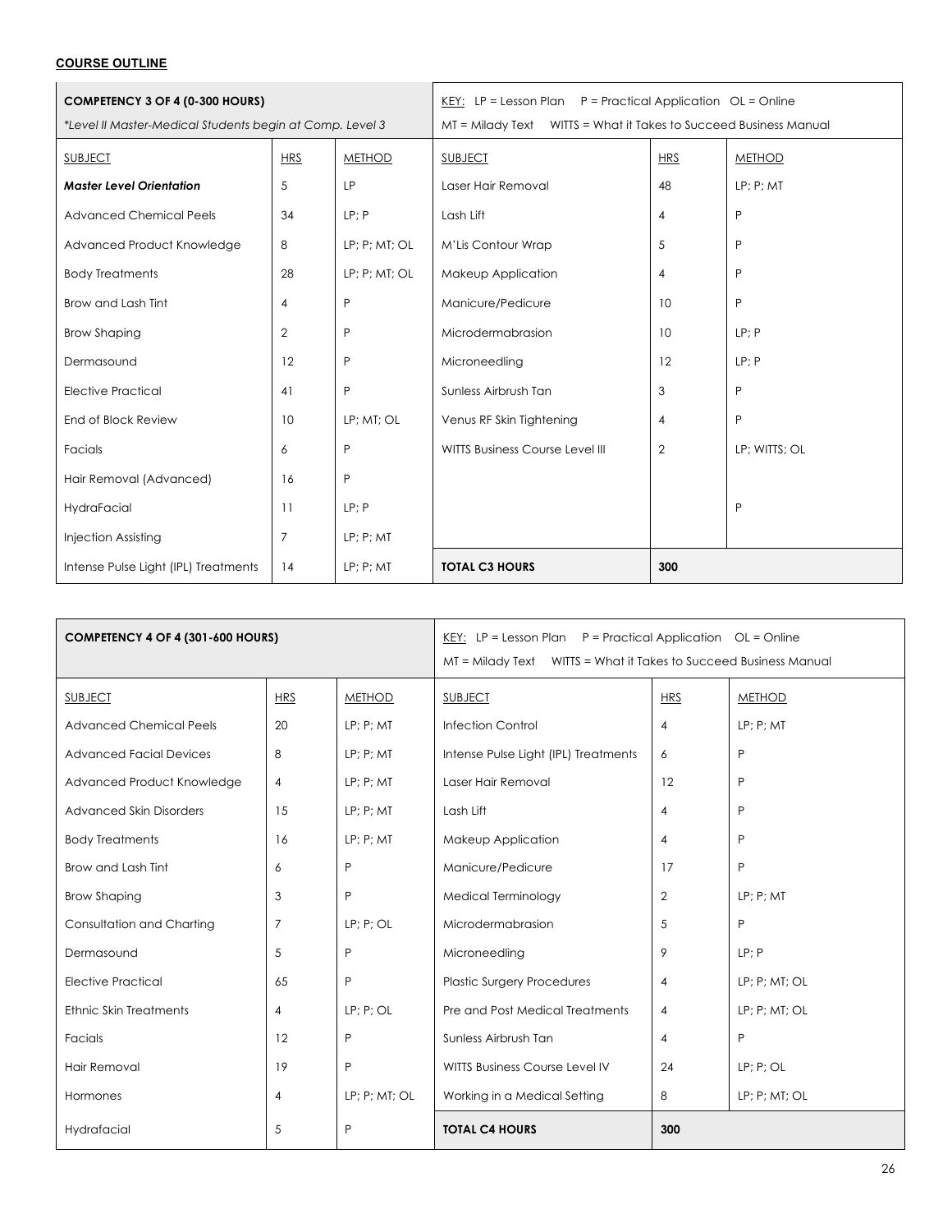**COURSE OUTLINE**

| COMPETENCY 3 OF 4 (0-300 HOURS) *\*Level II Master-Medical Students begin at Comp. Level 3* | | | KEY: LP = Lesson Plan P = Practical Application OL = Online MT = Milady Text WITTS = What it Takes to Succeed Business Manual | | |
|---|---|---|---|---|---|
| SUBJECT | HRS | METHOD | SUBJECT | HRS | METHOD |
| ***Master Level Orientation*** | 5 | LP | Laser Hair Removal | 48 | LP; P; MT |
| Advanced Chemical Peels | 34 | LP; P | Lash Lift | 4 | P |
| Advanced Product Knowledge | 8 | LP; P; MT; OL | M'Lis Contour Wrap | 5 | P |
| Body Treatments | 28 | LP; P; MT; OL | Makeup Application | 4 | P |
| Brow and Lash Tint | 4 | P | Manicure/Pedicure | 10 | P |
| Brow Shaping | 2 | P | Microdermabrasion | 10 | LP; P |
| Dermasound | 12 | P | Microneedling | 12 | LP; P |
| Elective Practical | 41 | P | Sunless Airbrush Tan | 3 | P |
| End of Block Review | 10 | LP; MT; OL | Venus RF Skin Tightening | 4 | P |
| Facials | 6 | P | WITTS Business Course Level III | 2 | LP; WITTS; OL |
| Hair Removal (Advanced) | 16 | P | | | |
| HydraFacial | 11 | LP; P | | | P |
| Injection Assisting | 7 | LP; P; MT | | | |
| Intense Pulse Light (IPL) Treatments | 14 | LP; P; MT | **TOTAL C3 HOURS** | **300** | |

| COMPETENCY 4 OF 4 (301-600 HOURS) | | | KEY: LP = Lesson Plan P = Practical Application OL = Online MT = Milady Text WITTS = What it Takes to Succeed Business Manual | | |
|---|---|---|---|---|---|
| SUBJECT | HRS | METHOD | SUBJECT | HRS | METHOD |
| Advanced Chemical Peels | 20 | LP; P; MT | Infection Control | 4 | LP; P; MT |
| Advanced Facial Devices | 8 | LP; P; MT | Intense Pulse Light (IPL) Treatments | 6 | P |
| Advanced Product Knowledge | 4 | LP; P; MT | Laser Hair Removal | 12 | P |
| Advanced Skin Disorders | 15 | LP; P; MT | Lash Lift | 4 | P |
| Body Treatments | 16 | LP; P; MT | Makeup Application | 4 | P |
| Brow and Lash Tint | 6 | P | Manicure/Pedicure | 17 | P |
| Brow Shaping | 3 | P | Medical Terminology | 2 | LP; P; MT |
| Consultation and Charting | 7 | LP; P; OL | Microdermabrasion | 5 | P |
| Dermasound | 5 | P | Microneedling | 9 | LP; P |
| Elective Practical | 65 | P | Plastic Surgery Procedures | 4 | LP; P; MT; OL |
| Ethnic Skin Treatments | 4 | LP; P; OL | Pre and Post Medical Treatments | 4 | LP; P; MT; OL |
| Facials | 12 | P | Sunless Airbrush Tan | 4 | P |
| Hair Removal | 19 | P | WITTS Business Course Level IV | 24 | LP; P; OL |
| Hormones | 4 | LP; P; MT; OL | Working in a Medical Setting | 8 | LP; P; MT; OL |
| Hydrafacial | 5 | P | **TOTAL C4 HOURS** | **300** | |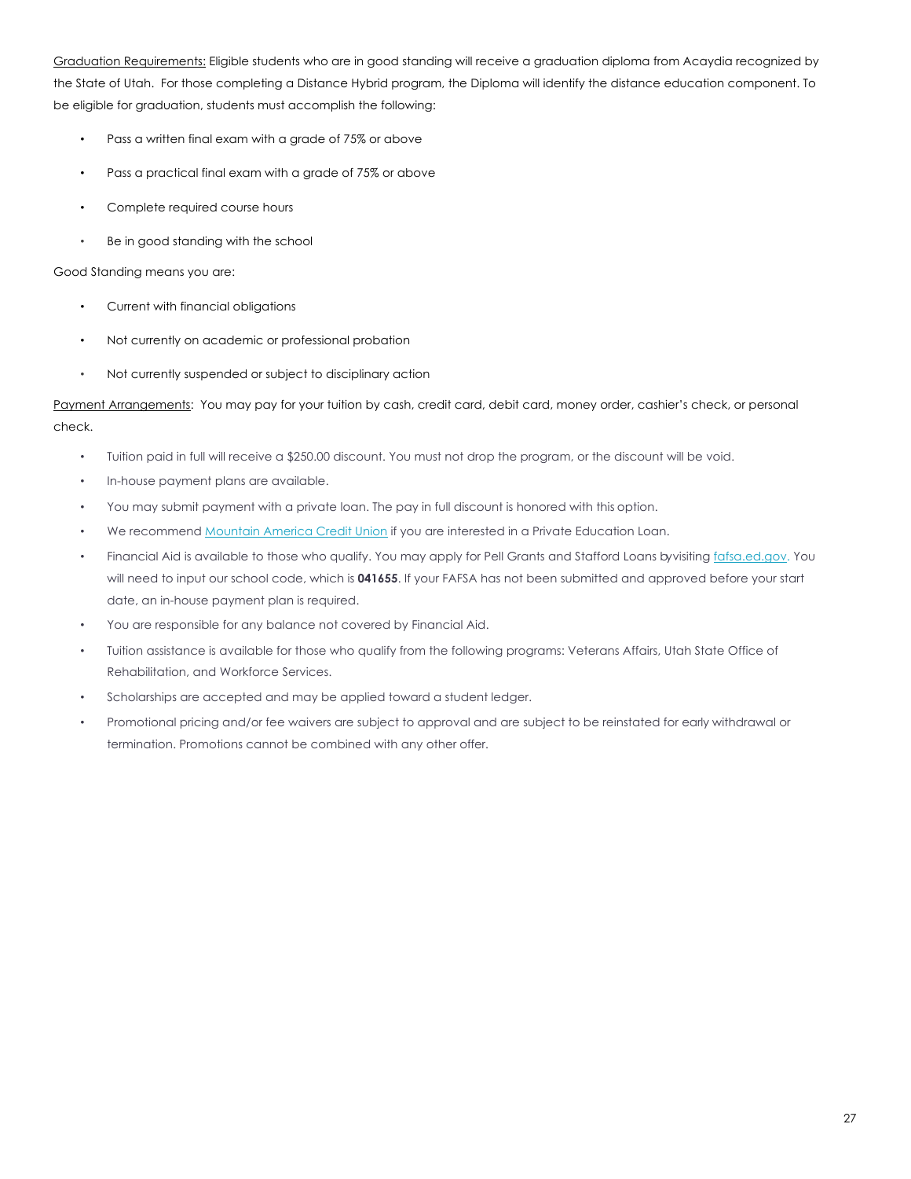Graduation Requirements: Eligible students who are in good standing will receive a graduation diploma from Acaydia recognized by the State of Utah. For those completing a Distance Hybrid program, the Diploma will identify the distance education component. To be eligible for graduation, students must accomplish the following:

- Pass a written final exam with a grade of 75% or above
- Pass a practical final exam with a grade of 75% or above
- Complete required course hours
- Be in good standing with the school

Good Standing means you are:

- Current with financial obligations
- Not currently on academic or professional probation
- Not currently suspended or subject to disciplinary action

Payment Arrangements: You may pay for your tuition by cash, credit card, debit card, money order, cashier's check, or personal check.

- Tuition paid in full will receive a $250.00 discount. You must not drop the program, or the discount will be void.
- In-house payment plans are available.
- You may submit payment with a private loan. The pay in full discount is honored with this option.
- We recommend Mountain America Credit Union if you are interested in a Private Education Loan.
- Financial Aid is available to those who qualify. You may apply for Pell Grants and Stafford Loans by visiting fafsa.ed.gov. You will need to input our school code, which is **041655**. If your FAFSA has not been submitted and approved before your start date, an in-house payment plan is required.
- You are responsible for any balance not covered by Financial Aid.
- Tuition assistance is available for those who qualify from the following programs: Veterans Affairs, Utah State Office of Rehabilitation, and Workforce Services.
- Scholarships are accepted and may be applied toward a student ledger.
- Promotional pricing and/or fee waivers are subject to approval and are subject to be reinstated for early withdrawal or termination. Promotions cannot be combined with any other offer.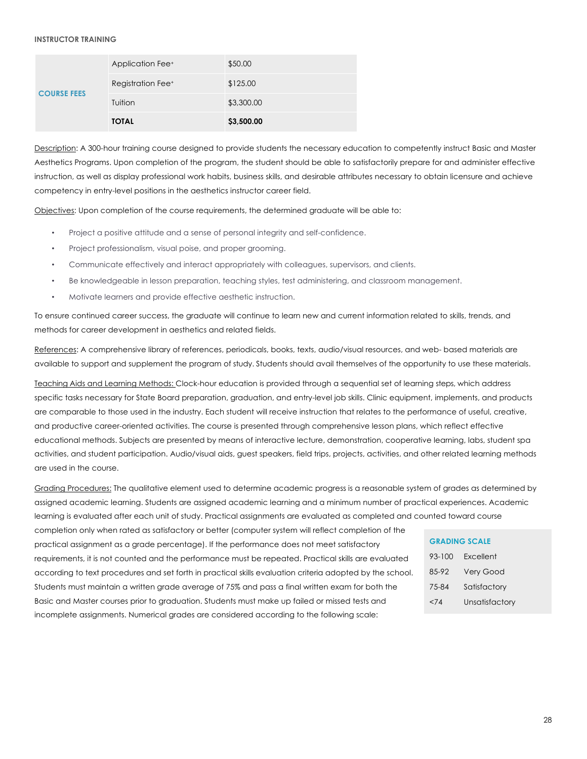### INSTRUCTOR TRAINING

| | | |
|---|---|---|
| **COURSE FEES** | Application Fee+ | $50.00 |
| | Registration Fee+ | $125.00 |
| | Tuition | $3,300.00 |
| | **TOTAL** | **$3,500.00** |

Description: A 300-hour training course designed to provide students the necessary education to competently instruct Basic and Master Aesthetics Programs. Upon completion of the program, the student should be able to satisfactorily prepare for and administer effective instruction, as well as display professional work habits, business skills, and desirable attributes necessary to obtain licensure and achieve competency in entry-level positions in the aesthetics instructor career field.

Objectives: Upon completion of the course requirements, the determined graduate will be able to:

- Project a positive attitude and a sense of personal integrity and self-confidence.
- Project professionalism, visual poise, and proper grooming.
- Communicate effectively and interact appropriately with colleagues, supervisors, and clients.
- Be knowledgeable in lesson preparation, teaching styles, test administering, and classroom management.
- Motivate learners and provide effective aesthetic instruction.

To ensure continued career success, the graduate will continue to learn new and current information related to skills, trends, and methods for career development in aesthetics and related fields.

References: A comprehensive library of references, periodicals, books, texts, audio/visual resources, and web- based materials are available to support and supplement the program of study. Students should avail themselves of the opportunity to use these materials.

Teaching Aids and Learning Methods: Clock-hour education is provided through a sequential set of learning steps, which address specific tasks necessary for State Board preparation, graduation, and entry-level job skills. Clinic equipment, implements, and products are comparable to those used in the industry. Each student will receive instruction that relates to the performance of useful, creative, and productive career-oriented activities. The course is presented through comprehensive lesson plans, which reflect effective educational methods. Subjects are presented by means of interactive lecture, demonstration, cooperative learning, labs, student spa activities, and student participation. Audio/visual aids, guest speakers, field trips, projects, activities, and other related learning methods are used in the course.

Grading Procedures: The qualitative element used to determine academic progress is a reasonable system of grades as determined by assigned academic learning. Students are assigned academic learning and a minimum number of practical experiences. Academic learning is evaluated after each unit of study. Practical assignments are evaluated as completed and counted toward course completion only when rated as satisfactory or better (computer system will reflect completion of the practical assignment as a grade percentage). If the performance does not meet satisfactory requirements, it is not counted and the performance must be repeated. Practical skills are evaluated according to text procedures and set forth in practical skills evaluation criteria adopted by the school. Students must maintain a written grade average of 75% and pass a final written exam for both the Basic and Master courses prior to graduation. Students must make up failed or missed tests and incomplete assignments. Numerical grades are considered according to the following scale:

| GRADING SCALE | |
|---|---|
| 93-100 | Excellent |
| 85-92 | Very Good |
| 75-84 | Satisfactory |
| <74 | Unsatisfactory |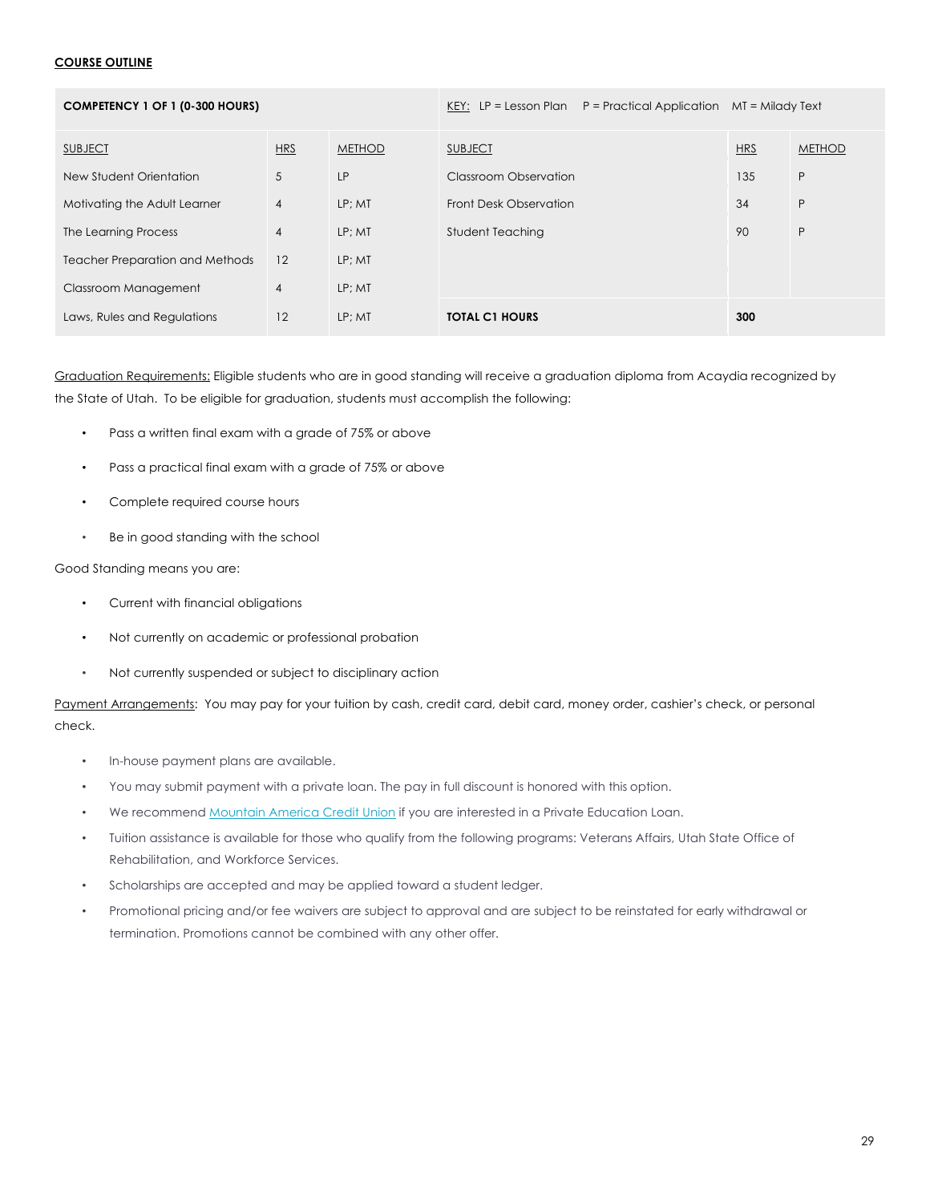**COURSE OUTLINE**

| COMPETENCY 1 OF 1 (0-300 HOURS) | | | KEY: LP = Lesson Plan P = Practical Application MT = Milady Text | | |
|---|---|---|---|---|---|
| SUBJECT | HRS | METHOD | SUBJECT | HRS | METHOD |
| New Student Orientation | 5 | LP | Classroom Observation | 135 | P |
| Motivating the Adult Learner | 4 | LP; MT | Front Desk Observation | 34 | P |
| The Learning Process | 4 | LP; MT | Student Teaching | 90 | P |
| Teacher Preparation and Methods | 12 | LP; MT | | | |
| Classroom Management | 4 | LP; MT | | | |
| Laws, Rules and Regulations | 12 | LP; MT | **TOTAL C1 HOURS** | **300** | |

Graduation Requirements: Eligible students who are in good standing will receive a graduation diploma from Acaydia recognized by the State of Utah. To be eligible for graduation, students must accomplish the following:

- Pass a written final exam with a grade of 75% or above
- Pass a practical final exam with a grade of 75% or above
- Complete required course hours
- Be in good standing with the school

Good Standing means you are:

- Current with financial obligations
- Not currently on academic or professional probation
- Not currently suspended or subject to disciplinary action

Payment Arrangements: You may pay for your tuition by cash, credit card, debit card, money order, cashier's check, or personal check.

- In-house payment plans are available.
- You may submit payment with a private loan. The pay in full discount is honored with this option.
- We recommend Mountain America Credit Union if you are interested in a Private Education Loan.
- Tuition assistance is available for those who qualify from the following programs: Veterans Affairs, Utah State Office of Rehabilitation, and Workforce Services.
- Scholarships are accepted and may be applied toward a student ledger.
- Promotional pricing and/or fee waivers are subject to approval and are subject to be reinstated for early withdrawal or termination. Promotions cannot be combined with any other offer.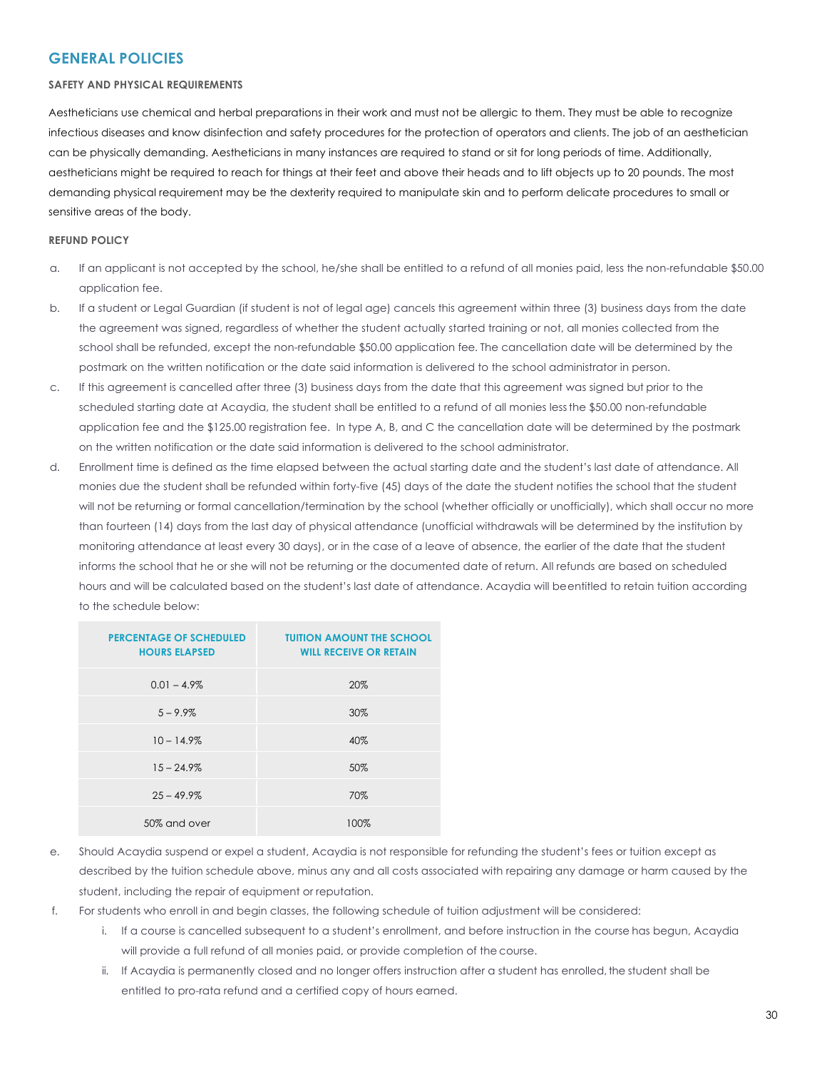## GENERAL POLICIES

### SAFETY AND PHYSICAL REQUIREMENTS

Aestheticians use chemical and herbal preparations in their work and must not be allergic to them. They must be able to recognize infectious diseases and know disinfection and safety procedures for the protection of operators and clients. The job of an aesthetician can be physically demanding. Aestheticians in many instances are required to stand or sit for long periods of time. Additionally, aestheticians might be required to reach for things at their feet and above their heads and to lift objects up to 20 pounds. The most demanding physical requirement may be the dexterity required to manipulate skin and to perform delicate procedures to small or sensitive areas of the body.

### REFUND POLICY

a. If an applicant is not accepted by the school, he/she shall be entitled to a refund of all monies paid, less the non-refundable $50.00 application fee.

b. If a student or Legal Guardian (if student is not of legal age) cancels this agreement within three (3) business days from the date the agreement was signed, regardless of whether the student actually started training or not, all monies collected from the school shall be refunded, except the non-refundable $50.00 application fee. The cancellation date will be determined by the postmark on the written notification or the date said information is delivered to the school administrator in person.

c. If this agreement is cancelled after three (3) business days from the date that this agreement was signed but prior to the scheduled starting date at Acaydia, the student shall be entitled to a refund of all monies less the $50.00 non-refundable application fee and the $125.00 registration fee. In type A, B, and C the cancellation date will be determined by the postmark on the written notification or the date said information is delivered to the school administrator.

d. Enrollment time is defined as the time elapsed between the actual starting date and the student's last date of attendance. All monies due the student shall be refunded within forty-five (45) days of the date the student notifies the school that the student will not be returning or formal cancellation/termination by the school (whether officially or unofficially), which shall occur no more than fourteen (14) days from the last day of physical attendance (unofficial withdrawals will be determined by the institution by monitoring attendance at least every 30 days), or in the case of a leave of absence, the earlier of the date that the student informs the school that he or she will not be returning or the documented date of return. All refunds are based on scheduled hours and will be calculated based on the student's last date of attendance. Acaydia will be entitled to retain tuition according to the schedule below:

| PERCENTAGE OF SCHEDULED HOURS ELAPSED | TUITION AMOUNT THE SCHOOL WILL RECEIVE OR RETAIN |
|---|---|
| 0.01 – 4.9% | 20% |
| 5 – 9.9% | 30% |
| 10 – 14.9% | 40% |
| 15 – 24.9% | 50% |
| 25 – 49.9% | 70% |
| 50% and over | 100% |

e. Should Acaydia suspend or expel a student, Acaydia is not responsible for refunding the student's fees or tuition except as described by the tuition schedule above, minus any and all costs associated with repairing any damage or harm caused by the student, including the repair of equipment or reputation.

f. For students who enroll in and begin classes, the following schedule of tuition adjustment will be considered:

   i. If a course is cancelled subsequent to a student's enrollment, and before instruction in the course has begun, Acaydia will provide a full refund of all monies paid, or provide completion of the course.

   ii. If Acaydia is permanently closed and no longer offers instruction after a student has enrolled, the student shall be entitled to pro-rata refund and a certified copy of hours earned.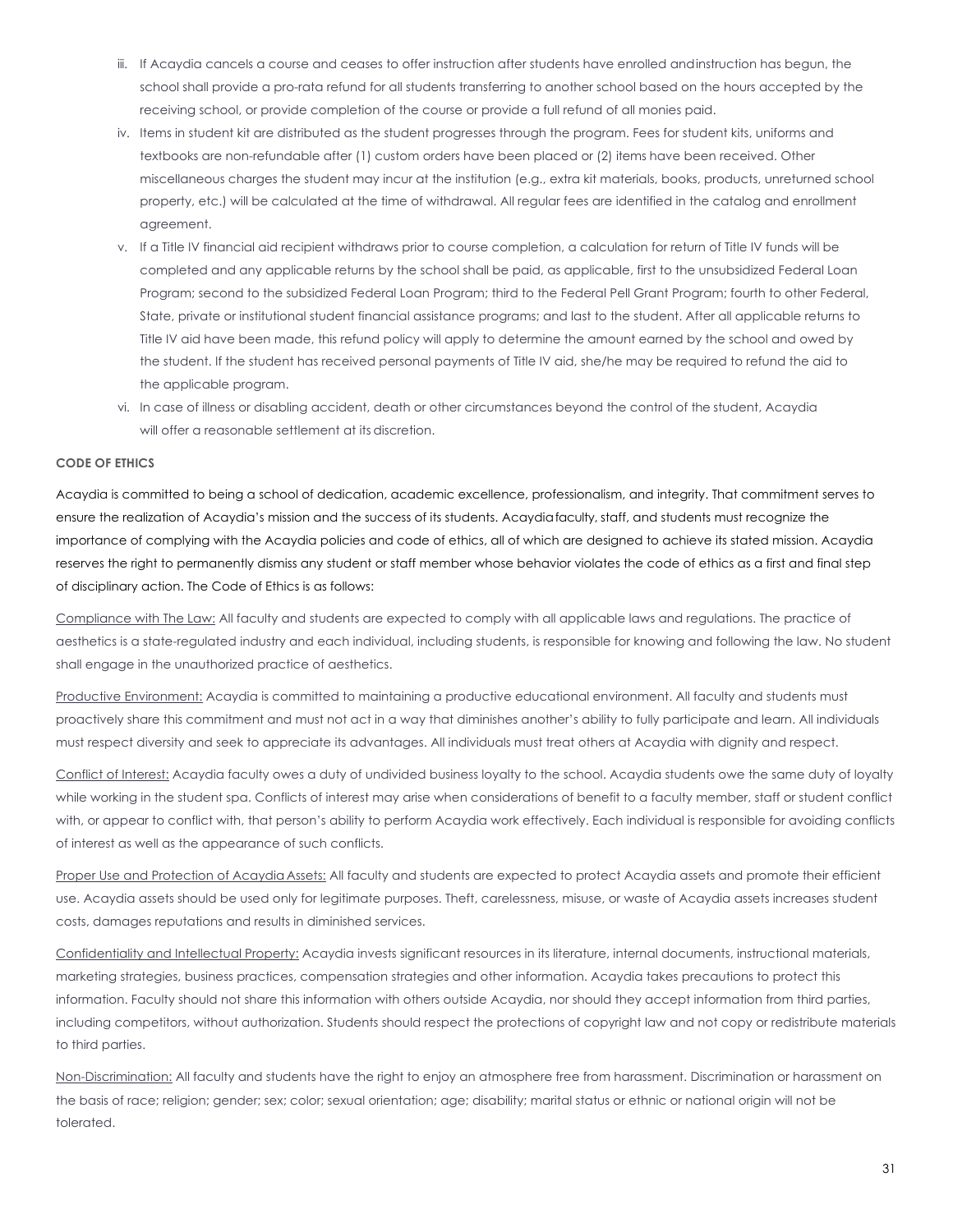iii. If Acaydia cancels a course and ceases to offer instruction after students have enrolled and instruction has begun, the school shall provide a pro-rata refund for all students transferring to another school based on the hours accepted by the receiving school, or provide completion of the course or provide a full refund of all monies paid.

iv. Items in student kit are distributed as the student progresses through the program. Fees for student kits, uniforms and textbooks are non-refundable after (1) custom orders have been placed or (2) items have been received. Other miscellaneous charges the student may incur at the institution (e.g., extra kit materials, books, products, unreturned school property, etc.) will be calculated at the time of withdrawal. All regular fees are identified in the catalog and enrollment agreement.

v. If a Title IV financial aid recipient withdraws prior to course completion, a calculation for return of Title IV funds will be completed and any applicable returns by the school shall be paid, as applicable, first to the unsubsidized Federal Loan Program; second to the subsidized Federal Loan Program; third to the Federal Pell Grant Program; fourth to other Federal, State, private or institutional student financial assistance programs; and last to the student. After all applicable returns to Title IV aid have been made, this refund policy will apply to determine the amount earned by the school and owed by the student. If the student has received personal payments of Title IV aid, she/he may be required to refund the aid to the applicable program.

vi. In case of illness or disabling accident, death or other circumstances beyond the control of the student, Acaydia will offer a reasonable settlement at its discretion.

**CODE OF ETHICS**

Acaydia is committed to being a school of dedication, academic excellence, professionalism, and integrity. That commitment serves to ensure the realization of Acaydia's mission and the success of its students. Acaydia faculty, staff, and students must recognize the importance of complying with the Acaydia policies and code of ethics, all of which are designed to achieve its stated mission. Acaydia reserves the right to permanently dismiss any student or staff member whose behavior violates the code of ethics as a first and final step of disciplinary action. The Code of Ethics is as follows:

Compliance with The Law: All faculty and students are expected to comply with all applicable laws and regulations. The practice of aesthetics is a state-regulated industry and each individual, including students, is responsible for knowing and following the law. No student shall engage in the unauthorized practice of aesthetics.

Productive Environment: Acaydia is committed to maintaining a productive educational environment. All faculty and students must proactively share this commitment and must not act in a way that diminishes another's ability to fully participate and learn. All individuals must respect diversity and seek to appreciate its advantages. All individuals must treat others at Acaydia with dignity and respect.

Conflict of Interest: Acaydia faculty owes a duty of undivided business loyalty to the school. Acaydia students owe the same duty of loyalty while working in the student spa. Conflicts of interest may arise when considerations of benefit to a faculty member, staff or student conflict with, or appear to conflict with, that person's ability to perform Acaydia work effectively. Each individual is responsible for avoiding conflicts of interest as well as the appearance of such conflicts.

Proper Use and Protection of Acaydia Assets: All faculty and students are expected to protect Acaydia assets and promote their efficient use. Acaydia assets should be used only for legitimate purposes. Theft, carelessness, misuse, or waste of Acaydia assets increases student costs, damages reputations and results in diminished services.

Confidentiality and Intellectual Property: Acaydia invests significant resources in its literature, internal documents, instructional materials, marketing strategies, business practices, compensation strategies and other information. Acaydia takes precautions to protect this information. Faculty should not share this information with others outside Acaydia, nor should they accept information from third parties, including competitors, without authorization. Students should respect the protections of copyright law and not copy or redistribute materials to third parties.

Non-Discrimination: All faculty and students have the right to enjoy an atmosphere free from harassment. Discrimination or harassment on the basis of race; religion; gender; sex; color; sexual orientation; age; disability; marital status or ethnic or national origin will not be tolerated.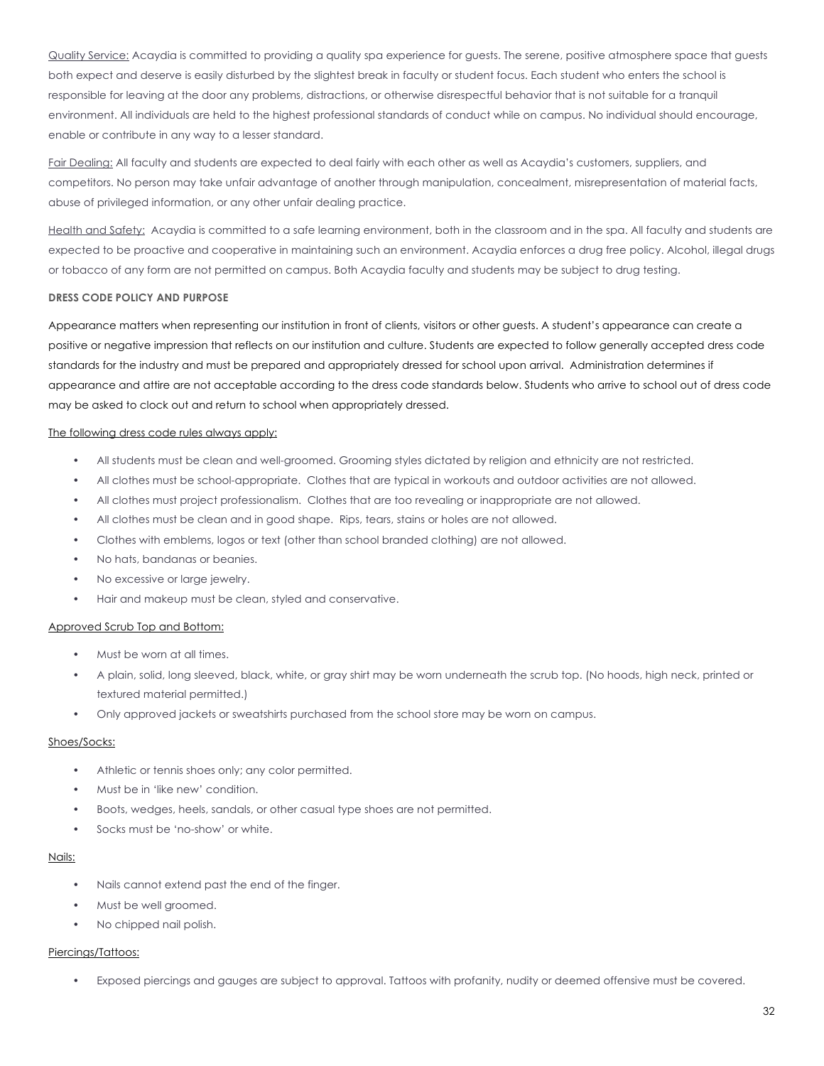Quality Service: Acaydia is committed to providing a quality spa experience for guests. The serene, positive atmosphere space that guests both expect and deserve is easily disturbed by the slightest break in faculty or student focus. Each student who enters the school is responsible for leaving at the door any problems, distractions, or otherwise disrespectful behavior that is not suitable for a tranquil environment. All individuals are held to the highest professional standards of conduct while on campus. No individual should encourage, enable or contribute in any way to a lesser standard.

Fair Dealing: All faculty and students are expected to deal fairly with each other as well as Acaydia's customers, suppliers, and competitors. No person may take unfair advantage of another through manipulation, concealment, misrepresentation of material facts, abuse of privileged information, or any other unfair dealing practice.

Health and Safety: Acaydia is committed to a safe learning environment, both in the classroom and in the spa. All faculty and students are expected to be proactive and cooperative in maintaining such an environment. Acaydia enforces a drug free policy. Alcohol, illegal drugs or tobacco of any form are not permitted on campus. Both Acaydia faculty and students may be subject to drug testing.

**DRESS CODE POLICY AND PURPOSE**

Appearance matters when representing our institution in front of clients, visitors or other guests. A student's appearance can create a positive or negative impression that reflects on our institution and culture. Students are expected to follow generally accepted dress code standards for the industry and must be prepared and appropriately dressed for school upon arrival. Administration determines if appearance and attire are not acceptable according to the dress code standards below. Students who arrive to school out of dress code may be asked to clock out and return to school when appropriately dressed.

The following dress code rules always apply:

- All students must be clean and well-groomed. Grooming styles dictated by religion and ethnicity are not restricted.
- All clothes must be school-appropriate. Clothes that are typical in workouts and outdoor activities are not allowed.
- All clothes must project professionalism. Clothes that are too revealing or inappropriate are not allowed.
- All clothes must be clean and in good shape. Rips, tears, stains or holes are not allowed.
- Clothes with emblems, logos or text (other than school branded clothing) are not allowed.
- No hats, bandanas or beanies.
- No excessive or large jewelry.
- Hair and makeup must be clean, styled and conservative.

Approved Scrub Top and Bottom:

- Must be worn at all times.
- A plain, solid, long sleeved, black, white, or gray shirt may be worn underneath the scrub top. (No hoods, high neck, printed or textured material permitted.)
- Only approved jackets or sweatshirts purchased from the school store may be worn on campus.

Shoes/Socks:

- Athletic or tennis shoes only; any color permitted.
- Must be in 'like new' condition.
- Boots, wedges, heels, sandals, or other casual type shoes are not permitted.
- Socks must be 'no-show' or white.

Nails:

- Nails cannot extend past the end of the finger.
- Must be well groomed.
- No chipped nail polish.

Piercings/Tattoos:

- Exposed piercings and gauges are subject to approval. Tattoos with profanity, nudity or deemed offensive must be covered.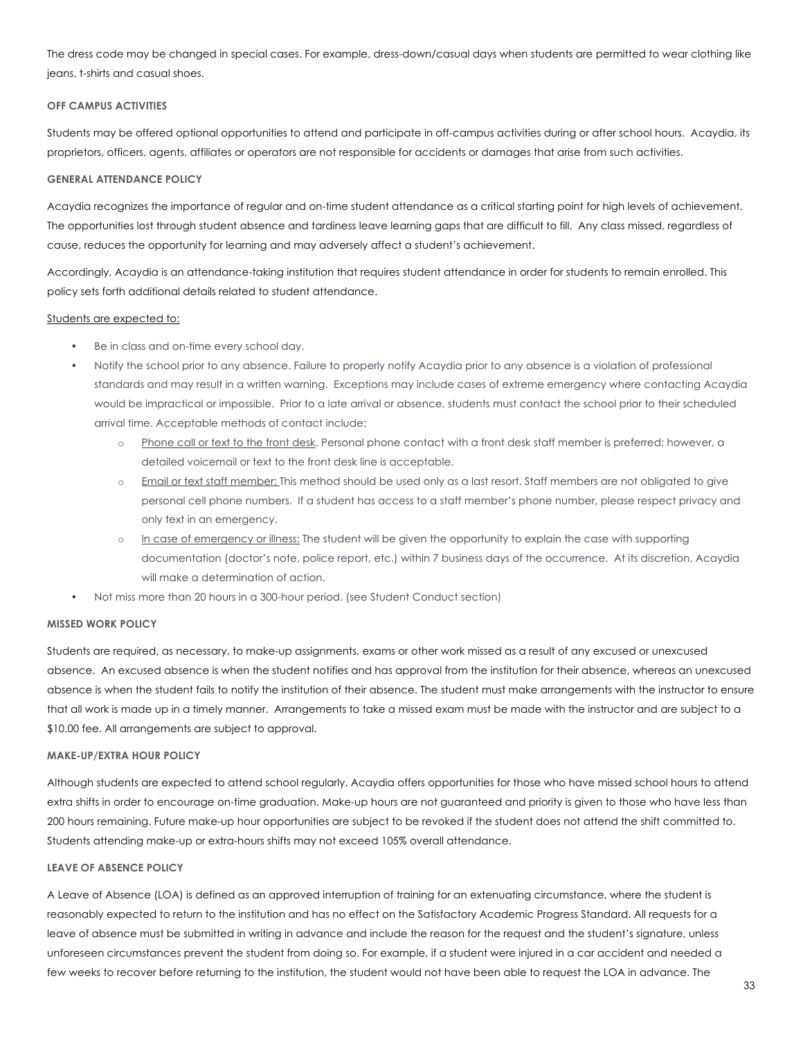The dress code may be changed in special cases. For example, dress-down/casual days when students are permitted to wear clothing like jeans, t-shirts and casual shoes.

**OFF CAMPUS ACTIVITIES**

Students may be offered optional opportunities to attend and participate in off-campus activities during or after school hours. Acaydia, its proprietors, officers, agents, affiliates or operators are not responsible for accidents or damages that arise from such activities.

**GENERAL ATTENDANCE POLICY**

Acaydia recognizes the importance of regular and on-time student attendance as a critical starting point for high levels of achievement. The opportunities lost through student absence and tardiness leave learning gaps that are difficult to fill. Any class missed, regardless of cause, reduces the opportunity for learning and may adversely affect a student's achievement.

Accordingly, Acaydia is an attendance-taking institution that requires student attendance in order for students to remain enrolled. This policy sets forth additional details related to student attendance.

Students are expected to:

- Be in class and on-time every school day.
- Notify the school prior to any absence. Failure to properly notify Acaydia prior to any absence is a violation of professional standards and may result in a written warning. Exceptions may include cases of extreme emergency where contacting Acaydia would be impractical or impossible. Prior to a late arrival or absence, students must contact the school prior to their scheduled arrival time. Acceptable methods of contact include:
  - Phone call or text to the front desk. Personal phone contact with a front desk staff member is preferred; however, a detailed voicemail or text to the front desk line is acceptable.
  - Email or text staff member: This method should be used only as a last resort. Staff members are not obligated to give personal cell phone numbers. If a student has access to a staff member's phone number, please respect privacy and only text in an emergency.
  - In case of emergency or illness: The student will be given the opportunity to explain the case with supporting documentation (doctor's note, police report, etc.) within 7 business days of the occurrence. At its discretion, Acaydia will make a determination of action.
- Not miss more than 20 hours in a 300-hour period. (see Student Conduct section)

**MISSED WORK POLICY**

Students are required, as necessary, to make-up assignments, exams or other work missed as a result of any excused or unexcused absence. An excused absence is when the student notifies and has approval from the institution for their absence, whereas an unexcused absence is when the student fails to notify the institution of their absence. The student must make arrangements with the instructor to ensure that all work is made up in a timely manner. Arrangements to take a missed exam must be made with the instructor and are subject to a $10.00 fee. All arrangements are subject to approval.

**MAKE-UP/EXTRA HOUR POLICY**

Although students are expected to attend school regularly, Acaydia offers opportunities for those who have missed school hours to attend extra shifts in order to encourage on-time graduation. Make-up hours are not guaranteed and priority is given to those who have less than 200 hours remaining. Future make-up hour opportunities are subject to be revoked if the student does not attend the shift committed to. Students attending make-up or extra-hours shifts may not exceed 105% overall attendance.

**LEAVE OF ABSENCE POLICY**

A Leave of Absence (LOA) is defined as an approved interruption of training for an extenuating circumstance, where the student is reasonably expected to return to the institution and has no effect on the Satisfactory Academic Progress Standard. All requests for a leave of absence must be submitted in writing in advance and include the reason for the request and the student's signature, unless unforeseen circumstances prevent the student from doing so. For example, if a student were injured in a car accident and needed a few weeks to recover before returning to the institution, the student would not have been able to request the LOA in advance. The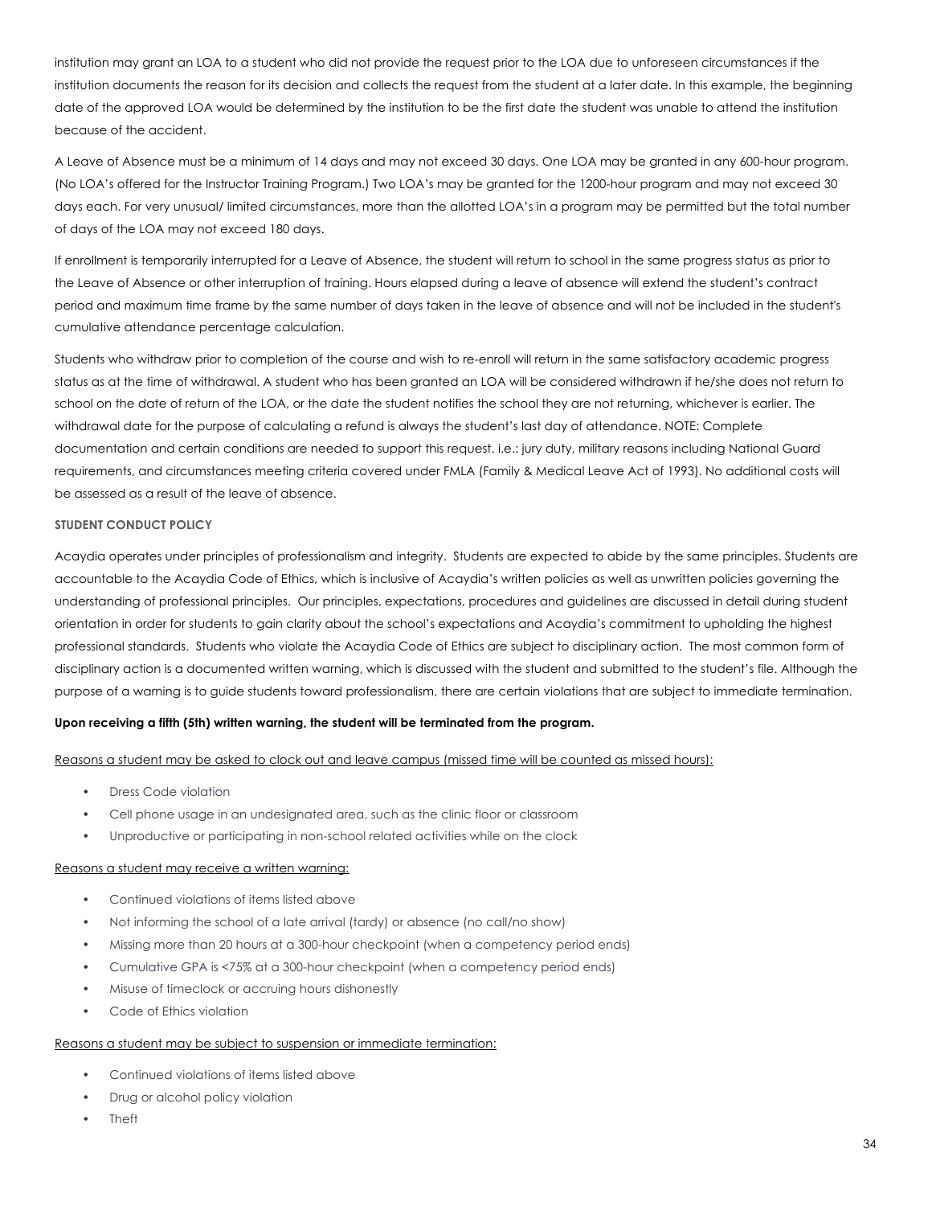institution may grant an LOA to a student who did not provide the request prior to the LOA due to unforeseen circumstances if the institution documents the reason for its decision and collects the request from the student at a later date. In this example, the beginning date of the approved LOA would be determined by the institution to be the first date the student was unable to attend the institution because of the accident.

A Leave of Absence must be a minimum of 14 days and may not exceed 30 days. One LOA may be granted in any 600-hour program. (No LOA's offered for the Instructor Training Program.) Two LOA's may be granted for the 1200-hour program and may not exceed 30 days each. For very unusual/ limited circumstances, more than the allotted LOA's in a program may be permitted but the total number of days of the LOA may not exceed 180 days.

If enrollment is temporarily interrupted for a Leave of Absence, the student will return to school in the same progress status as prior to the Leave of Absence or other interruption of training. Hours elapsed during a leave of absence will extend the student's contract period and maximum time frame by the same number of days taken in the leave of absence and will not be included in the student's cumulative attendance percentage calculation.

Students who withdraw prior to completion of the course and wish to re-enroll will return in the same satisfactory academic progress status as at the time of withdrawal. A student who has been granted an LOA will be considered withdrawn if he/she does not return to school on the date of return of the LOA, or the date the student notifies the school they are not returning, whichever is earlier. The withdrawal date for the purpose of calculating a refund is always the student's last day of attendance. NOTE: Complete documentation and certain conditions are needed to support this request. i.e.: jury duty, military reasons including National Guard requirements, and circumstances meeting criteria covered under FMLA (Family & Medical Leave Act of 1993). No additional costs will be assessed as a result of the leave of absence.

**STUDENT CONDUCT POLICY**

Acaydia operates under principles of professionalism and integrity. Students are expected to abide by the same principles. Students are accountable to the Acaydia Code of Ethics, which is inclusive of Acaydia's written policies as well as unwritten policies governing the understanding of professional principles. Our principles, expectations, procedures and guidelines are discussed in detail during student orientation in order for students to gain clarity about the school's expectations and Acaydia's commitment to upholding the highest professional standards. Students who violate the Acaydia Code of Ethics are subject to disciplinary action. The most common form of disciplinary action is a documented written warning, which is discussed with the student and submitted to the student's file. Although the purpose of a warning is to guide students toward professionalism, there are certain violations that are subject to immediate termination.

**Upon receiving a fifth (5th) written warning, the student will be terminated from the program.**

Reasons a student may be asked to clock out and leave campus (missed time will be counted as missed hours):

- Dress Code violation
- Cell phone usage in an undesignated area, such as the clinic floor or classroom
- Unproductive or participating in non-school related activities while on the clock

Reasons a student may receive a written warning:

- Continued violations of items listed above
- Not informing the school of a late arrival (tardy) or absence (no call/no show)
- Missing more than 20 hours at a 300-hour checkpoint (when a competency period ends)
- Cumulative GPA is <75% at a 300-hour checkpoint (when a competency period ends)
- Misuse of timeclock or accruing hours dishonestly
- Code of Ethics violation

Reasons a student may be subject to suspension or immediate termination:

- Continued violations of items listed above
- Drug or alcohol policy violation
- Theft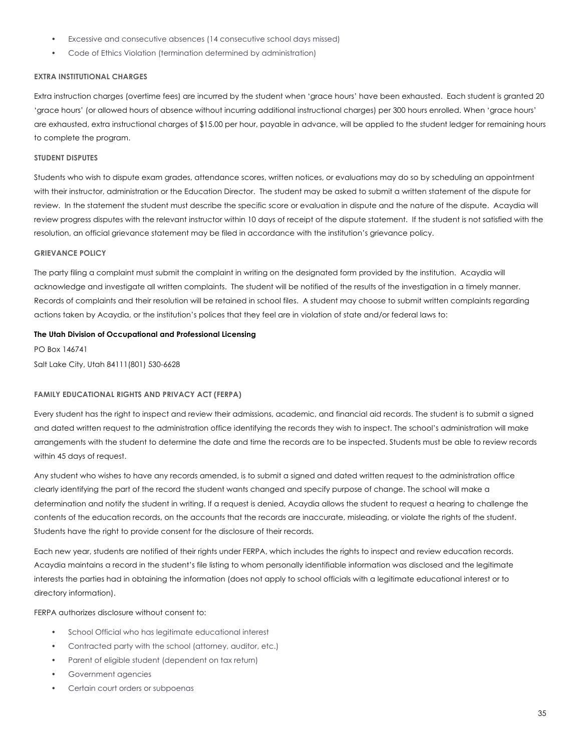- Excessive and consecutive absences (14 consecutive school days missed)
- Code of Ethics Violation (termination determined by administration)

#### EXTRA INSTITUTIONAL CHARGES

Extra instruction charges (overtime fees) are incurred by the student when 'grace hours' have been exhausted. Each student is granted 20 'grace hours' (or allowed hours of absence without incurring additional instructional charges) per 300 hours enrolled. When 'grace hours' are exhausted, extra instructional charges of $15.00 per hour, payable in advance, will be applied to the student ledger for remaining hours to complete the program.

#### STUDENT DISPUTES

Students who wish to dispute exam grades, attendance scores, written notices, or evaluations may do so by scheduling an appointment with their instructor, administration or the Education Director. The student may be asked to submit a written statement of the dispute for review. In the statement the student must describe the specific score or evaluation in dispute and the nature of the dispute. Acaydia will review progress disputes with the relevant instructor within 10 days of receipt of the dispute statement. If the student is not satisfied with the resolution, an official grievance statement may be filed in accordance with the institution's grievance policy.

#### GRIEVANCE POLICY

The party filing a complaint must submit the complaint in writing on the designated form provided by the institution. Acaydia will acknowledge and investigate all written complaints. The student will be notified of the results of the investigation in a timely manner. Records of complaints and their resolution will be retained in school files. A student may choose to submit written complaints regarding actions taken by Acaydia, or the institution's polices that they feel are in violation of state and/or federal laws to:

**The Utah Division of Occupational and Professional Licensing**

PO Box 146741

Salt Lake City, Utah 84111(801) 530-6628

#### FAMILY EDUCATIONAL RIGHTS AND PRIVACY ACT (FERPA)

Every student has the right to inspect and review their admissions, academic, and financial aid records. The student is to submit a signed and dated written request to the administration office identifying the records they wish to inspect. The school's administration will make arrangements with the student to determine the date and time the records are to be inspected. Students must be able to review records within 45 days of request.

Any student who wishes to have any records amended, is to submit a signed and dated written request to the administration office clearly identifying the part of the record the student wants changed and specify purpose of change. The school will make a determination and notify the student in writing. If a request is denied, Acaydia allows the student to request a hearing to challenge the contents of the education records, on the accounts that the records are inaccurate, misleading, or violate the rights of the student. Students have the right to provide consent for the disclosure of their records.

Each new year, students are notified of their rights under FERPA, which includes the rights to inspect and review education records. Acaydia maintains a record in the student's file listing to whom personally identifiable information was disclosed and the legitimate interests the parties had in obtaining the information (does not apply to school officials with a legitimate educational interest or to directory information).

FERPA authorizes disclosure without consent to:

- School Official who has legitimate educational interest
- Contracted party with the school (attorney, auditor, etc.)
- Parent of eligible student (dependent on tax return)
- Government agencies
- Certain court orders or subpoenas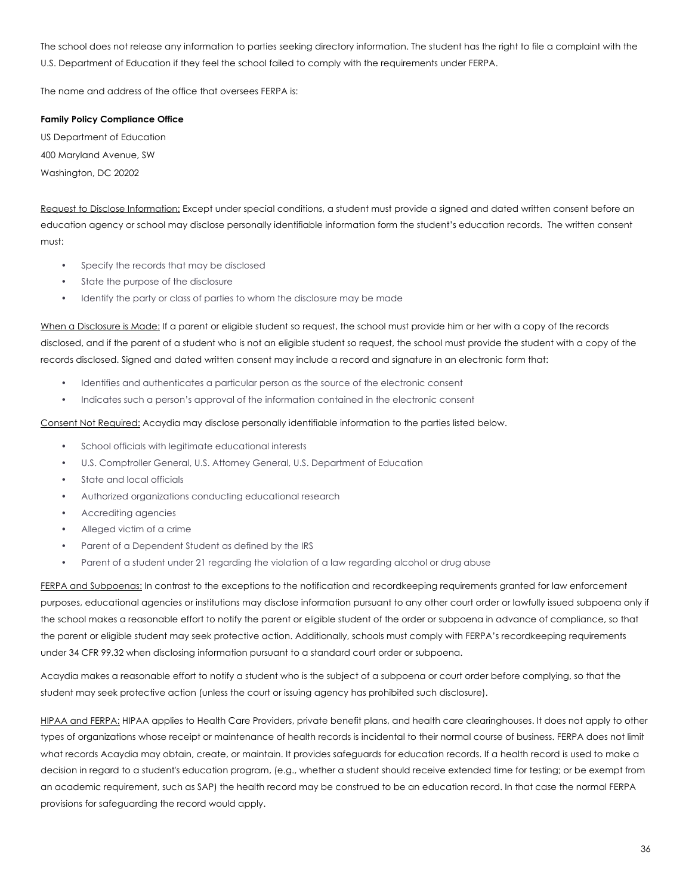The school does not release any information to parties seeking directory information. The student has the right to file a complaint with the U.S. Department of Education if they feel the school failed to comply with the requirements under FERPA.

The name and address of the office that oversees FERPA is:

**Family Policy Compliance Office**

US Department of Education

400 Maryland Avenue, SW

Washington, DC 20202

<u>Request to Disclose Information:</u> Except under special conditions, a student must provide a signed and dated written consent before an education agency or school may disclose personally identifiable information form the student's education records. The written consent must:

- Specify the records that may be disclosed
- State the purpose of the disclosure
- Identify the party or class of parties to whom the disclosure may be made

<u>When a Disclosure is Made:</u> If a parent or eligible student so request, the school must provide him or her with a copy of the records disclosed, and if the parent of a student who is not an eligible student so request, the school must provide the student with a copy of the records disclosed. Signed and dated written consent may include a record and signature in an electronic form that:

- Identifies and authenticates a particular person as the source of the electronic consent
- Indicates such a person's approval of the information contained in the electronic consent

<u>Consent Not Required:</u> Acaydia may disclose personally identifiable information to the parties listed below.

- School officials with legitimate educational interests
- U.S. Comptroller General, U.S. Attorney General, U.S. Department of Education
- State and local officials
- Authorized organizations conducting educational research
- Accrediting agencies
- Alleged victim of a crime
- Parent of a Dependent Student as defined by the IRS
- Parent of a student under 21 regarding the violation of a law regarding alcohol or drug abuse

<u>FERPA and Subpoenas:</u> In contrast to the exceptions to the notification and recordkeeping requirements granted for law enforcement purposes, educational agencies or institutions may disclose information pursuant to any other court order or lawfully issued subpoena only if the school makes a reasonable effort to notify the parent or eligible student of the order or subpoena in advance of compliance, so that the parent or eligible student may seek protective action. Additionally, schools must comply with FERPA's recordkeeping requirements under 34 CFR 99.32 when disclosing information pursuant to a standard court order or subpoena.

Acaydia makes a reasonable effort to notify a student who is the subject of a subpoena or court order before complying, so that the student may seek protective action (unless the court or issuing agency has prohibited such disclosure).

<u>HIPAA and FERPA:</u> HIPAA applies to Health Care Providers, private benefit plans, and health care clearinghouses. It does not apply to other types of organizations whose receipt or maintenance of health records is incidental to their normal course of business. FERPA does not limit what records Acaydia may obtain, create, or maintain. It provides safeguards for education records. If a health record is used to make a decision in regard to a student's education program, (e.g., whether a student should receive extended time for testing; or be exempt from an academic requirement, such as SAP) the health record may be construed to be an education record. In that case the normal FERPA provisions for safeguarding the record would apply.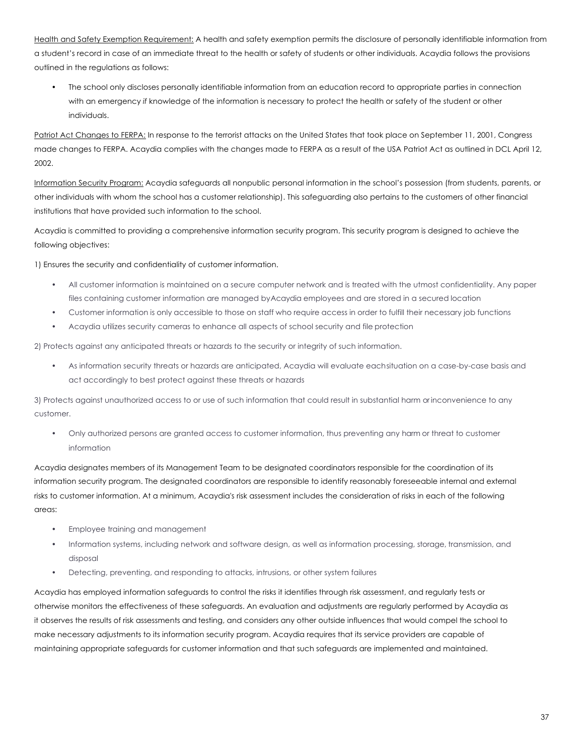<u>Health and Safety Exemption Requirement:</u> A health and safety exemption permits the disclosure of personally identifiable information from a student's record in case of an immediate threat to the health or safety of students or other individuals. Acaydia follows the provisions outlined in the regulations as follows:

- The school only discloses personally identifiable information from an education record to appropriate parties in connection with an emergency *if* knowledge of the information is necessary to protect the health or safety of the student or other individuals.

<u>Patriot Act Changes to FERPA:</u> In response to the terrorist attacks on the United States that took place on September 11, 2001, Congress made changes to FERPA. Acaydia complies with the changes made to FERPA as a result of the USA Patriot Act as outlined in DCL April 12, 2002.

<u>Information Security Program:</u> Acaydia safeguards all nonpublic personal information in the school's possession (from students, parents, or other individuals with whom the school has a customer relationship). This safeguarding also pertains to the customers of other financial institutions that have provided such information to the school.

Acaydia is committed to providing a comprehensive information security program. This security program is designed to achieve the following objectives:

1) Ensures the security and confidentiality of customer information.

- All customer information is maintained on a secure computer network and is treated with the utmost confidentiality. Any paper files containing customer information are managed byAcaydia employees and are stored in a secured location
- Customer information is only accessible to those on staff who require access in order to fulfill their necessary job functions
- Acaydia utilizes security cameras to enhance all aspects of school security and file protection

2) Protects against any anticipated threats or hazards to the security or integrity of such information.

- As information security threats or hazards are anticipated, Acaydia will evaluate eachsituation on a case-by-case basis and act accordingly to best protect against these threats or hazards

3) Protects against unauthorized access to or use of such information that could result in substantial harm orinconvenience to any customer.

- Only authorized persons are granted access to customer information, thus preventing any harm or threat to customer information

Acaydia designates members of its Management Team to be designated coordinators responsible for the coordination of its information security program. The designated coordinators are responsible to identify reasonably foreseeable internal and external risks to customer information. At a minimum, Acaydia's risk assessment includes the consideration of risks in each of the following areas:

- Employee training and management
- Information systems, including network and software design, as well as information processing, storage, transmission, and disposal
- Detecting, preventing, and responding to attacks, intrusions, or other system failures

Acaydia has employed information safeguards to control the risks it identifies through risk assessment, and regularly tests or otherwise monitors the effectiveness of these safeguards. An evaluation and adjustments are regularly performed by Acaydia as it observes the results of risk assessments and testing, and considers any other outside influences that would compel the school to make necessary adjustments to its information security program. Acaydia requires that its service providers are capable of maintaining appropriate safeguards for customer information and that such safeguards are implemented and maintained.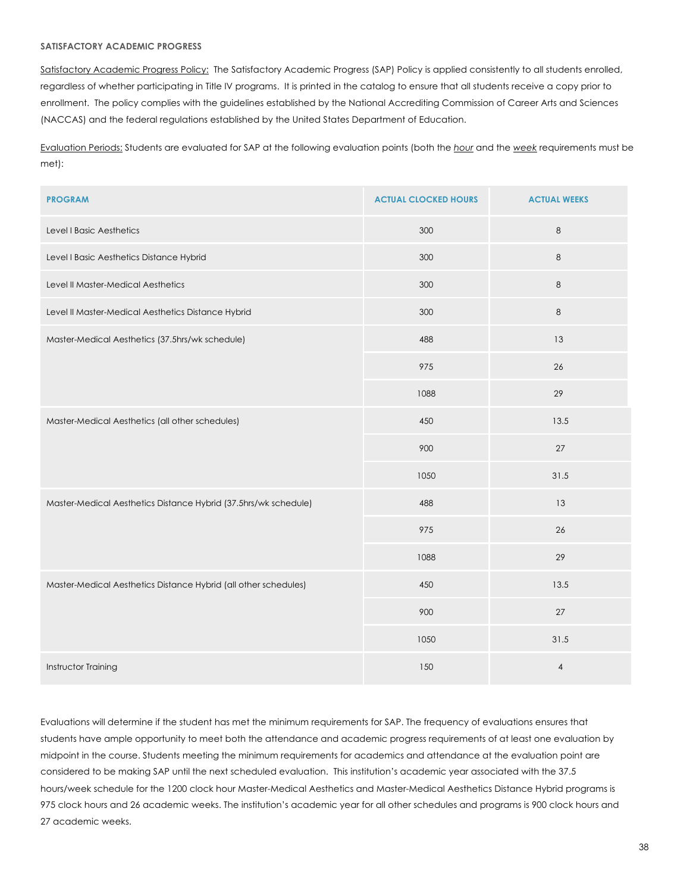**SATISFACTORY ACADEMIC PROGRESS**

Satisfactory Academic Progress Policy: The Satisfactory Academic Progress (SAP) Policy is applied consistently to all students enrolled, regardless of whether participating in Title IV programs. It is printed in the catalog to ensure that all students receive a copy prior to enrollment. The policy complies with the guidelines established by the National Accrediting Commission of Career Arts and Sciences (NACCAS) and the federal regulations established by the United States Department of Education.

Evaluation Periods: Students are evaluated for SAP at the following evaluation points (both the *hour* and the *week* requirements must be met):

| PROGRAM | ACTUAL CLOCKED HOURS | ACTUAL WEEKS |
|---|---|---|
| Level I Basic Aesthetics | 300 | 8 |
| Level I Basic Aesthetics Distance Hybrid | 300 | 8 |
| Level II Master-Medical Aesthetics | 300 | 8 |
| Level II Master-Medical Aesthetics Distance Hybrid | 300 | 8 |
| Master-Medical Aesthetics (37.5hrs/wk schedule) | 488 | 13 |
| | 975 | 26 |
| | 1088 | 29 |
| Master-Medical Aesthetics (all other schedules) | 450 | 13.5 |
| | 900 | 27 |
| | 1050 | 31.5 |
| Master-Medical Aesthetics Distance Hybrid (37.5hrs/wk schedule) | 488 | 13 |
| | 975 | 26 |
| | 1088 | 29 |
| Master-Medical Aesthetics Distance Hybrid (all other schedules) | 450 | 13.5 |
| | 900 | 27 |
| | 1050 | 31.5 |
| Instructor Training | 150 | 4 |

Evaluations will determine if the student has met the minimum requirements for SAP. The frequency of evaluations ensures that students have ample opportunity to meet both the attendance and academic progress requirements of at least one evaluation by midpoint in the course. Students meeting the minimum requirements for academics and attendance at the evaluation point are considered to be making SAP until the next scheduled evaluation. This institution's academic year associated with the 37.5 hours/week schedule for the 1200 clock hour Master-Medical Aesthetics and Master-Medical Aesthetics Distance Hybrid programs is 975 clock hours and 26 academic weeks. The institution's academic year for all other schedules and programs is 900 clock hours and 27 academic weeks.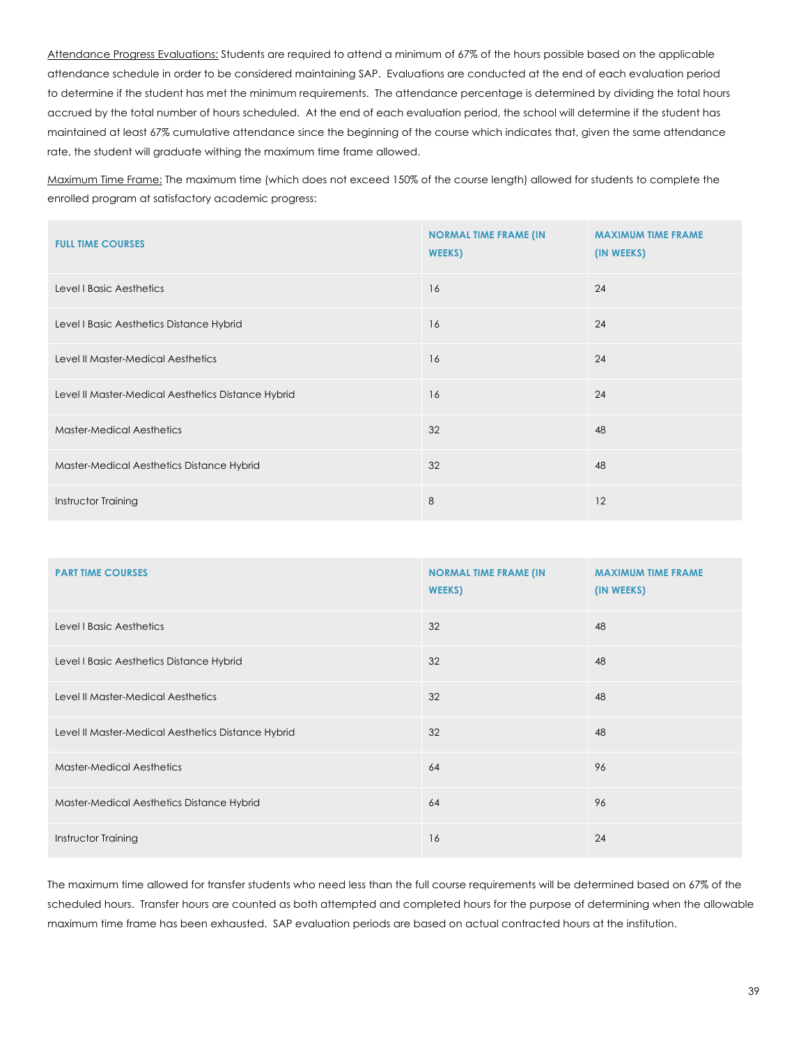<u>Attendance Progress Evaluations:</u> Students are required to attend a minimum of 67% of the hours possible based on the applicable attendance schedule in order to be considered maintaining SAP. Evaluations are conducted at the end of each evaluation period to determine if the student has met the minimum requirements. The attendance percentage is determined by dividing the total hours accrued by the total number of hours scheduled. At the end of each evaluation period, the school will determine if the student has maintained at least 67% cumulative attendance since the beginning of the course which indicates that, given the same attendance rate, the student will graduate withing the maximum time frame allowed.

<u>Maximum Time Frame:</u> The maximum time (which does not exceed 150% of the course length) allowed for students to complete the enrolled program at satisfactory academic progress:

| FULL TIME COURSES | NORMAL TIME FRAME (IN WEEKS) | MAXIMUM TIME FRAME (IN WEEKS) |
|---|---|---|
| Level I Basic Aesthetics | 16 | 24 |
| Level I Basic Aesthetics Distance Hybrid | 16 | 24 |
| Level II Master-Medical Aesthetics | 16 | 24 |
| Level II Master-Medical Aesthetics Distance Hybrid | 16 | 24 |
| Master-Medical Aesthetics | 32 | 48 |
| Master-Medical Aesthetics Distance Hybrid | 32 | 48 |
| Instructor Training | 8 | 12 |

| PART TIME COURSES | NORMAL TIME FRAME (IN WEEKS) | MAXIMUM TIME FRAME (IN WEEKS) |
|---|---|---|
| Level I Basic Aesthetics | 32 | 48 |
| Level I Basic Aesthetics Distance Hybrid | 32 | 48 |
| Level II Master-Medical Aesthetics | 32 | 48 |
| Level II Master-Medical Aesthetics Distance Hybrid | 32 | 48 |
| Master-Medical Aesthetics | 64 | 96 |
| Master-Medical Aesthetics Distance Hybrid | 64 | 96 |
| Instructor Training | 16 | 24 |

The maximum time allowed for transfer students who need less than the full course requirements will be determined based on 67% of the scheduled hours. Transfer hours are counted as both attempted and completed hours for the purpose of determining when the allowable maximum time frame has been exhausted. SAP evaluation periods are based on actual contracted hours at the institution.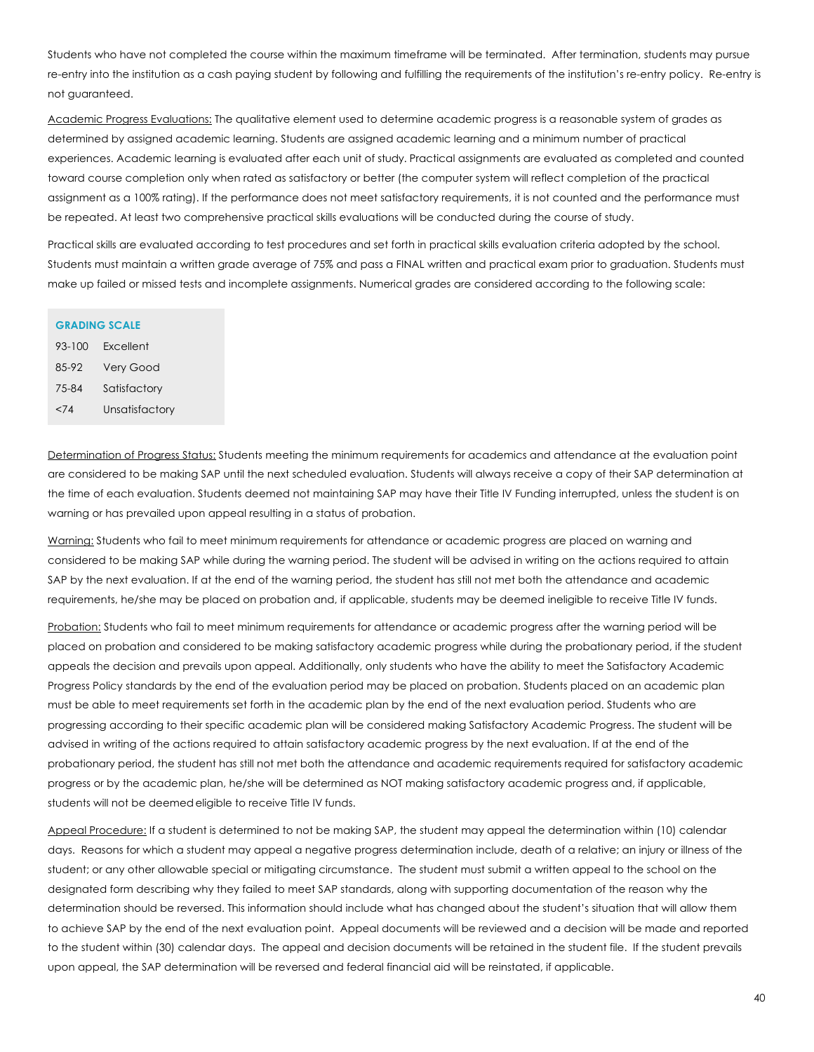Students who have not completed the course within the maximum timeframe will be terminated. After termination, students may pursue re-entry into the institution as a cash paying student by following and fulfilling the requirements of the institution's re-entry policy. Re-entry is not guaranteed.

Academic Progress Evaluations: The qualitative element used to determine academic progress is a reasonable system of grades as determined by assigned academic learning. Students are assigned academic learning and a minimum number of practical experiences. Academic learning is evaluated after each unit of study. Practical assignments are evaluated as completed and counted toward course completion only when rated as satisfactory or better (the computer system will reflect completion of the practical assignment as a 100% rating). If the performance does not meet satisfactory requirements, it is not counted and the performance must be repeated. At least two comprehensive practical skills evaluations will be conducted during the course of study.

Practical skills are evaluated according to test procedures and set forth in practical skills evaluation criteria adopted by the school. Students must maintain a written grade average of 75% and pass a FINAL written and practical exam prior to graduation. Students must make up failed or missed tests and incomplete assignments. Numerical grades are considered according to the following scale:

**GRADING SCALE**

| | |
|---|---|
| 93-100 | Excellent |
| 85-92 | Very Good |
| 75-84 | Satisfactory |
| <74 | Unsatisfactory |

Determination of Progress Status: Students meeting the minimum requirements for academics and attendance at the evaluation point are considered to be making SAP until the next scheduled evaluation. Students will always receive a copy of their SAP determination at the time of each evaluation. Students deemed not maintaining SAP may have their Title IV Funding interrupted, unless the student is on warning or has prevailed upon appeal resulting in a status of probation.

Warning: Students who fail to meet minimum requirements for attendance or academic progress are placed on warning and considered to be making SAP while during the warning period. The student will be advised in writing on the actions required to attain SAP by the next evaluation. If at the end of the warning period, the student has still not met both the attendance and academic requirements, he/she may be placed on probation and, if applicable, students may be deemed ineligible to receive Title IV funds.

Probation: Students who fail to meet minimum requirements for attendance or academic progress after the warning period will be placed on probation and considered to be making satisfactory academic progress while during the probationary period, if the student appeals the decision and prevails upon appeal. Additionally, only students who have the ability to meet the Satisfactory Academic Progress Policy standards by the end of the evaluation period may be placed on probation. Students placed on an academic plan must be able to meet requirements set forth in the academic plan by the end of the next evaluation period. Students who are progressing according to their specific academic plan will be considered making Satisfactory Academic Progress. The student will be advised in writing of the actions required to attain satisfactory academic progress by the next evaluation. If at the end of the probationary period, the student has still not met both the attendance and academic requirements required for satisfactory academic progress or by the academic plan, he/she will be determined as NOT making satisfactory academic progress and, if applicable, students will not be deemed eligible to receive Title IV funds.

Appeal Procedure: If a student is determined to not be making SAP, the student may appeal the determination within (10) calendar days. Reasons for which a student may appeal a negative progress determination include, death of a relative; an injury or illness of the student; or any other allowable special or mitigating circumstance. The student must submit a written appeal to the school on the designated form describing why they failed to meet SAP standards, along with supporting documentation of the reason why the determination should be reversed. This information should include what has changed about the student's situation that will allow them to achieve SAP by the end of the next evaluation point. Appeal documents will be reviewed and a decision will be made and reported to the student within (30) calendar days. The appeal and decision documents will be retained in the student file. If the student prevails upon appeal, the SAP determination will be reversed and federal financial aid will be reinstated, if applicable.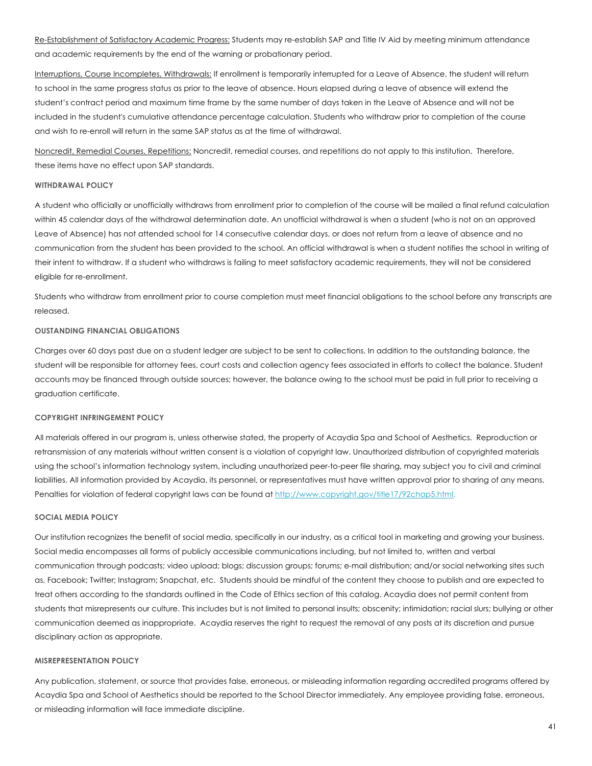Re-Establishment of Satisfactory Academic Progress: Students may re-establish SAP and Title IV Aid by meeting minimum attendance and academic requirements by the end of the warning or probationary period.

Interruptions, Course Incompletes, Withdrawals: If enrollment is temporarily interrupted for a Leave of Absence, the student will return to school in the same progress status as prior to the leave of absence. Hours elapsed during a leave of absence will extend the student's contract period and maximum time frame by the same number of days taken in the Leave of Absence and will not be included in the student's cumulative attendance percentage calculation. Students who withdraw prior to completion of the course and wish to re-enroll will return in the same SAP status as at the time of withdrawal.

Noncredit, Remedial Courses, Repetitions: Noncredit, remedial courses, and repetitions do not apply to this institution. Therefore, these items have no effect upon SAP standards.

**WITHDRAWAL POLICY**

A student who officially or unofficially withdraws from enrollment prior to completion of the course will be mailed a final refund calculation within 45 calendar days of the withdrawal determination date. An unofficial withdrawal is when a student (who is not on an approved Leave of Absence) has not attended school for 14 consecutive calendar days, or does not return from a leave of absence and no communication from the student has been provided to the school. An official withdrawal is when a student notifies the school in writing of their intent to withdraw. If a student who withdraws is failing to meet satisfactory academic requirements, they will not be considered eligible for re-enrollment.

Students who withdraw from enrollment prior to course completion must meet financial obligations to the school before any transcripts are released.

**OUSTANDING FINANCIAL OBLIGATIONS**

Charges over 60 days past due on a student ledger are subject to be sent to collections. In addition to the outstanding balance, the student will be responsible for attorney fees, court costs and collection agency fees associated in efforts to collect the balance. Student accounts may be financed through outside sources; however, the balance owing to the school must be paid in full prior to receiving a graduation certificate.

**COPYRIGHT INFRINGEMENT POLICY**

All materials offered in our program is, unless otherwise stated, the property of Acaydia Spa and School of Aesthetics. Reproduction or retransmission of any materials without written consent is a violation of copyright law. Unauthorized distribution of copyrighted materials using the school's information technology system, including unauthorized peer-to-peer file sharing, may subject you to civil and criminal liabilities. All information provided by Acaydia, its personnel, or representatives must have written approval prior to sharing of any means. Penalties for violation of federal copyright laws can be found at http://www.copyright.gov/title17/92chap5.html.

**SOCIAL MEDIA POLICY**

Our institution recognizes the benefit of social media, specifically in our industry, as a critical tool in marketing and growing your business. Social media encompasses all forms of publicly accessible communications including, but not limited to, written and verbal communication through podcasts; video upload; blogs; discussion groups; forums; e-mail distribution; and/or social networking sites such as, Facebook; Twitter; Instagram; Snapchat, etc. Students should be mindful of the content they choose to publish and are expected to treat others according to the standards outlined in the Code of Ethics section of this catalog. Acaydia does not permit content from students that misrepresents our culture. This includes but is not limited to personal insults; obscenity; intimidation; racial slurs; bullying or other communication deemed as inappropriate. Acaydia reserves the right to request the removal of any posts at its discretion and pursue disciplinary action as appropriate.

**MISREPRESENTATION POLICY**

Any publication, statement, or source that provides false, erroneous, or misleading information regarding accredited programs offered by Acaydia Spa and School of Aesthetics should be reported to the School Director immediately. Any employee providing false, erroneous, or misleading information will face immediate discipline.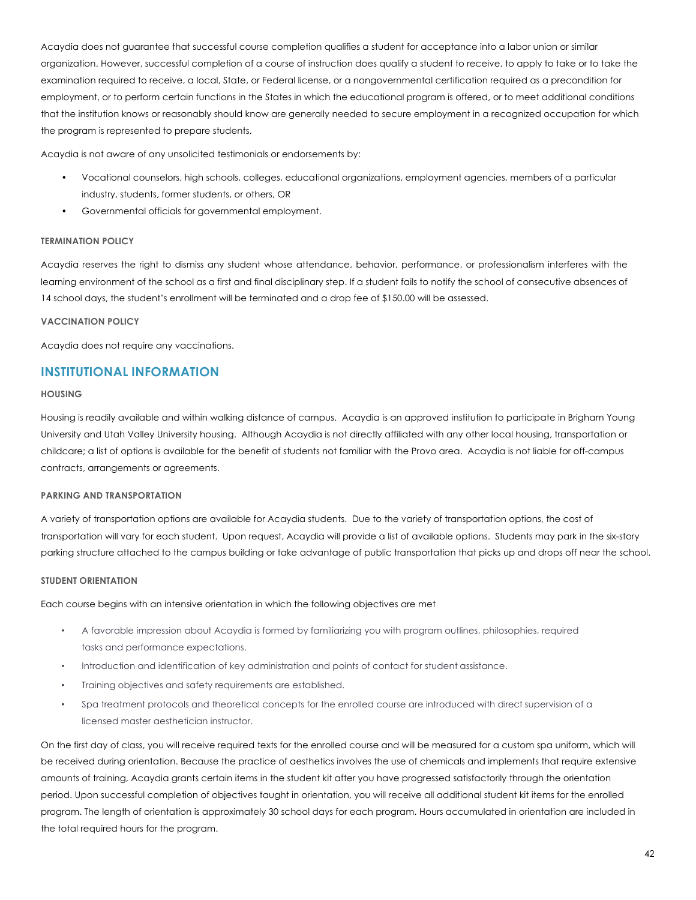Acaydia does not guarantee that successful course completion qualifies a student for acceptance into a labor union or similar organization. However, successful completion of a course of instruction does qualify a student to receive, to apply to take or to take the examination required to receive, a local, State, or Federal license, or a nongovernmental certification required as a precondition for employment, or to perform certain functions in the States in which the educational program is offered, or to meet additional conditions that the institution knows or reasonably should know are generally needed to secure employment in a recognized occupation for which the program is represented to prepare students.

Acaydia is not aware of any unsolicited testimonials or endorsements by:

- Vocational counselors, high schools, colleges, educational organizations, employment agencies, members of a particular industry, students, former students, or others, OR
- Governmental officials for governmental employment.

#### TERMINATION POLICY

Acaydia reserves the right to dismiss any student whose attendance, behavior, performance, or professionalism interferes with the learning environment of the school as a first and final disciplinary step. If a student fails to notify the school of consecutive absences of 14 school days, the student's enrollment will be terminated and a drop fee of $150.00 will be assessed.

#### VACCINATION POLICY

Acaydia does not require any vaccinations.

## INSTITUTIONAL INFORMATION

#### HOUSING

Housing is readily available and within walking distance of campus. Acaydia is an approved institution to participate in Brigham Young University and Utah Valley University housing. Although Acaydia is not directly affiliated with any other local housing, transportation or childcare; a list of options is available for the benefit of students not familiar with the Provo area. Acaydia is not liable for off-campus contracts, arrangements or agreements.

#### PARKING AND TRANSPORTATION

A variety of transportation options are available for Acaydia students. Due to the variety of transportation options, the cost of transportation will vary for each student. Upon request, Acaydia will provide a list of available options. Students may park in the six-story parking structure attached to the campus building or take advantage of public transportation that picks up and drops off near the school.

#### STUDENT ORIENTATION

Each course begins with an intensive orientation in which the following objectives are met

- A favorable impression about Acaydia is formed by familiarizing you with program outlines, philosophies, required tasks and performance expectations.
- Introduction and identification of key administration and points of contact for student assistance.
- Training objectives and safety requirements are established.
- Spa treatment protocols and theoretical concepts for the enrolled course are introduced with direct supervision of a licensed master aesthetician instructor.

On the first day of class, you will receive required texts for the enrolled course and will be measured for a custom spa uniform, which will be received during orientation. Because the practice of aesthetics involves the use of chemicals and implements that require extensive amounts of training, Acaydia grants certain items in the student kit after you have progressed satisfactorily through the orientation period. Upon successful completion of objectives taught in orientation, you will receive all additional student kit items for the enrolled program. The length of orientation is approximately 30 school days for each program. Hours accumulated in orientation are included in the total required hours for the program.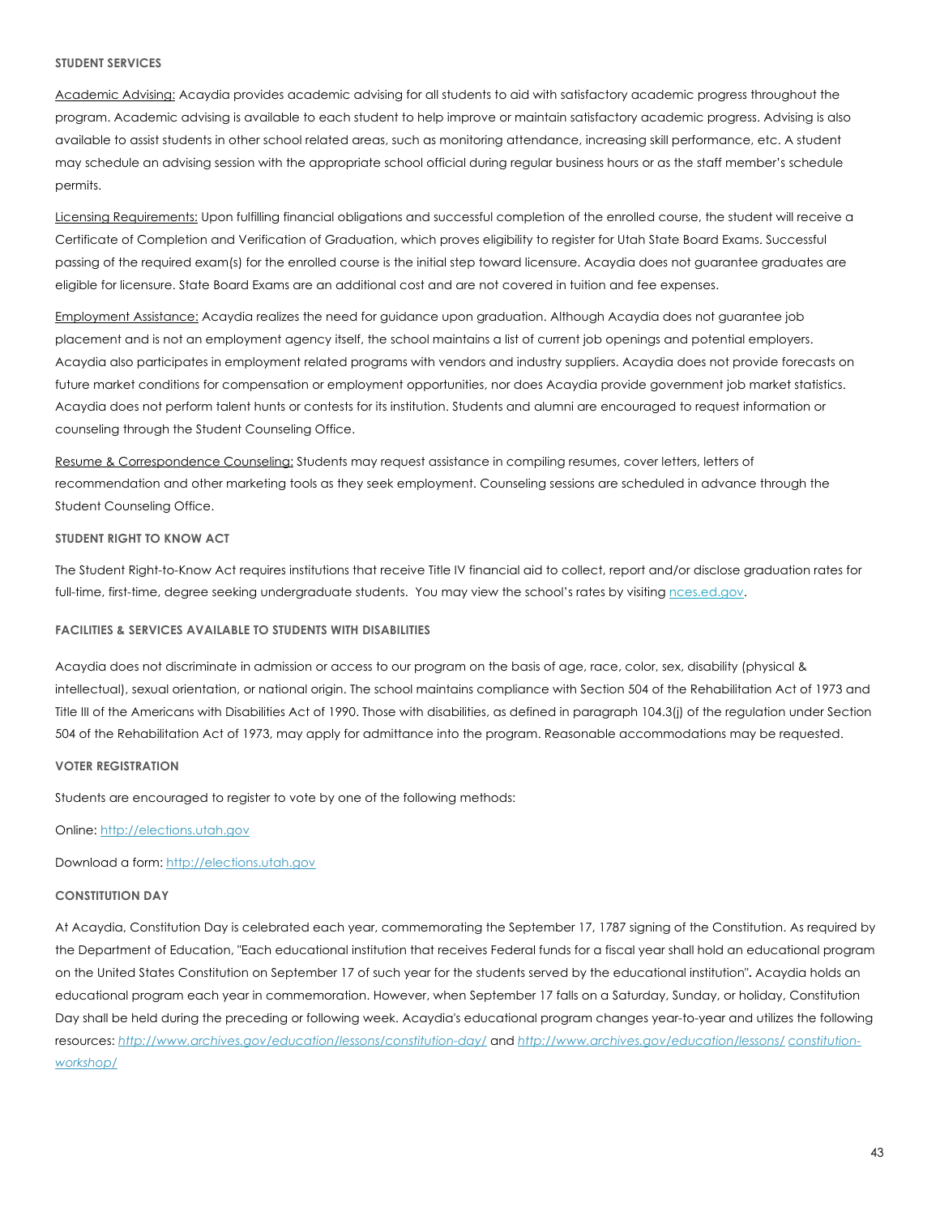**STUDENT SERVICES**

Academic Advising: Acaydia provides academic advising for all students to aid with satisfactory academic progress throughout the program. Academic advising is available to each student to help improve or maintain satisfactory academic progress. Advising is also available to assist students in other school related areas, such as monitoring attendance, increasing skill performance, etc. A student may schedule an advising session with the appropriate school official during regular business hours or as the staff member's schedule permits.

Licensing Requirements: Upon fulfilling financial obligations and successful completion of the enrolled course, the student will receive a Certificate of Completion and Verification of Graduation, which proves eligibility to register for Utah State Board Exams. Successful passing of the required exam(s) for the enrolled course is the initial step toward licensure. Acaydia does not guarantee graduates are eligible for licensure. State Board Exams are an additional cost and are not covered in tuition and fee expenses.

Employment Assistance: Acaydia realizes the need for guidance upon graduation. Although Acaydia does not guarantee job placement and is not an employment agency itself, the school maintains a list of current job openings and potential employers. Acaydia also participates in employment related programs with vendors and industry suppliers. Acaydia does not provide forecasts on future market conditions for compensation or employment opportunities, nor does Acaydia provide government job market statistics. Acaydia does not perform talent hunts or contests for its institution. Students and alumni are encouraged to request information or counseling through the Student Counseling Office.

Resume & Correspondence Counseling: Students may request assistance in compiling resumes, cover letters, letters of recommendation and other marketing tools as they seek employment. Counseling sessions are scheduled in advance through the Student Counseling Office.

**STUDENT RIGHT TO KNOW ACT**

The Student Right-to-Know Act requires institutions that receive Title IV financial aid to collect, report and/or disclose graduation rates for full-time, first-time, degree seeking undergraduate students. You may view the school's rates by visiting nces.ed.gov.

**FACILITIES & SERVICES AVAILABLE TO STUDENTS WITH DISABILITIES**

Acaydia does not discriminate in admission or access to our program on the basis of age, race, color, sex, disability (physical & intellectual), sexual orientation, or national origin. The school maintains compliance with Section 504 of the Rehabilitation Act of 1973 and Title III of the Americans with Disabilities Act of 1990. Those with disabilities, as defined in paragraph 104.3(j) of the regulation under Section 504 of the Rehabilitation Act of 1973, may apply for admittance into the program. Reasonable accommodations may be requested.

**VOTER REGISTRATION**

Students are encouraged to register to vote by one of the following methods:

Online: http://elections.utah.gov

Download a form: http://elections.utah.gov

**CONSTITUTION DAY**

At Acaydia, Constitution Day is celebrated each year, commemorating the September 17, 1787 signing of the Constitution. As required by the Department of Education, "Each educational institution that receives Federal funds for a fiscal year shall hold an educational program on the United States Constitution on September 17 of such year for the students served by the educational institution"**.** Acaydia holds an educational program each year in commemoration. However, when September 17 falls on a Saturday, Sunday, or holiday, Constitution Day shall be held during the preceding or following week. Acaydia's educational program changes year-to-year and utilizes the following resources: *http://www.archives.gov/education/lessons/constitution-day/* and *http://www.archives.gov/education/lessons/constitution-workshop/*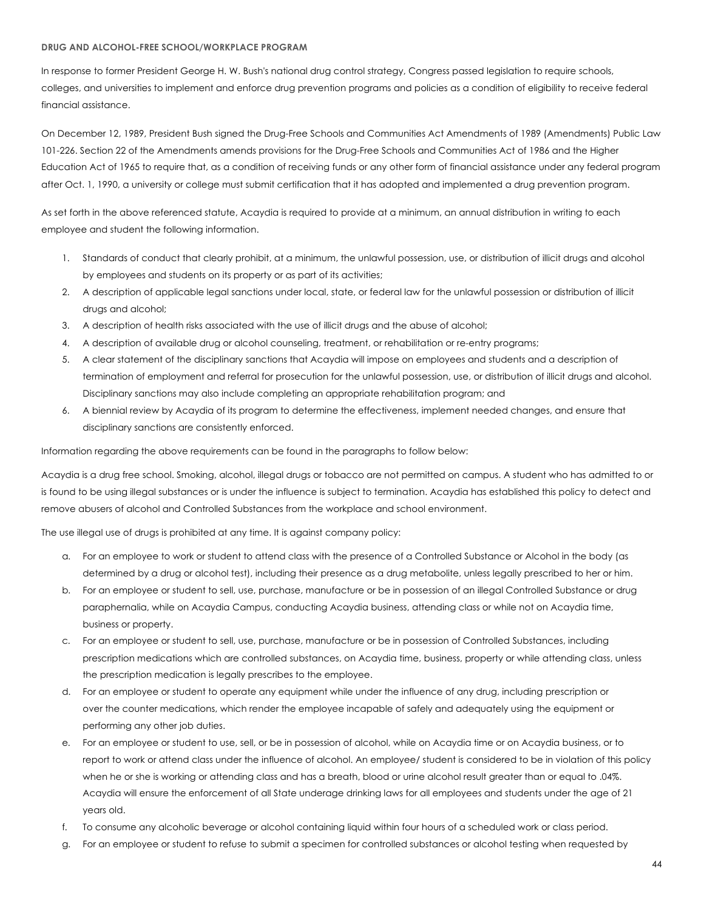**DRUG AND ALCOHOL-FREE SCHOOL/WORKPLACE PROGRAM**

In response to former President George H. W. Bush's national drug control strategy, Congress passed legislation to require schools, colleges, and universities to implement and enforce drug prevention programs and policies as a condition of eligibility to receive federal financial assistance.

On December 12, 1989, President Bush signed the Drug-Free Schools and Communities Act Amendments of 1989 (Amendments) Public Law 101-226. Section 22 of the Amendments amends provisions for the Drug-Free Schools and Communities Act of 1986 and the Higher Education Act of 1965 to require that, as a condition of receiving funds or any other form of financial assistance under any federal program after Oct. 1, 1990, a university or college must submit certification that it has adopted and implemented a drug prevention program.

As set forth in the above referenced statute, Acaydia is required to provide at a minimum, an annual distribution in writing to each employee and student the following information.

1. Standards of conduct that clearly prohibit, at a minimum, the unlawful possession, use, or distribution of illicit drugs and alcohol by employees and students on its property or as part of its activities;
2. A description of applicable legal sanctions under local, state, or federal law for the unlawful possession or distribution of illicit drugs and alcohol;
3. A description of health risks associated with the use of illicit drugs and the abuse of alcohol;
4. A description of available drug or alcohol counseling, treatment, or rehabilitation or re-entry programs;
5. A clear statement of the disciplinary sanctions that Acaydia will impose on employees and students and a description of termination of employment and referral for prosecution for the unlawful possession, use, or distribution of illicit drugs and alcohol. Disciplinary sanctions may also include completing an appropriate rehabilitation program; and
6. A biennial review by Acaydia of its program to determine the effectiveness, implement needed changes, and ensure that disciplinary sanctions are consistently enforced.

Information regarding the above requirements can be found in the paragraphs to follow below:

Acaydia is a drug free school. Smoking, alcohol, illegal drugs or tobacco are not permitted on campus. A student who has admitted to or is found to be using illegal substances or is under the influence is subject to termination. Acaydia has established this policy to detect and remove abusers of alcohol and Controlled Substances from the workplace and school environment.

The use illegal use of drugs is prohibited at any time. It is against company policy:

a. For an employee to work or student to attend class with the presence of a Controlled Substance or Alcohol in the body (as determined by a drug or alcohol test), including their presence as a drug metabolite, unless legally prescribed to her or him.
b. For an employee or student to sell, use, purchase, manufacture or be in possession of an illegal Controlled Substance or drug paraphernalia, while on Acaydia Campus, conducting Acaydia business, attending class or while not on Acaydia time, business or property.
c. For an employee or student to sell, use, purchase, manufacture or be in possession of Controlled Substances, including prescription medications which are controlled substances, on Acaydia time, business, property or while attending class, unless the prescription medication is legally prescribes to the employee.
d. For an employee or student to operate any equipment while under the influence of any drug, including prescription or over the counter medications, which render the employee incapable of safely and adequately using the equipment or performing any other job duties.
e. For an employee or student to use, sell, or be in possession of alcohol, while on Acaydia time or on Acaydia business, or to report to work or attend class under the influence of alcohol. An employee/ student is considered to be in violation of this policy when he or she is working or attending class and has a breath, blood or urine alcohol result greater than or equal to .04%. Acaydia will ensure the enforcement of all State underage drinking laws for all employees and students under the age of 21 years old.
f. To consume any alcoholic beverage or alcohol containing liquid within four hours of a scheduled work or class period.
g. For an employee or student to refuse to submit a specimen for controlled substances or alcohol testing when requested by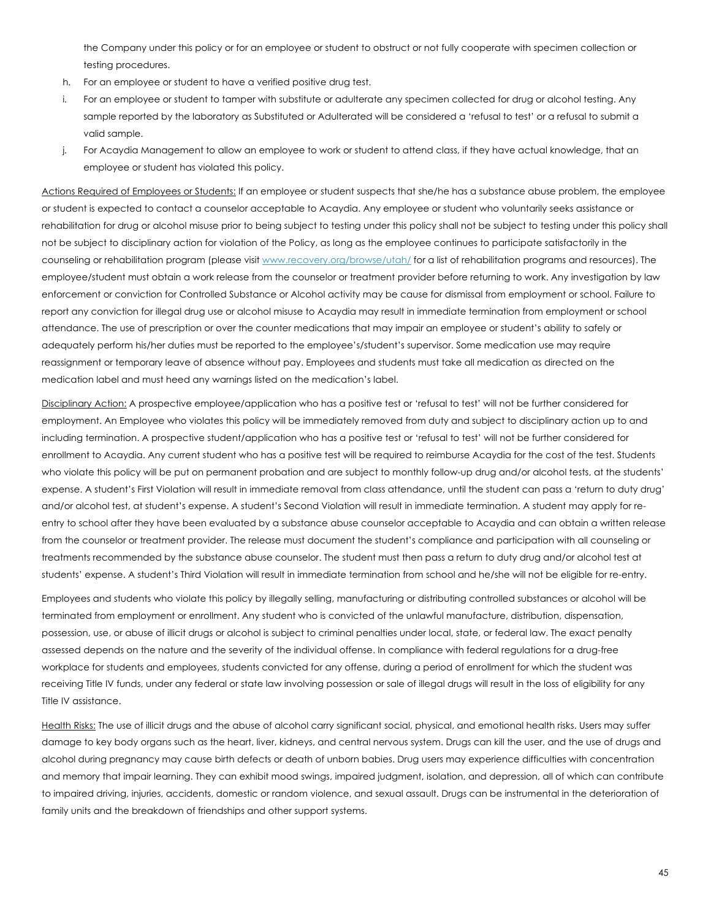the Company under this policy or for an employee or student to obstruct or not fully cooperate with specimen collection or testing procedures.

h. For an employee or student to have a verified positive drug test.

i. For an employee or student to tamper with substitute or adulterate any specimen collected for drug or alcohol testing. Any sample reported by the laboratory as Substituted or Adulterated will be considered a 'refusal to test' or a refusal to submit a valid sample.

j. For Acaydia Management to allow an employee to work or student to attend class, if they have actual knowledge, that an employee or student has violated this policy.

Actions Required of Employees or Students: If an employee or student suspects that she/he has a substance abuse problem, the employee or student is expected to contact a counselor acceptable to Acaydia. Any employee or student who voluntarily seeks assistance or rehabilitation for drug or alcohol misuse prior to being subject to testing under this policy shall not be subject to testing under this policy shall not be subject to disciplinary action for violation of the Policy, as long as the employee continues to participate satisfactorily in the counseling or rehabilitation program (please visit [www.recovery.org/browse/utah/](www.recovery.org/browse/utah/) for a list of rehabilitation programs and resources). The employee/student must obtain a work release from the counselor or treatment provider before returning to work. Any investigation by law enforcement or conviction for Controlled Substance or Alcohol activity may be cause for dismissal from employment or school. Failure to report any conviction for illegal drug use or alcohol misuse to Acaydia may result in immediate termination from employment or school attendance. The use of prescription or over the counter medications that may impair an employee or student's ability to safely or adequately perform his/her duties must be reported to the employee's/student's supervisor. Some medication use may require reassignment or temporary leave of absence without pay. Employees and students must take all medication as directed on the medication label and must heed any warnings listed on the medication's label.

Disciplinary Action: A prospective employee/application who has a positive test or 'refusal to test' will not be further considered for employment. An Employee who violates this policy will be immediately removed from duty and subject to disciplinary action up to and including termination. A prospective student/application who has a positive test or 'refusal to test' will not be further considered for enrollment to Acaydia. Any current student who has a positive test will be required to reimburse Acaydia for the cost of the test. Students who violate this policy will be put on permanent probation and are subject to monthly follow-up drug and/or alcohol tests, at the students' expense. A student's First Violation will result in immediate removal from class attendance, until the student can pass a 'return to duty drug' and/or alcohol test, at student's expense. A student's Second Violation will result in immediate termination. A student may apply for re-entry to school after they have been evaluated by a substance abuse counselor acceptable to Acaydia and can obtain a written release from the counselor or treatment provider. The release must document the student's compliance and participation with all counseling or treatments recommended by the substance abuse counselor. The student must then pass a return to duty drug and/or alcohol test at students' expense. A student's Third Violation will result in immediate termination from school and he/she will not be eligible for re-entry.

Employees and students who violate this policy by illegally selling, manufacturing or distributing controlled substances or alcohol will be terminated from employment or enrollment. Any student who is convicted of the unlawful manufacture, distribution, dispensation, possession, use, or abuse of illicit drugs or alcohol is subject to criminal penalties under local, state, or federal law. The exact penalty assessed depends on the nature and the severity of the individual offense. In compliance with federal regulations for a drug-free workplace for students and employees, students convicted for any offense, during a period of enrollment for which the student was receiving Title IV funds, under any federal or state law involving possession or sale of illegal drugs will result in the loss of eligibility for any Title IV assistance.

Health Risks: The use of illicit drugs and the abuse of alcohol carry significant social, physical, and emotional health risks. Users may suffer damage to key body organs such as the heart, liver, kidneys, and central nervous system. Drugs can kill the user, and the use of drugs and alcohol during pregnancy may cause birth defects or death of unborn babies. Drug users may experience difficulties with concentration and memory that impair learning. They can exhibit mood swings, impaired judgment, isolation, and depression, all of which can contribute to impaired driving, injuries, accidents, domestic or random violence, and sexual assault. Drugs can be instrumental in the deterioration of family units and the breakdown of friendships and other support systems.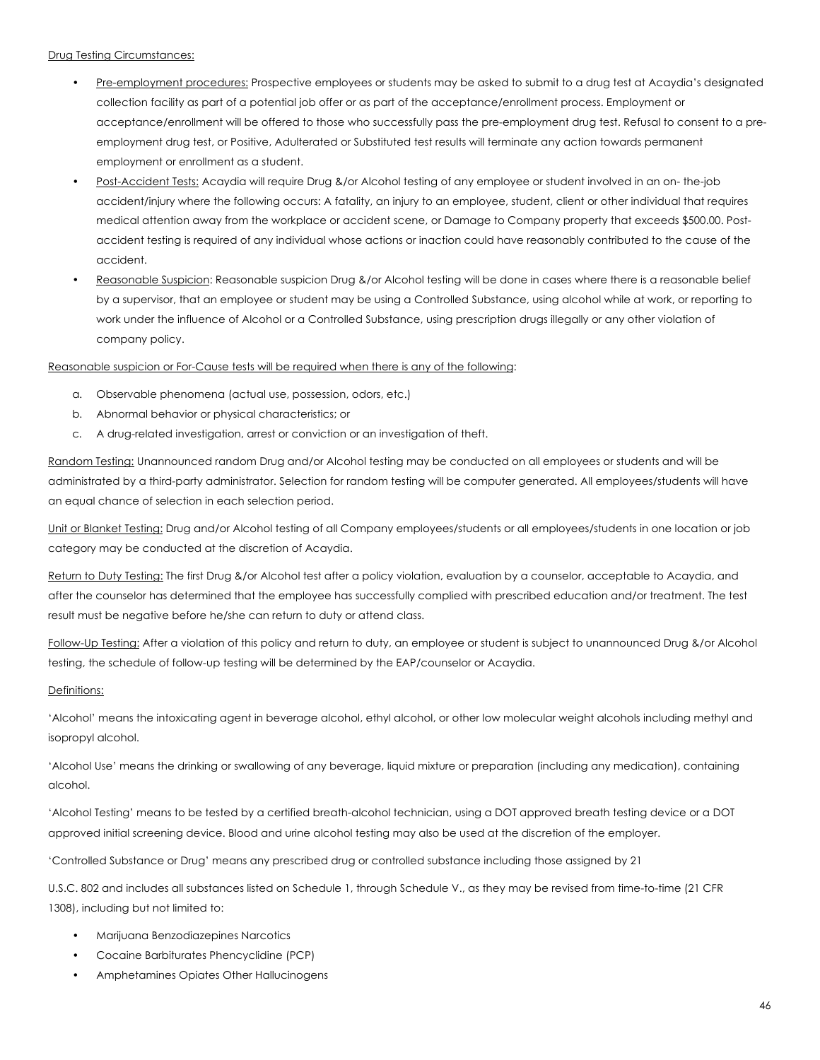Drug Testing Circumstances:

- Pre-employment procedures: Prospective employees or students may be asked to submit to a drug test at Acaydia's designated collection facility as part of a potential job offer or as part of the acceptance/enrollment process. Employment or acceptance/enrollment will be offered to those who successfully pass the pre-employment drug test. Refusal to consent to a pre-employment drug test, or Positive, Adulterated or Substituted test results will terminate any action towards permanent employment or enrollment as a student.
- Post-Accident Tests: Acaydia will require Drug &/or Alcohol testing of any employee or student involved in an on- the-job accident/injury where the following occurs: A fatality, an injury to an employee, student, client or other individual that requires medical attention away from the workplace or accident scene, or Damage to Company property that exceeds $500.00. Post-accident testing is required of any individual whose actions or inaction could have reasonably contributed to the cause of the accident.
- Reasonable Suspicion: Reasonable suspicion Drug &/or Alcohol testing will be done in cases where there is a reasonable belief by a supervisor, that an employee or student may be using a Controlled Substance, using alcohol while at work, or reporting to work under the influence of Alcohol or a Controlled Substance, using prescription drugs illegally or any other violation of company policy.

Reasonable suspicion or For-Cause tests will be required when there is any of the following:

a. Observable phenomena (actual use, possession, odors, etc.)
b. Abnormal behavior or physical characteristics; or
c. A drug-related investigation, arrest or conviction or an investigation of theft.

Random Testing: Unannounced random Drug and/or Alcohol testing may be conducted on all employees or students and will be administrated by a third-party administrator. Selection for random testing will be computer generated. All employees/students will have an equal chance of selection in each selection period.

Unit or Blanket Testing: Drug and/or Alcohol testing of all Company employees/students or all employees/students in one location or job category may be conducted at the discretion of Acaydia.

Return to Duty Testing: The first Drug &/or Alcohol test after a policy violation, evaluation by a counselor, acceptable to Acaydia, and after the counselor has determined that the employee has successfully complied with prescribed education and/or treatment. The test result must be negative before he/she can return to duty or attend class.

Follow-Up Testing: After a violation of this policy and return to duty, an employee or student is subject to unannounced Drug &/or Alcohol testing, the schedule of follow-up testing will be determined by the EAP/counselor or Acaydia.

Definitions:

'Alcohol' means the intoxicating agent in beverage alcohol, ethyl alcohol, or other low molecular weight alcohols including methyl and isopropyl alcohol.

'Alcohol Use' means the drinking or swallowing of any beverage, liquid mixture or preparation (including any medication), containing alcohol.

'Alcohol Testing' means to be tested by a certified breath-alcohol technician, using a DOT approved breath testing device or a DOT approved initial screening device. Blood and urine alcohol testing may also be used at the discretion of the employer.

'Controlled Substance or Drug' means any prescribed drug or controlled substance including those assigned by 21

U.S.C. 802 and includes all substances listed on Schedule 1, through Schedule V., as they may be revised from time-to-time (21 CFR 1308), including but not limited to:

- Marijuana Benzodiazepines Narcotics
- Cocaine Barbiturates Phencyclidine (PCP)
- Amphetamines Opiates Other Hallucinogens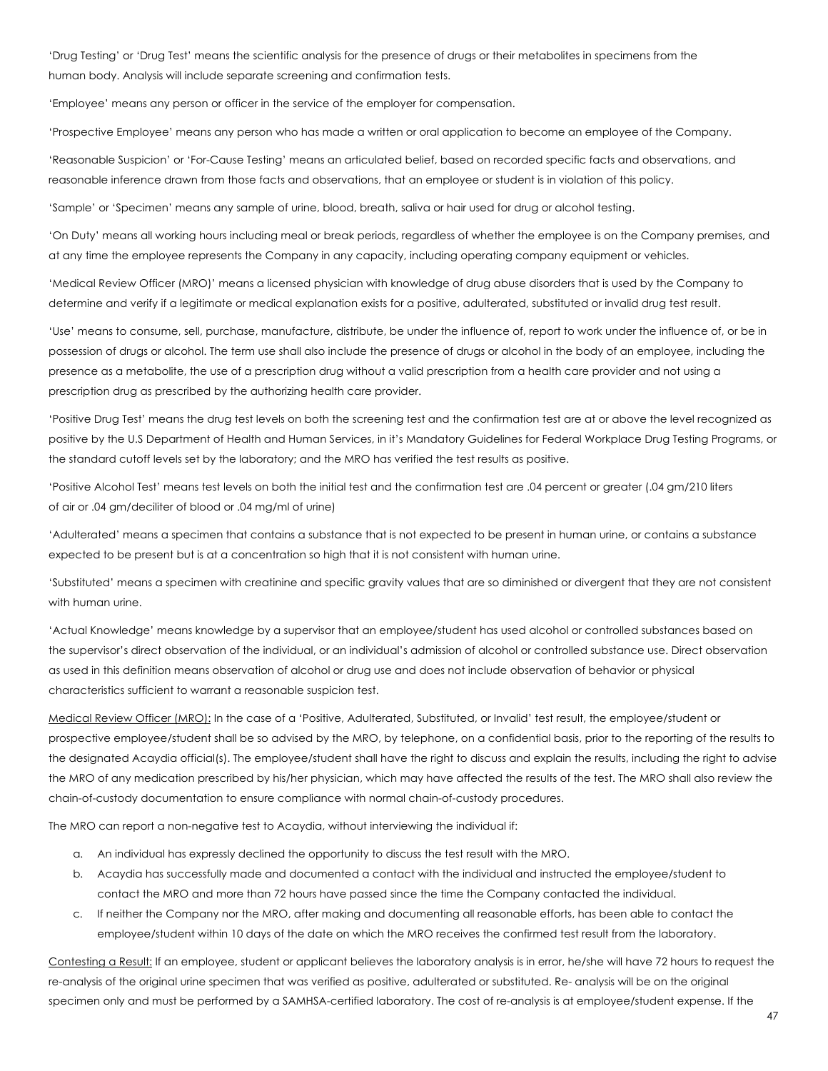'Drug Testing' or 'Drug Test' means the scientific analysis for the presence of drugs or their metabolites in specimens from the human body. Analysis will include separate screening and confirmation tests.

'Employee' means any person or officer in the service of the employer for compensation.

'Prospective Employee' means any person who has made a written or oral application to become an employee of the Company.

'Reasonable Suspicion' or 'For-Cause Testing' means an articulated belief, based on recorded specific facts and observations, and reasonable inference drawn from those facts and observations, that an employee or student is in violation of this policy.

'Sample' or 'Specimen' means any sample of urine, blood, breath, saliva or hair used for drug or alcohol testing.

'On Duty' means all working hours including meal or break periods, regardless of whether the employee is on the Company premises, and at any time the employee represents the Company in any capacity, including operating company equipment or vehicles.

'Medical Review Officer (MRO)' means a licensed physician with knowledge of drug abuse disorders that is used by the Company to determine and verify if a legitimate or medical explanation exists for a positive, adulterated, substituted or invalid drug test result.

'Use' means to consume, sell, purchase, manufacture, distribute, be under the influence of, report to work under the influence of, or be in possession of drugs or alcohol. The term use shall also include the presence of drugs or alcohol in the body of an employee, including the presence as a metabolite, the use of a prescription drug without a valid prescription from a health care provider and not using a prescription drug as prescribed by the authorizing health care provider.

'Positive Drug Test' means the drug test levels on both the screening test and the confirmation test are at or above the level recognized as positive by the U.S Department of Health and Human Services, in it's Mandatory Guidelines for Federal Workplace Drug Testing Programs, or the standard cutoff levels set by the laboratory; and the MRO has verified the test results as positive.

'Positive Alcohol Test' means test levels on both the initial test and the confirmation test are .04 percent or greater (.04 gm/210 liters of air or .04 gm/deciliter of blood or .04 mg/ml of urine)

'Adulterated' means a specimen that contains a substance that is not expected to be present in human urine, or contains a substance expected to be present but is at a concentration so high that it is not consistent with human urine.

'Substituted' means a specimen with creatinine and specific gravity values that are so diminished or divergent that they are not consistent with human urine.

'Actual Knowledge' means knowledge by a supervisor that an employee/student has used alcohol or controlled substances based on the supervisor's direct observation of the individual, or an individual's admission of alcohol or controlled substance use. Direct observation as used in this definition means observation of alcohol or drug use and does not include observation of behavior or physical characteristics sufficient to warrant a reasonable suspicion test.

Medical Review Officer (MRO): In the case of a 'Positive, Adulterated, Substituted, or Invalid' test result, the employee/student or prospective employee/student shall be so advised by the MRO, by telephone, on a confidential basis, prior to the reporting of the results to the designated Acaydia official(s). The employee/student shall have the right to discuss and explain the results, including the right to advise the MRO of any medication prescribed by his/her physician, which may have affected the results of the test. The MRO shall also review the chain-of-custody documentation to ensure compliance with normal chain-of-custody procedures.

The MRO can report a non-negative test to Acaydia, without interviewing the individual if:

a. An individual has expressly declined the opportunity to discuss the test result with the MRO.
b. Acaydia has successfully made and documented a contact with the individual and instructed the employee/student to contact the MRO and more than 72 hours have passed since the time the Company contacted the individual.
c. If neither the Company nor the MRO, after making and documenting all reasonable efforts, has been able to contact the employee/student within 10 days of the date on which the MRO receives the confirmed test result from the laboratory.

Contesting a Result: If an employee, student or applicant believes the laboratory analysis is in error, he/she will have 72 hours to request the re-analysis of the original urine specimen that was verified as positive, adulterated or substituted. Re- analysis will be on the original specimen only and must be performed by a SAMHSA-certified laboratory. The cost of re-analysis is at employee/student expense. If the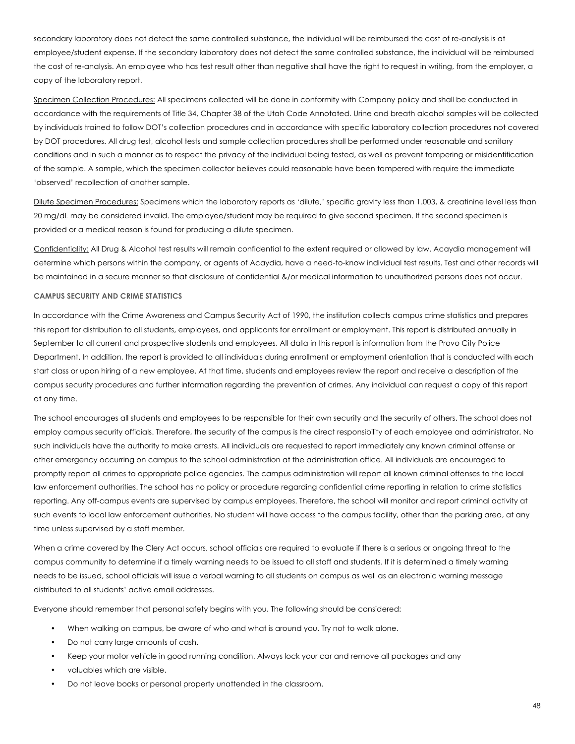secondary laboratory does not detect the same controlled substance, the individual will be reimbursed the cost of re-analysis is at employee/student expense. If the secondary laboratory does not detect the same controlled substance, the individual will be reimbursed the cost of re-analysis. An employee who has test result other than negative shall have the right to request in writing, from the employer, a copy of the laboratory report.

Specimen Collection Procedures: All specimens collected will be done in conformity with Company policy and shall be conducted in accordance with the requirements of Title 34, Chapter 38 of the Utah Code Annotated. Urine and breath alcohol samples will be collected by individuals trained to follow DOT's collection procedures and in accordance with specific laboratory collection procedures not covered by DOT procedures. All drug test, alcohol tests and sample collection procedures shall be performed under reasonable and sanitary conditions and in such a manner as to respect the privacy of the individual being tested, as well as prevent tampering or misidentification of the sample. A sample, which the specimen collector believes could reasonable have been tampered with require the immediate 'observed' recollection of another sample.

Dilute Specimen Procedures: Specimens which the laboratory reports as 'dilute,' specific gravity less than 1.003, & creatinine level less than 20 mg/dL may be considered invalid. The employee/student may be required to give second specimen. If the second specimen is provided or a medical reason is found for producing a dilute specimen.

Confidentiality: All Drug & Alcohol test results will remain confidential to the extent required or allowed by law. Acaydia management will determine which persons within the company, or agents of Acaydia, have a need-to-know individual test results. Test and other records will be maintained in a secure manner so that disclosure of confidential &/or medical information to unauthorized persons does not occur.

**CAMPUS SECURITY AND CRIME STATISTICS**

In accordance with the Crime Awareness and Campus Security Act of 1990, the institution collects campus crime statistics and prepares this report for distribution to all students, employees, and applicants for enrollment or employment. This report is distributed annually in September to all current and prospective students and employees. All data in this report is information from the Provo City Police Department. In addition, the report is provided to all individuals during enrollment or employment orientation that is conducted with each start class or upon hiring of a new employee. At that time, students and employees review the report and receive a description of the campus security procedures and further information regarding the prevention of crimes. Any individual can request a copy of this report at any time.

The school encourages all students and employees to be responsible for their own security and the security of others. The school does not employ campus security officials. Therefore, the security of the campus is the direct responsibility of each employee and administrator. No such individuals have the authority to make arrests. All individuals are requested to report immediately any known criminal offense or other emergency occurring on campus to the school administration at the administration office. All individuals are encouraged to promptly report all crimes to appropriate police agencies. The campus administration will report all known criminal offenses to the local law enforcement authorities. The school has no policy or procedure regarding confidential crime reporting in relation to crime statistics reporting. Any off-campus events are supervised by campus employees. Therefore, the school will monitor and report criminal activity at such events to local law enforcement authorities. No student will have access to the campus facility, other than the parking area, at any time unless supervised by a staff member.

When a crime covered by the Clery Act occurs, school officials are required to evaluate if there is a serious or ongoing threat to the campus community to determine if a timely warning needs to be issued to all staff and students. If it is determined a timely warning needs to be issued, school officials will issue a verbal warning to all students on campus as well as an electronic warning message distributed to all students' active email addresses.

Everyone should remember that personal safety begins with you. The following should be considered:

- When walking on campus, be aware of who and what is around you. Try not to walk alone.
- Do not carry large amounts of cash.
- Keep your motor vehicle in good running condition. Always lock your car and remove all packages and any
- valuables which are visible.
- Do not leave books or personal property unattended in the classroom.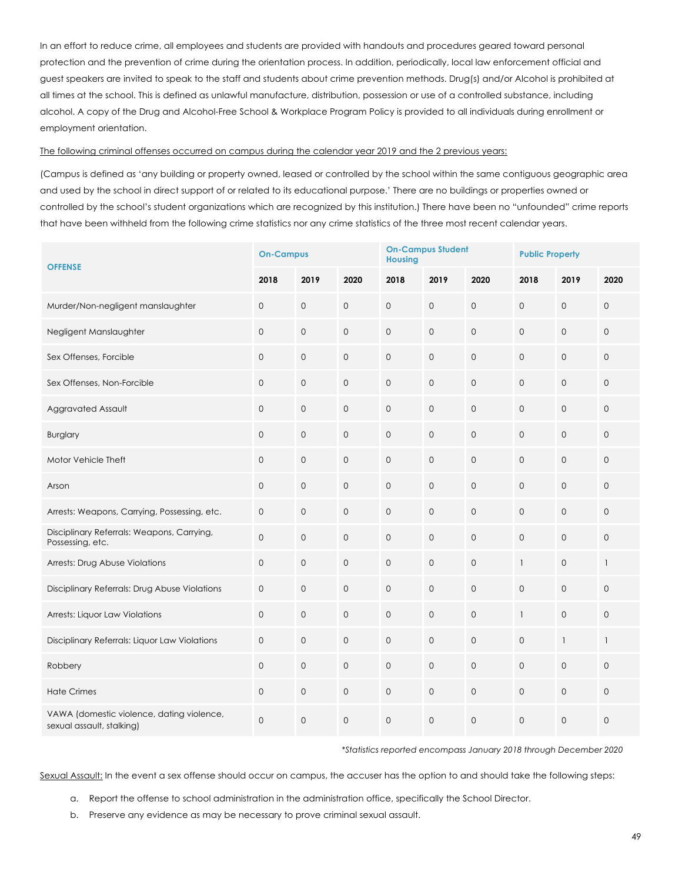In an effort to reduce crime, all employees and students are provided with handouts and procedures geared toward personal protection and the prevention of crime during the orientation process. In addition, periodically, local law enforcement official and guest speakers are invited to speak to the staff and students about crime prevention methods. Drug(s) and/or Alcohol is prohibited at all times at the school. This is defined as unlawful manufacture, distribution, possession or use of a controlled substance, including alcohol. A copy of the Drug and Alcohol-Free School & Workplace Program Policy is provided to all individuals during enrollment or employment orientation.

<u>The following criminal offenses occurred on campus during the calendar year 2019 and the 2 previous years:</u>

(Campus is defined as 'any building or property owned, leased or controlled by the school within the same contiguous geographic area and used by the school in direct support of or related to its educational purpose.' There are no buildings or properties owned or controlled by the school's student organizations which are recognized by this institution.) There have been no "unfounded" crime reports that have been withheld from the following crime statistics nor any crime statistics of the three most recent calendar years.

| OFFENSE | On-Campus | | | On-Campus Student Housing | | | Public Property | | |
|---|---|---|---|---|---|---|---|---|---|
| | 2018 | 2019 | 2020 | 2018 | 2019 | 2020 | 2018 | 2019 | 2020 |
| Murder/Non-negligent manslaughter | 0 | 0 | 0 | 0 | 0 | 0 | 0 | 0 | 0 |
| Negligent Manslaughter | 0 | 0 | 0 | 0 | 0 | 0 | 0 | 0 | 0 |
| Sex Offenses, Forcible | 0 | 0 | 0 | 0 | 0 | 0 | 0 | 0 | 0 |
| Sex Offenses, Non-Forcible | 0 | 0 | 0 | 0 | 0 | 0 | 0 | 0 | 0 |
| Aggravated Assault | 0 | 0 | 0 | 0 | 0 | 0 | 0 | 0 | 0 |
| Burglary | 0 | 0 | 0 | 0 | 0 | 0 | 0 | 0 | 0 |
| Motor Vehicle Theft | 0 | 0 | 0 | 0 | 0 | 0 | 0 | 0 | 0 |
| Arson | 0 | 0 | 0 | 0 | 0 | 0 | 0 | 0 | 0 |
| Arrests: Weapons, Carrying, Possessing, etc. | 0 | 0 | 0 | 0 | 0 | 0 | 0 | 0 | 0 |
| Disciplinary Referrals: Weapons, Carrying, Possessing, etc. | 0 | 0 | 0 | 0 | 0 | 0 | 0 | 0 | 0 |
| Arrests: Drug Abuse Violations | 0 | 0 | 0 | 0 | 0 | 0 | 1 | 0 | 1 |
| Disciplinary Referrals: Drug Abuse Violations | 0 | 0 | 0 | 0 | 0 | 0 | 0 | 0 | 0 |
| Arrests: Liquor Law Violations | 0 | 0 | 0 | 0 | 0 | 0 | 1 | 0 | 0 |
| Disciplinary Referrals: Liquor Law Violations | 0 | 0 | 0 | 0 | 0 | 0 | 0 | 1 | 1 |
| Robbery | 0 | 0 | 0 | 0 | 0 | 0 | 0 | 0 | 0 |
| Hate Crimes | 0 | 0 | 0 | 0 | 0 | 0 | 0 | 0 | 0 |
| VAWA (domestic violence, dating violence, sexual assault, stalking) | 0 | 0 | 0 | 0 | 0 | 0 | 0 | 0 | 0 |

*\*Statistics reported encompass January 2018 through December 2020*

<u>Sexual Assault:</u> In the event a sex offense should occur on campus, the accuser has the option to and should take the following steps:

a. Report the offense to school administration in the administration office, specifically the School Director.
b. Preserve any evidence as may be necessary to prove criminal sexual assault.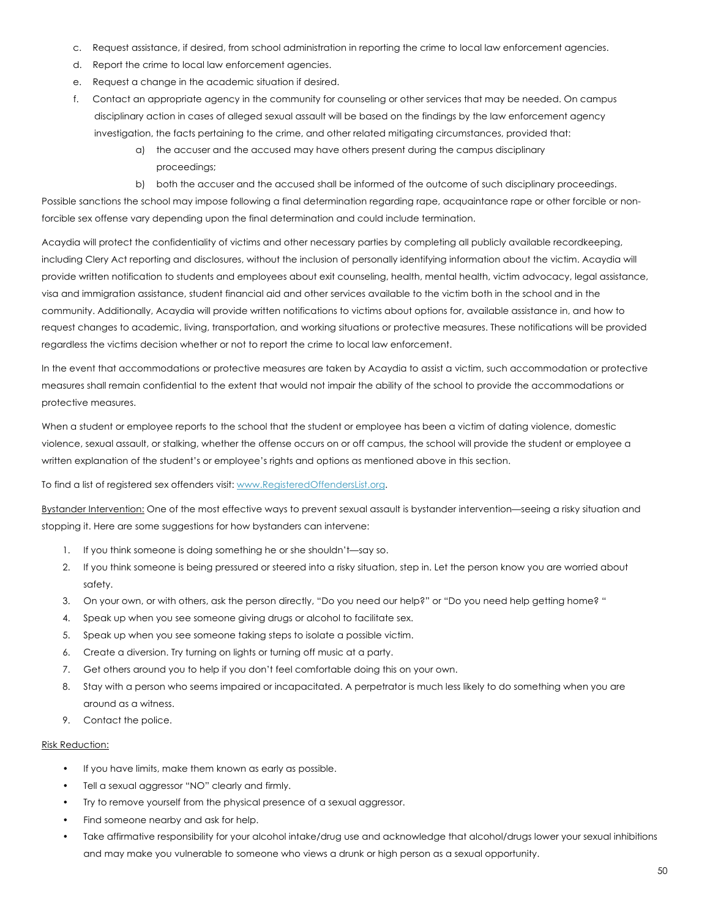c. Request assistance, if desired, from school administration in reporting the crime to local law enforcement agencies.
d. Report the crime to local law enforcement agencies.
e. Request a change in the academic situation if desired.
f. Contact an appropriate agency in the community for counseling or other services that may be needed. On campus disciplinary action in cases of alleged sexual assault will be based on the findings by the law enforcement agency investigation, the facts pertaining to the crime, and other related mitigating circumstances, provided that:
    a) the accuser and the accused may have others present during the campus disciplinary proceedings;
    b) both the accuser and the accused shall be informed of the outcome of such disciplinary proceedings.

Possible sanctions the school may impose following a final determination regarding rape, acquaintance rape or other forcible or non-forcible sex offense vary depending upon the final determination and could include termination.

Acaydia will protect the confidentiality of victims and other necessary parties by completing all publicly available recordkeeping, including Clery Act reporting and disclosures, without the inclusion of personally identifying information about the victim. Acaydia will provide written notification to students and employees about exit counseling, health, mental health, victim advocacy, legal assistance, visa and immigration assistance, student financial aid and other services available to the victim both in the school and in the community. Additionally, Acaydia will provide written notifications to victims about options for, available assistance in, and how to request changes to academic, living, transportation, and working situations or protective measures. These notifications will be provided regardless the victims decision whether or not to report the crime to local law enforcement.

In the event that accommodations or protective measures are taken by Acaydia to assist a victim, such accommodation or protective measures shall remain confidential to the extent that would not impair the ability of the school to provide the accommodations or protective measures.

When a student or employee reports to the school that the student or employee has been a victim of dating violence, domestic violence, sexual assault, or stalking, whether the offense occurs on or off campus, the school will provide the student or employee a written explanation of the student's or employee's rights and options as mentioned above in this section.

To find a list of registered sex offenders visit: www.RegisteredOffendersList.org.

Bystander Intervention: One of the most effective ways to prevent sexual assault is bystander intervention—seeing a risky situation and stopping it. Here are some suggestions for how bystanders can intervene:

1. If you think someone is doing something he or she shouldn't—say so.
2. If you think someone is being pressured or steered into a risky situation, step in. Let the person know you are worried about safety.
3. On your own, or with others, ask the person directly, "Do you need our help?" or "Do you need help getting home? "
4. Speak up when you see someone giving drugs or alcohol to facilitate sex.
5. Speak up when you see someone taking steps to isolate a possible victim.
6. Create a diversion. Try turning on lights or turning off music at a party.
7. Get others around you to help if you don't feel comfortable doing this on your own.
8. Stay with a person who seems impaired or incapacitated. A perpetrator is much less likely to do something when you are around as a witness.
9. Contact the police.

Risk Reduction:

- If you have limits, make them known as early as possible.
- Tell a sexual aggressor "NO" clearly and firmly.
- Try to remove yourself from the physical presence of a sexual aggressor.
- Find someone nearby and ask for help.
- Take affirmative responsibility for your alcohol intake/drug use and acknowledge that alcohol/drugs lower your sexual inhibitions and may make you vulnerable to someone who views a drunk or high person as a sexual opportunity.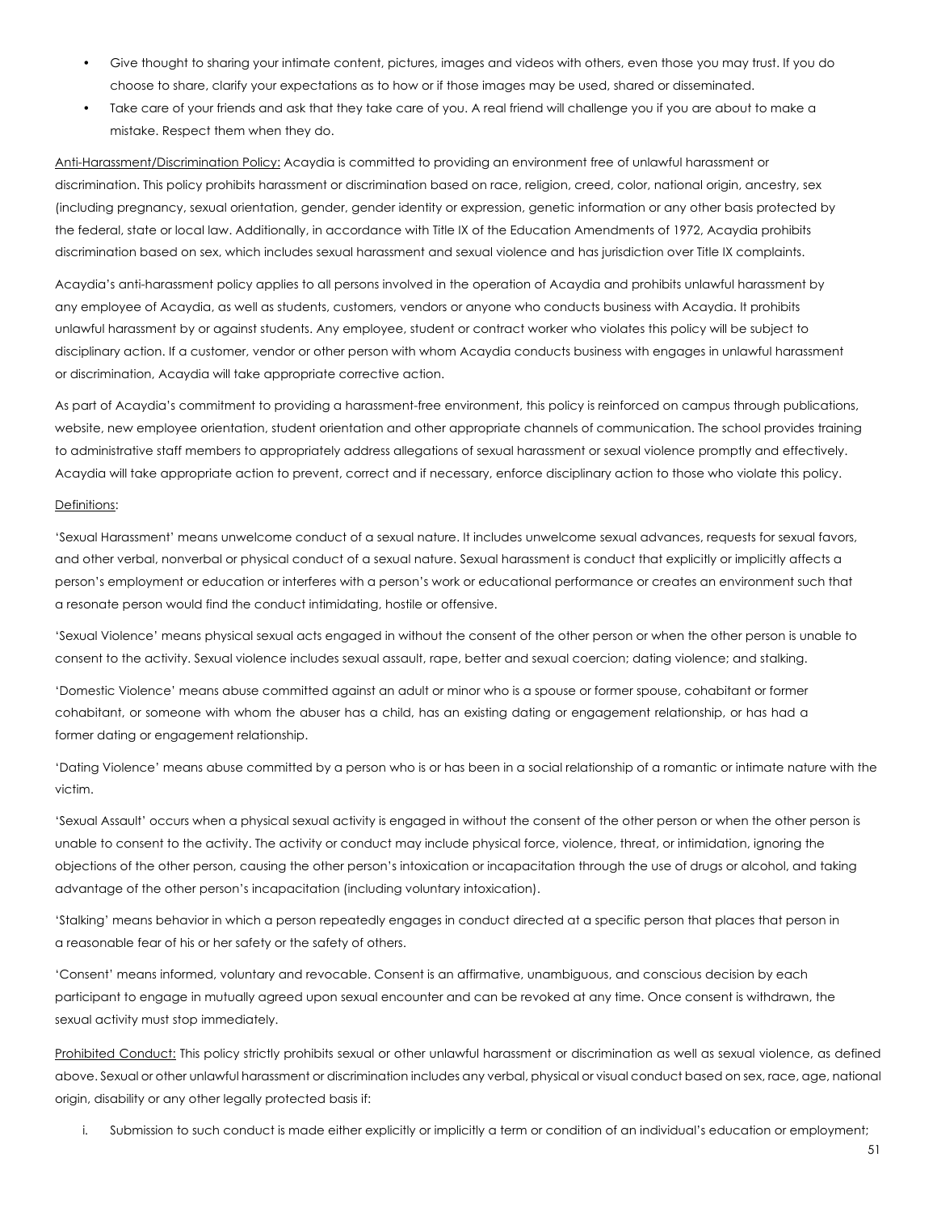- Give thought to sharing your intimate content, pictures, images and videos with others, even those you may trust. If you do choose to share, clarify your expectations as to how or if those images may be used, shared or disseminated.
- Take care of your friends and ask that they take care of you. A real friend will challenge you if you are about to make a mistake. Respect them when they do.

<u>Anti-Harassment/Discrimination Policy:</u> Acaydia is committed to providing an environment free of unlawful harassment or discrimination. This policy prohibits harassment or discrimination based on race, religion, creed, color, national origin, ancestry, sex (including pregnancy, sexual orientation, gender, gender identity or expression, genetic information or any other basis protected by the federal, state or local law. Additionally, in accordance with Title IX of the Education Amendments of 1972, Acaydia prohibits discrimination based on sex, which includes sexual harassment and sexual violence and has jurisdiction over Title IX complaints.

Acaydia's anti-harassment policy applies to all persons involved in the operation of Acaydia and prohibits unlawful harassment by any employee of Acaydia, as well as students, customers, vendors or anyone who conducts business with Acaydia. It prohibits unlawful harassment by or against students. Any employee, student or contract worker who violates this policy will be subject to disciplinary action. If a customer, vendor or other person with whom Acaydia conducts business with engages in unlawful harassment or discrimination, Acaydia will take appropriate corrective action.

As part of Acaydia's commitment to providing a harassment-free environment, this policy is reinforced on campus through publications, website, new employee orientation, student orientation and other appropriate channels of communication. The school provides training to administrative staff members to appropriately address allegations of sexual harassment or sexual violence promptly and effectively. Acaydia will take appropriate action to prevent, correct and if necessary, enforce disciplinary action to those who violate this policy.

<u>Definitions</u>:

'Sexual Harassment' means unwelcome conduct of a sexual nature. It includes unwelcome sexual advances, requests for sexual favors, and other verbal, nonverbal or physical conduct of a sexual nature. Sexual harassment is conduct that explicitly or implicitly affects a person's employment or education or interferes with a person's work or educational performance or creates an environment such that a resonate person would find the conduct intimidating, hostile or offensive.

'Sexual Violence' means physical sexual acts engaged in without the consent of the other person or when the other person is unable to consent to the activity. Sexual violence includes sexual assault, rape, better and sexual coercion; dating violence; and stalking.

'Domestic Violence' means abuse committed against an adult or minor who is a spouse or former spouse, cohabitant or former cohabitant, or someone with whom the abuser has a child, has an existing dating or engagement relationship, or has had a former dating or engagement relationship.

'Dating Violence' means abuse committed by a person who is or has been in a social relationship of a romantic or intimate nature with the victim.

'Sexual Assault' occurs when a physical sexual activity is engaged in without the consent of the other person or when the other person is unable to consent to the activity. The activity or conduct may include physical force, violence, threat, or intimidation, ignoring the objections of the other person, causing the other person's intoxication or incapacitation through the use of drugs or alcohol, and taking advantage of the other person's incapacitation (including voluntary intoxication).

'Stalking' means behavior in which a person repeatedly engages in conduct directed at a specific person that places that person in a reasonable fear of his or her safety or the safety of others.

'Consent' means informed, voluntary and revocable. Consent is an affirmative, unambiguous, and conscious decision by each participant to engage in mutually agreed upon sexual encounter and can be revoked at any time. Once consent is withdrawn, the sexual activity must stop immediately.

<u>Prohibited Conduct:</u> This policy strictly prohibits sexual or other unlawful harassment or discrimination as well as sexual violence, as defined above. Sexual or other unlawful harassment or discrimination includes any verbal, physical or visual conduct based on sex, race, age, national origin, disability or any other legally protected basis if:

i. Submission to such conduct is made either explicitly or implicitly a term or condition of an individual's education or employment;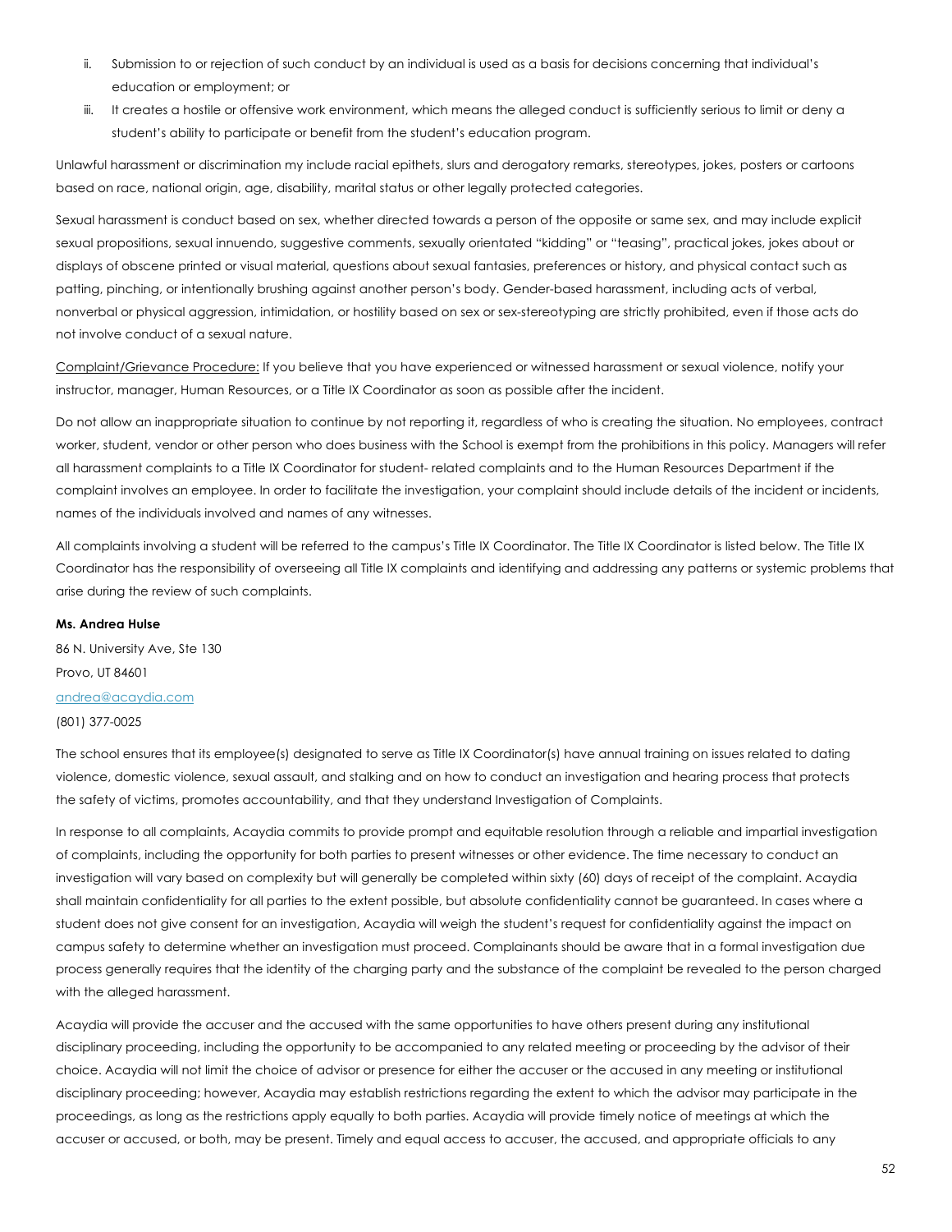ii. Submission to or rejection of such conduct by an individual is used as a basis for decisions concerning that individual's education or employment; or

iii. It creates a hostile or offensive work environment, which means the alleged conduct is sufficiently serious to limit or deny a student's ability to participate or benefit from the student's education program.

Unlawful harassment or discrimination my include racial epithets, slurs and derogatory remarks, stereotypes, jokes, posters or cartoons based on race, national origin, age, disability, marital status or other legally protected categories.

Sexual harassment is conduct based on sex, whether directed towards a person of the opposite or same sex, and may include explicit sexual propositions, sexual innuendo, suggestive comments, sexually orientated "kidding" or "teasing", practical jokes, jokes about or displays of obscene printed or visual material, questions about sexual fantasies, preferences or history, and physical contact such as patting, pinching, or intentionally brushing against another person's body. Gender-based harassment, including acts of verbal, nonverbal or physical aggression, intimidation, or hostility based on sex or sex-stereotyping are strictly prohibited, even if those acts do not involve conduct of a sexual nature.

<u>Complaint/Grievance Procedure:</u> If you believe that you have experienced or witnessed harassment or sexual violence, notify your instructor, manager, Human Resources, or a Title IX Coordinator as soon as possible after the incident.

Do not allow an inappropriate situation to continue by not reporting it, regardless of who is creating the situation. No employees, contract worker, student, vendor or other person who does business with the School is exempt from the prohibitions in this policy. Managers will refer all harassment complaints to a Title IX Coordinator for student- related complaints and to the Human Resources Department if the complaint involves an employee. In order to facilitate the investigation, your complaint should include details of the incident or incidents, names of the individuals involved and names of any witnesses.

All complaints involving a student will be referred to the campus's Title IX Coordinator. The Title IX Coordinator is listed below. The Title IX Coordinator has the responsibility of overseeing all Title IX complaints and identifying and addressing any patterns or systemic problems that arise during the review of such complaints.

**Ms. Andrea Hulse**

86 N. University Ave, Ste 130

Provo, UT 84601

andrea@acaydia.com

(801) 377-0025

The school ensures that its employee(s) designated to serve as Title IX Coordinator(s) have annual training on issues related to dating violence, domestic violence, sexual assault, and stalking and on how to conduct an investigation and hearing process that protects the safety of victims, promotes accountability, and that they understand Investigation of Complaints.

In response to all complaints, Acaydia commits to provide prompt and equitable resolution through a reliable and impartial investigation of complaints, including the opportunity for both parties to present witnesses or other evidence. The time necessary to conduct an investigation will vary based on complexity but will generally be completed within sixty (60) days of receipt of the complaint. Acaydia shall maintain confidentiality for all parties to the extent possible, but absolute confidentiality cannot be guaranteed. In cases where a student does not give consent for an investigation, Acaydia will weigh the student's request for confidentiality against the impact on campus safety to determine whether an investigation must proceed. Complainants should be aware that in a formal investigation due process generally requires that the identity of the charging party and the substance of the complaint be revealed to the person charged with the alleged harassment.

Acaydia will provide the accuser and the accused with the same opportunities to have others present during any institutional disciplinary proceeding, including the opportunity to be accompanied to any related meeting or proceeding by the advisor of their choice. Acaydia will not limit the choice of advisor or presence for either the accuser or the accused in any meeting or institutional disciplinary proceeding; however, Acaydia may establish restrictions regarding the extent to which the advisor may participate in the proceedings, as long as the restrictions apply equally to both parties. Acaydia will provide timely notice of meetings at which the accuser or accused, or both, may be present. Timely and equal access to accuser, the accused, and appropriate officials to any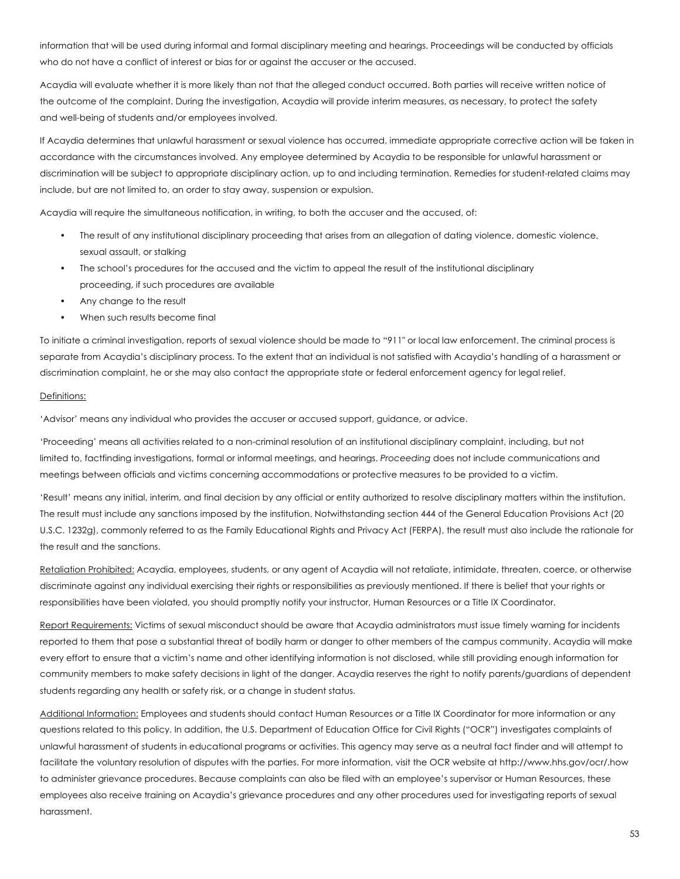information that will be used during informal and formal disciplinary meeting and hearings. Proceedings will be conducted by officials who do not have a conflict of interest or bias for or against the accuser or the accused.

Acaydia will evaluate whether it is more likely than not that the alleged conduct occurred. Both parties will receive written notice of the outcome of the complaint. During the investigation, Acaydia will provide interim measures, as necessary, to protect the safety and well-being of students and/or employees involved.

If Acaydia determines that unlawful harassment or sexual violence has occurred, immediate appropriate corrective action will be taken in accordance with the circumstances involved. Any employee determined by Acaydia to be responsible for unlawful harassment or discrimination will be subject to appropriate disciplinary action, up to and including termination. Remedies for student-related claims may include, but are not limited to, an order to stay away, suspension or expulsion.

Acaydia will require the simultaneous notification, in writing, to both the accuser and the accused, of:

- The result of any institutional disciplinary proceeding that arises from an allegation of dating violence, domestic violence, sexual assault, or stalking
- The school's procedures for the accused and the victim to appeal the result of the institutional disciplinary proceeding, if such procedures are available
- Any change to the result
- When such results become final

To initiate a criminal investigation, reports of sexual violence should be made to "911" or local law enforcement. The criminal process is separate from Acaydia's disciplinary process. To the extent that an individual is not satisfied with Acaydia's handling of a harassment or discrimination complaint, he or she may also contact the appropriate state or federal enforcement agency for legal relief.

Definitions:

'Advisor' means any individual who provides the accuser or accused support, guidance, or advice.

'Proceeding' means all activities related to a non-criminal resolution of an institutional disciplinary complaint, including, but not limited to, factfinding investigations, formal or informal meetings, and hearings. *Proceeding* does not include communications and meetings between officials and victims concerning accommodations or protective measures to be provided to a victim.

'Result' means any initial, interim, and final decision by any official or entity authorized to resolve disciplinary matters within the institution. The result must include any sanctions imposed by the institution. Notwithstanding section 444 of the General Education Provisions Act (20 U.S.C. 1232g), commonly referred to as the Family Educational Rights and Privacy Act (FERPA), the result must also include the rationale for the result and the sanctions.

Retaliation Prohibited: Acaydia, employees, students, or any agent of Acaydia will not retaliate, intimidate, threaten, coerce, or otherwise discriminate against any individual exercising their rights or responsibilities as previously mentioned. If there is belief that your rights or responsibilities have been violated, you should promptly notify your instructor, Human Resources or a Title IX Coordinator.

Report Requirements: Victims of sexual misconduct should be aware that Acaydia administrators must issue timely warning for incidents reported to them that pose a substantial threat of bodily harm or danger to other members of the campus community. Acaydia will make every effort to ensure that a victim's name and other identifying information is not disclosed, while still providing enough information for community members to make safety decisions in light of the danger. Acaydia reserves the right to notify parents/guardians of dependent students regarding any health or safety risk, or a change in student status.

Additional Information: Employees and students should contact Human Resources or a Title IX Coordinator for more information or any questions related to this policy. In addition, the U.S. Department of Education Office for Civil Rights ("OCR") investigates complaints of unlawful harassment of students in educational programs or activities. This agency may serve as a neutral fact finder and will attempt to facilitate the voluntary resolution of disputes with the parties. For more information, visit the OCR website at http://www.hhs.gov/ocr/.how to administer grievance procedures. Because complaints can also be filed with an employee's supervisor or Human Resources, these employees also receive training on Acaydia's grievance procedures and any other procedures used for investigating reports of sexual harassment.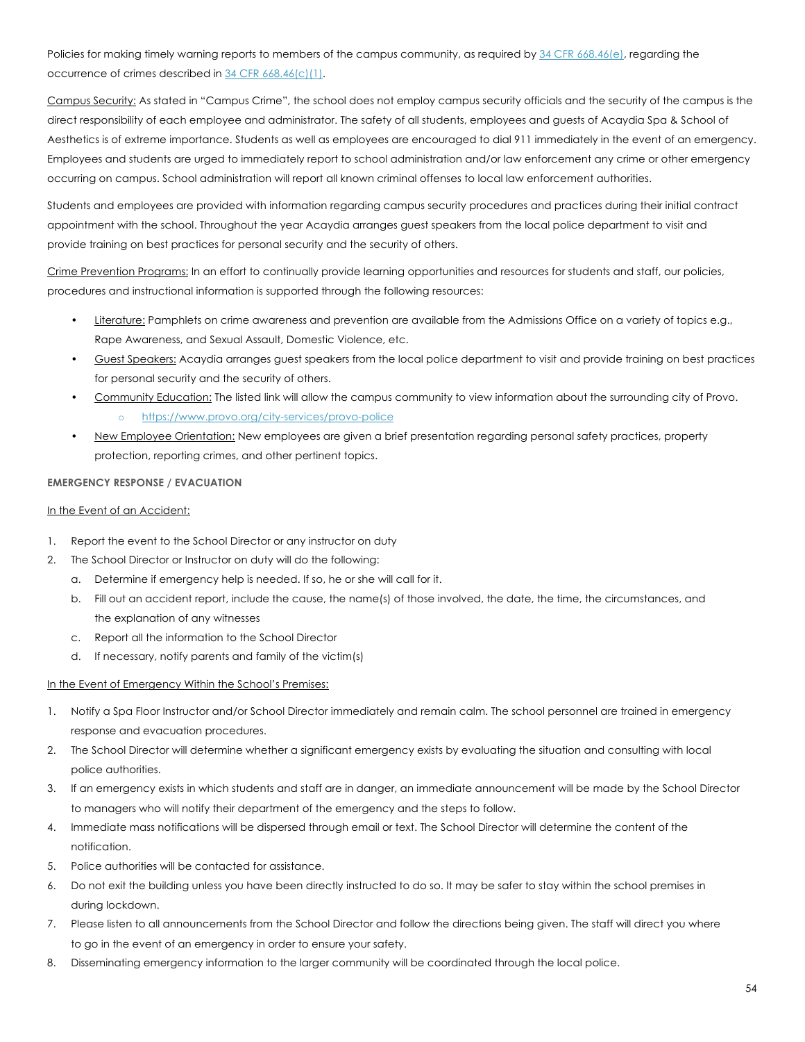Policies for making timely warning reports to members of the campus community, as required by [34 CFR 668.46(e)](#), regarding the occurrence of crimes described in [34 CFR 668.46(c)(1)](#).

Campus Security: As stated in "Campus Crime", the school does not employ campus security officials and the security of the campus is the direct responsibility of each employee and administrator. The safety of all students, employees and guests of Acaydia Spa & School of Aesthetics is of extreme importance. Students as well as employees are encouraged to dial 911 immediately in the event of an emergency. Employees and students are urged to immediately report to school administration and/or law enforcement any crime or other emergency occurring on campus. School administration will report all known criminal offenses to local law enforcement authorities.

Students and employees are provided with information regarding campus security procedures and practices during their initial contract appointment with the school. Throughout the year Acaydia arranges guest speakers from the local police department to visit and provide training on best practices for personal security and the security of others.

Crime Prevention Programs: In an effort to continually provide learning opportunities and resources for students and staff, our policies, procedures and instructional information is supported through the following resources:

- Literature: Pamphlets on crime awareness and prevention are available from the Admissions Office on a variety of topics e.g., Rape Awareness, and Sexual Assault, Domestic Violence, etc.
- Guest Speakers: Acaydia arranges guest speakers from the local police department to visit and provide training on best practices for personal security and the security of others.
- Community Education: The listed link will allow the campus community to view information about the surrounding city of Provo.
    - https://www.provo.org/city-services/provo-police
- New Employee Orientation: New employees are given a brief presentation regarding personal safety practices, property protection, reporting crimes, and other pertinent topics.

**EMERGENCY RESPONSE / EVACUATION**

In the Event of an Accident:

1. Report the event to the School Director or any instructor on duty
2. The School Director or Instructor on duty will do the following:
    a. Determine if emergency help is needed. If so, he or she will call for it.
    b. Fill out an accident report, include the cause, the name(s) of those involved, the date, the time, the circumstances, and the explanation of any witnesses
    c. Report all the information to the School Director
    d. If necessary, notify parents and family of the victim(s)

In the Event of Emergency Within the School's Premises:

1. Notify a Spa Floor Instructor and/or School Director immediately and remain calm. The school personnel are trained in emergency response and evacuation procedures.
2. The School Director will determine whether a significant emergency exists by evaluating the situation and consulting with local police authorities.
3. If an emergency exists in which students and staff are in danger, an immediate announcement will be made by the School Director to managers who will notify their department of the emergency and the steps to follow.
4. Immediate mass notifications will be dispersed through email or text. The School Director will determine the content of the notification.
5. Police authorities will be contacted for assistance.
6. Do not exit the building unless you have been directly instructed to do so. It may be safer to stay within the school premises in during lockdown.
7. Please listen to all announcements from the School Director and follow the directions being given. The staff will direct you where to go in the event of an emergency in order to ensure your safety.
8. Disseminating emergency information to the larger community will be coordinated through the local police.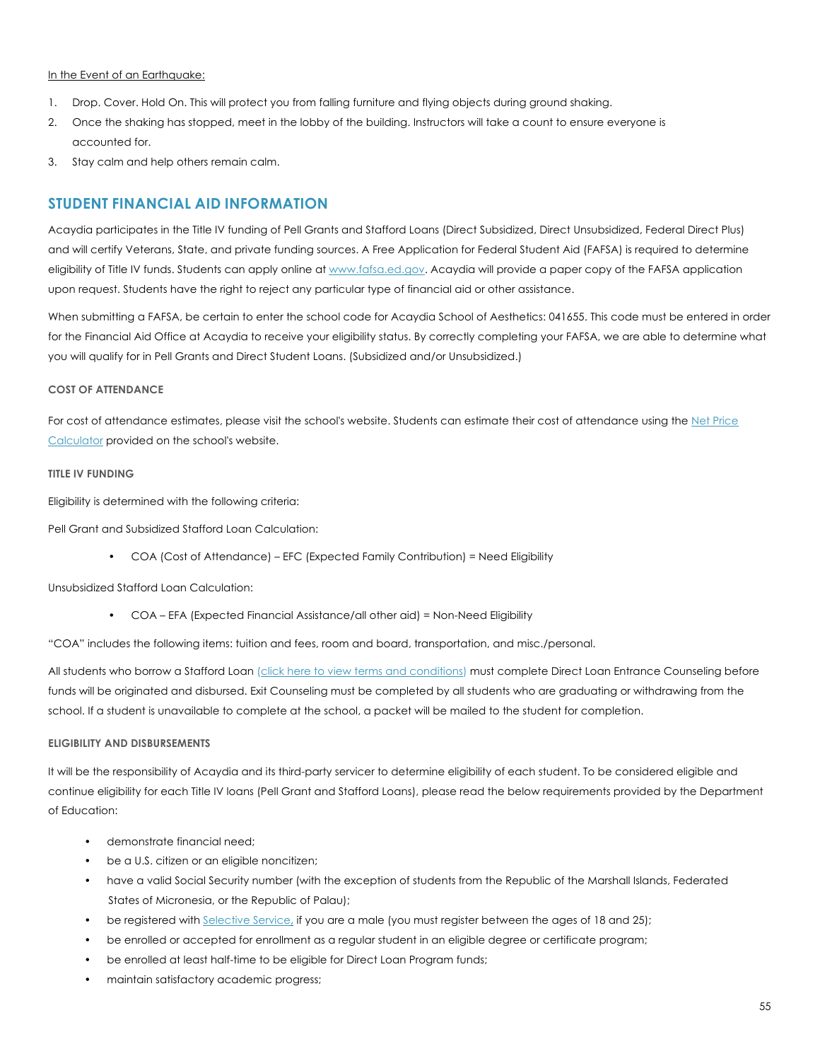In the Event of an Earthquake:

1. Drop. Cover. Hold On. This will protect you from falling furniture and flying objects during ground shaking.
2. Once the shaking has stopped, meet in the lobby of the building. Instructors will take a count to ensure everyone is accounted for.
3. Stay calm and help others remain calm.

## STUDENT FINANCIAL AID INFORMATION

Acaydia participates in the Title IV funding of Pell Grants and Stafford Loans (Direct Subsidized, Direct Unsubsidized, Federal Direct Plus) and will certify Veterans, State, and private funding sources. A Free Application for Federal Student Aid (FAFSA) is required to determine eligibility of Title IV funds. Students can apply online at www.fafsa.ed.gov. Acaydia will provide a paper copy of the FAFSA application upon request. Students have the right to reject any particular type of financial aid or other assistance.

When submitting a FAFSA, be certain to enter the school code for Acaydia School of Aesthetics: 041655. This code must be entered in order for the Financial Aid Office at Acaydia to receive your eligibility status. By correctly completing your FAFSA, we are able to determine what you will qualify for in Pell Grants and Direct Student Loans. (Subsidized and/or Unsubsidized.)

#### COST OF ATTENDANCE

For cost of attendance estimates, please visit the school's website. Students can estimate their cost of attendance using the Net Price Calculator provided on the school's website.

#### TITLE IV FUNDING

Eligibility is determined with the following criteria:

Pell Grant and Subsidized Stafford Loan Calculation:

- COA (Cost of Attendance) – EFC (Expected Family Contribution) = Need Eligibility

Unsubsidized Stafford Loan Calculation:

- COA – EFA (Expected Financial Assistance/all other aid) = Non-Need Eligibility

"COA" includes the following items: tuition and fees, room and board, transportation, and misc./personal.

All students who borrow a Stafford Loan (click here to view terms and conditions) must complete Direct Loan Entrance Counseling before funds will be originated and disbursed. Exit Counseling must be completed by all students who are graduating or withdrawing from the school. If a student is unavailable to complete at the school, a packet will be mailed to the student for completion.

#### ELIGIBILITY AND DISBURSEMENTS

It will be the responsibility of Acaydia and its third-party servicer to determine eligibility of each student. To be considered eligible and continue eligibility for each Title IV loans (Pell Grant and Stafford Loans), please read the below requirements provided by the Department of Education:

- demonstrate financial need;
- be a U.S. citizen or an eligible noncitizen;
- have a valid Social Security number (with the exception of students from the Republic of the Marshall Islands, Federated States of Micronesia, or the Republic of Palau);
- be registered with Selective Service, if you are a male (you must register between the ages of 18 and 25);
- be enrolled or accepted for enrollment as a regular student in an eligible degree or certificate program;
- be enrolled at least half-time to be eligible for Direct Loan Program funds;
- maintain satisfactory academic progress;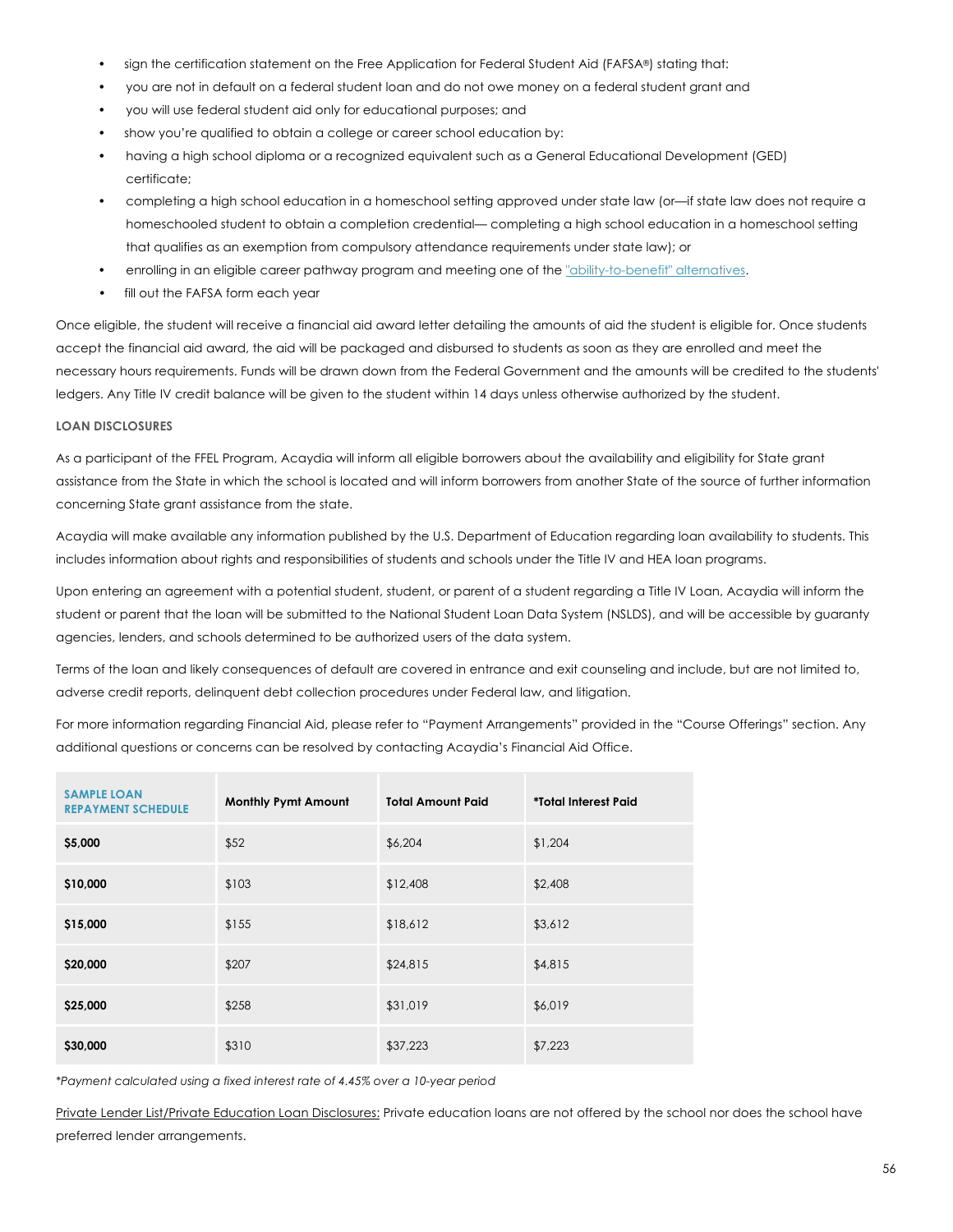- sign the certification statement on the Free Application for Federal Student Aid (FAFSA®) stating that:
- you are not in default on a federal student loan and do not owe money on a federal student grant and
- you will use federal student aid only for educational purposes; and
- show you're qualified to obtain a college or career school education by:
- having a high school diploma or a recognized equivalent such as a General Educational Development (GED) certificate;
- completing a high school education in a homeschool setting approved under state law (or—if state law does not require a homeschooled student to obtain a completion credential— completing a high school education in a homeschool setting that qualifies as an exemption from compulsory attendance requirements under state law); or
- enrolling in an eligible career pathway program and meeting one of the "ability-to-benefit" alternatives.
- fill out the FAFSA form each year

Once eligible, the student will receive a financial aid award letter detailing the amounts of aid the student is eligible for. Once students accept the financial aid award, the aid will be packaged and disbursed to students as soon as they are enrolled and meet the necessary hours requirements. Funds will be drawn down from the Federal Government and the amounts will be credited to the students' ledgers. Any Title IV credit balance will be given to the student within 14 days unless otherwise authorized by the student.

**LOAN DISCLOSURES**

As a participant of the FFEL Program, Acaydia will inform all eligible borrowers about the availability and eligibility for State grant assistance from the State in which the school is located and will inform borrowers from another State of the source of further information concerning State grant assistance from the state.

Acaydia will make available any information published by the U.S. Department of Education regarding loan availability to students. This includes information about rights and responsibilities of students and schools under the Title IV and HEA loan programs.

Upon entering an agreement with a potential student, student, or parent of a student regarding a Title IV Loan, Acaydia will inform the student or parent that the loan will be submitted to the National Student Loan Data System (NSLDS), and will be accessible by guaranty agencies, lenders, and schools determined to be authorized users of the data system.

Terms of the loan and likely consequences of default are covered in entrance and exit counseling and include, but are not limited to, adverse credit reports, delinquent debt collection procedures under Federal law, and litigation.

For more information regarding Financial Aid, please refer to "Payment Arrangements" provided in the "Course Offerings" section. Any additional questions or concerns can be resolved by contacting Acaydia's Financial Aid Office.

| SAMPLE LOAN REPAYMENT SCHEDULE | Monthly Pymt Amount | Total Amount Paid | *Total Interest Paid |
|---|---|---|---|
| **$5,000** | $52 | $6,204 | $1,204 |
| **$10,000** | $103 | $12,408 | $2,408 |
| **$15,000** | $155 | $18,612 | $3,612 |
| **$20,000** | $207 | $24,815 | $4,815 |
| **$25,000** | $258 | $31,019 | $6,019 |
| **$30,000** | $310 | $37,223 | $7,223 |

*\*Payment calculated using a fixed interest rate of 4.45% over a 10-year period*

Private Lender List/Private Education Loan Disclosures: Private education loans are not offered by the school nor does the school have preferred lender arrangements.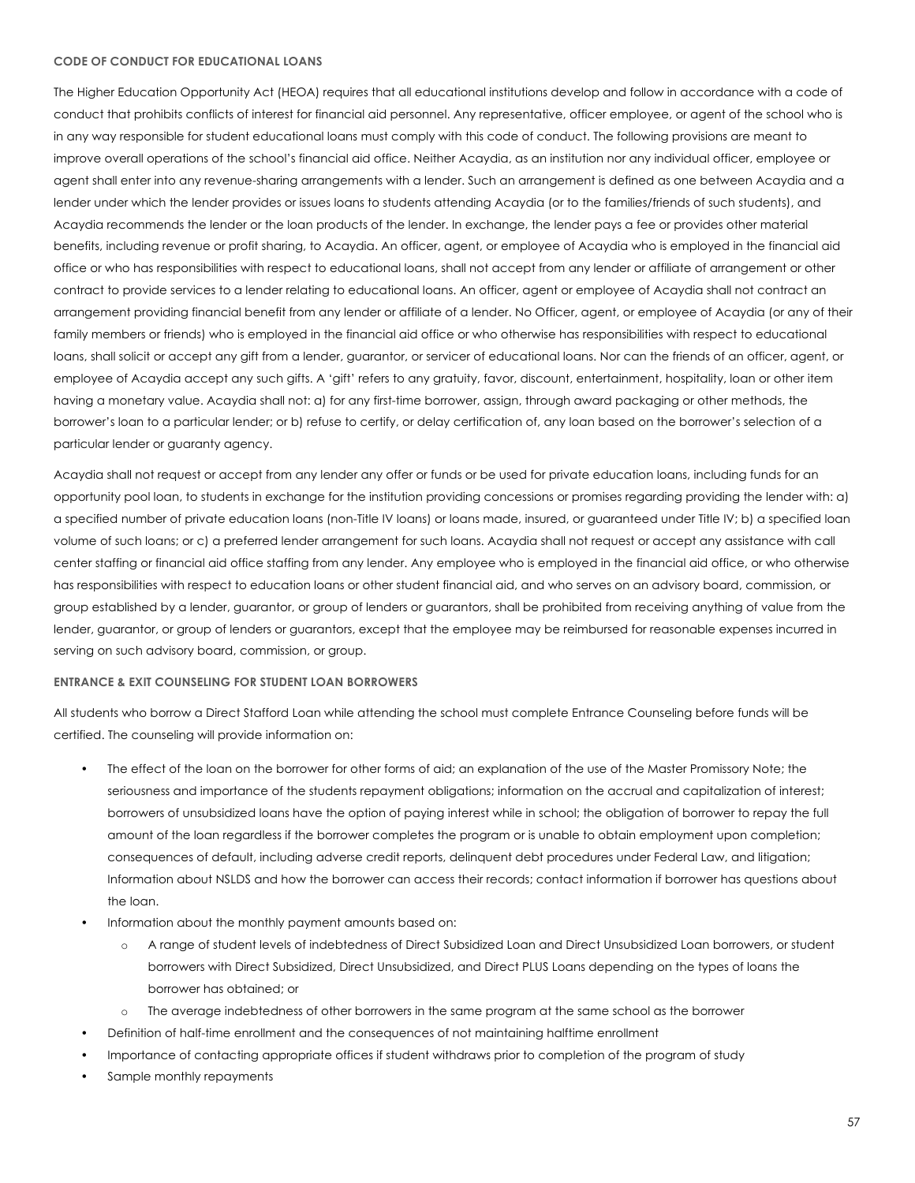**CODE OF CONDUCT FOR EDUCATIONAL LOANS**

The Higher Education Opportunity Act (HEOA) requires that all educational institutions develop and follow in accordance with a code of conduct that prohibits conflicts of interest for financial aid personnel. Any representative, officer employee, or agent of the school who is in any way responsible for student educational loans must comply with this code of conduct. The following provisions are meant to improve overall operations of the school's financial aid office. Neither Acaydia, as an institution nor any individual officer, employee or agent shall enter into any revenue-sharing arrangements with a lender. Such an arrangement is defined as one between Acaydia and a lender under which the lender provides or issues loans to students attending Acaydia (or to the families/friends of such students), and Acaydia recommends the lender or the loan products of the lender. In exchange, the lender pays a fee or provides other material benefits, including revenue or profit sharing, to Acaydia. An officer, agent, or employee of Acaydia who is employed in the financial aid office or who has responsibilities with respect to educational loans, shall not accept from any lender or affiliate of arrangement or other contract to provide services to a lender relating to educational loans. An officer, agent or employee of Acaydia shall not contract an arrangement providing financial benefit from any lender or affiliate of a lender. No Officer, agent, or employee of Acaydia (or any of their family members or friends) who is employed in the financial aid office or who otherwise has responsibilities with respect to educational loans, shall solicit or accept any gift from a lender, guarantor, or servicer of educational loans. Nor can the friends of an officer, agent, or employee of Acaydia accept any such gifts. A 'gift' refers to any gratuity, favor, discount, entertainment, hospitality, loan or other item having a monetary value. Acaydia shall not: a) for any first-time borrower, assign, through award packaging or other methods, the borrower's loan to a particular lender; or b) refuse to certify, or delay certification of, any loan based on the borrower's selection of a particular lender or guaranty agency.

Acaydia shall not request or accept from any lender any offer or funds or be used for private education loans, including funds for an opportunity pool loan, to students in exchange for the institution providing concessions or promises regarding providing the lender with: a) a specified number of private education loans (non-Title IV loans) or loans made, insured, or guaranteed under Title IV; b) a specified loan volume of such loans; or c) a preferred lender arrangement for such loans. Acaydia shall not request or accept any assistance with call center staffing or financial aid office staffing from any lender. Any employee who is employed in the financial aid office, or who otherwise has responsibilities with respect to education loans or other student financial aid, and who serves on an advisory board, commission, or group established by a lender, guarantor, or group of lenders or guarantors, shall be prohibited from receiving anything of value from the lender, guarantor, or group of lenders or guarantors, except that the employee may be reimbursed for reasonable expenses incurred in serving on such advisory board, commission, or group.

**ENTRANCE & EXIT COUNSELING FOR STUDENT LOAN BORROWERS**

All students who borrow a Direct Stafford Loan while attending the school must complete Entrance Counseling before funds will be certified. The counseling will provide information on:

- The effect of the loan on the borrower for other forms of aid; an explanation of the use of the Master Promissory Note; the seriousness and importance of the students repayment obligations; information on the accrual and capitalization of interest; borrowers of unsubsidized loans have the option of paying interest while in school; the obligation of borrower to repay the full amount of the loan regardless if the borrower completes the program or is unable to obtain employment upon completion; consequences of default, including adverse credit reports, delinquent debt procedures under Federal Law, and litigation; Information about NSLDS and how the borrower can access their records; contact information if borrower has questions about the loan.
- Information about the monthly payment amounts based on:
    - A range of student levels of indebtedness of Direct Subsidized Loan and Direct Unsubsidized Loan borrowers, or student borrowers with Direct Subsidized, Direct Unsubsidized, and Direct PLUS Loans depending on the types of loans the borrower has obtained; or
    - The average indebtedness of other borrowers in the same program at the same school as the borrower
- Definition of half-time enrollment and the consequences of not maintaining halftime enrollment
- Importance of contacting appropriate offices if student withdraws prior to completion of the program of study
- Sample monthly repayments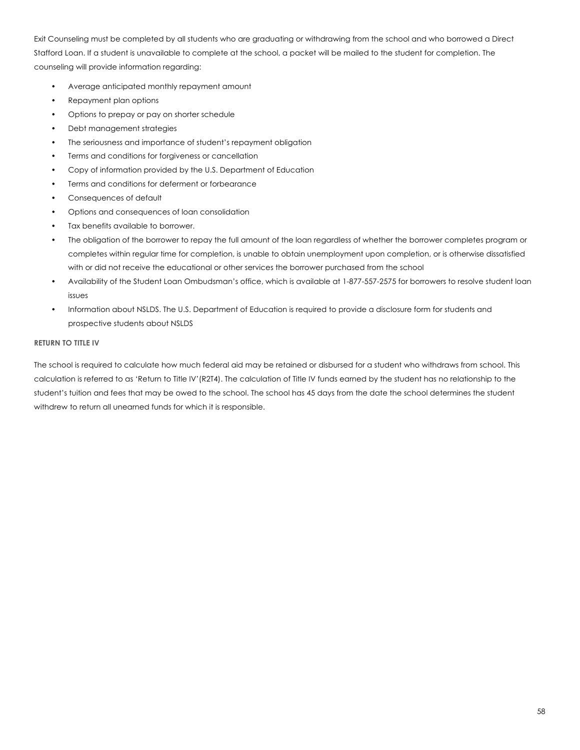Exit Counseling must be completed by all students who are graduating or withdrawing from the school and who borrowed a Direct Stafford Loan. If a student is unavailable to complete at the school, a packet will be mailed to the student for completion. The counseling will provide information regarding:

- Average anticipated monthly repayment amount
- Repayment plan options
- Options to prepay or pay on shorter schedule
- Debt management strategies
- The seriousness and importance of student's repayment obligation
- Terms and conditions for forgiveness or cancellation
- Copy of information provided by the U.S. Department of Education
- Terms and conditions for deferment or forbearance
- Consequences of default
- Options and consequences of loan consolidation
- Tax benefits available to borrower.
- The obligation of the borrower to repay the full amount of the loan regardless of whether the borrower completes program or completes within regular time for completion, is unable to obtain unemployment upon completion, or is otherwise dissatisfied with or did not receive the educational or other services the borrower purchased from the school
- Availability of the Student Loan Ombudsman's office, which is available at 1-877-557-2575 for borrowers to resolve student loan issues
- Information about NSLDS. The U.S. Department of Education is required to provide a disclosure form for students and prospective students about NSLDS

#### RETURN TO TITLE IV

The school is required to calculate how much federal aid may be retained or disbursed for a student who withdraws from school. This calculation is referred to as 'Return to Title IV'(R2T4). The calculation of Title IV funds earned by the student has no relationship to the student's tuition and fees that may be owed to the school. The school has 45 days from the date the school determines the student withdrew to return all unearned funds for which it is responsible.